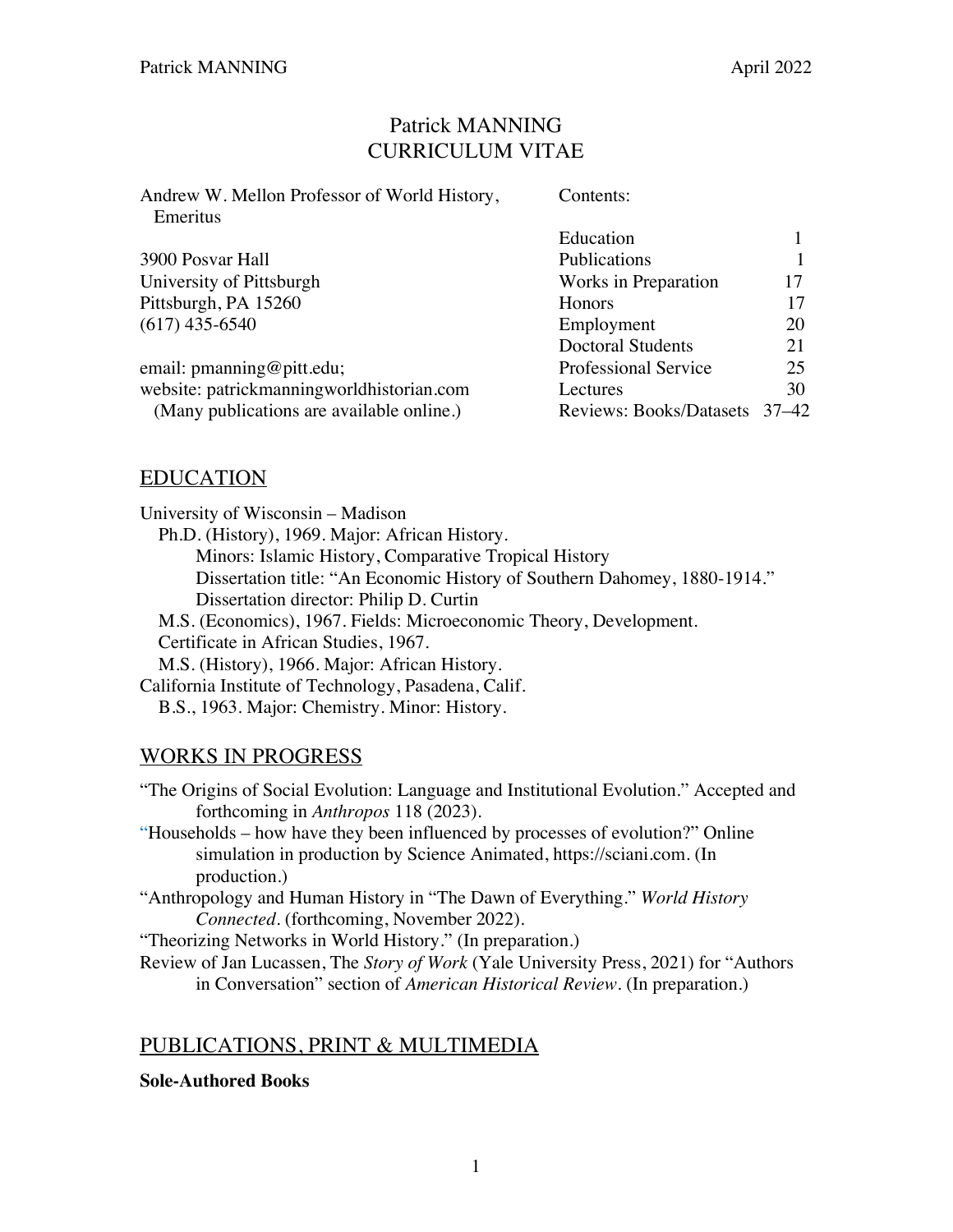# Patrick MANNING
# CURRICULUM VITAE

Andrew W. Mellon Professor of World History, Emeritus

3900 Posvar Hall
University of Pittsburgh
Pittsburgh, PA 15260
(617) 435-6540

email: pmanning@pitt.edu;
website: patrickmanningworldhistorian.com
(Many publications are available online.)

Contents:

| | |
|---|---|
| Education | 1 |
| Publications | 1 |
| Works in Preparation | 17 |
| Honors | 17 |
| Employment | 20 |
| Doctoral Students | 21 |
| Professional Service | 25 |
| Lectures | 30 |
| Reviews: Books/Datasets | 37–42 |

## EDUCATION

University of Wisconsin – Madison
- Ph.D. (History), 1969. Major: African History.
  - Minors: Islamic History, Comparative Tropical History
  - Dissertation title: "An Economic History of Southern Dahomey, 1880-1914."
  - Dissertation director: Philip D. Curtin
- M.S. (Economics), 1967. Fields: Microeconomic Theory, Development.
- Certificate in African Studies, 1967.
- M.S. (History), 1966. Major: African History.

California Institute of Technology, Pasadena, Calif.
- B.S., 1963. Major: Chemistry. Minor: History.

## WORKS IN PROGRESS

"The Origins of Social Evolution: Language and Institutional Evolution." Accepted and forthcoming in *Anthropos* 118 (2023).

"Households – how have they been influenced by processes of evolution?" Online simulation in production by Science Animated, https://sciani.com. (In production.)

"Anthropology and Human History in "The Dawn of Everything." *World History Connected*. (forthcoming, November 2022).

"Theorizing Networks in World History." (In preparation.)

Review of Jan Lucassen, The *Story of Work* (Yale University Press, 2021) for "Authors in Conversation" section of *American Historical Review*. (In preparation.)

## PUBLICATIONS, PRINT & MULTIMEDIA

**Sole-Authored Books**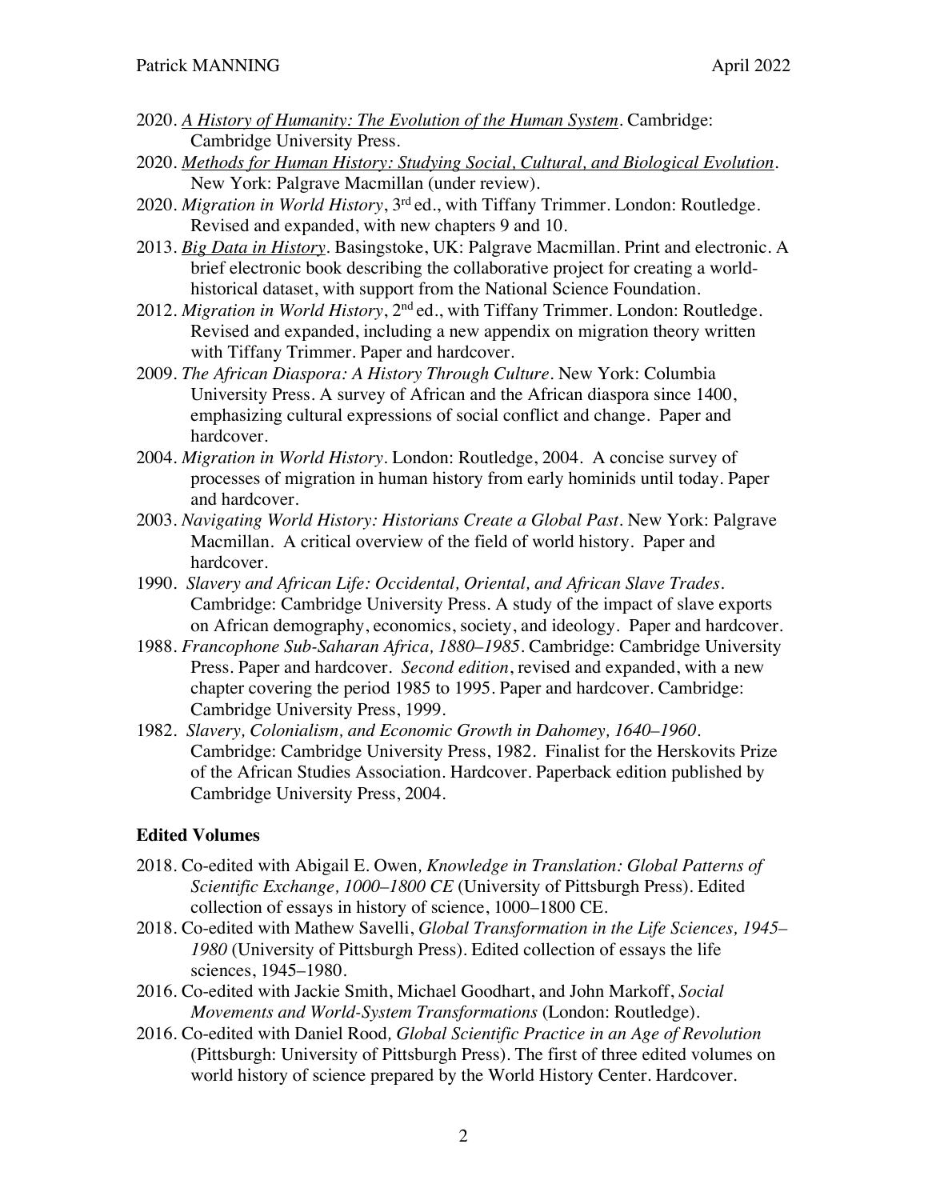- 2020. <u>*A History of Humanity: The Evolution of the Human System*</u>. Cambridge: Cambridge University Press.
- 2020. <u>*Methods for Human History: Studying Social, Cultural, and Biological Evolution*</u>. New York: Palgrave Macmillan (under review).
- 2020. *Migration in World History*, 3rd ed., with Tiffany Trimmer. London: Routledge. Revised and expanded, with new chapters 9 and 10.
- 2013. <u>*Big Data in History*</u>. Basingstoke, UK: Palgrave Macmillan. Print and electronic. A brief electronic book describing the collaborative project for creating a world-historical dataset, with support from the National Science Foundation.
- 2012. *Migration in World History*, 2nd ed., with Tiffany Trimmer. London: Routledge. Revised and expanded, including a new appendix on migration theory written with Tiffany Trimmer. Paper and hardcover.
- 2009. *The African Diaspora: A History Through Culture*. New York: Columbia University Press. A survey of African and the African diaspora since 1400, emphasizing cultural expressions of social conflict and change. Paper and hardcover.
- 2004. *Migration in World History*. London: Routledge, 2004. A concise survey of processes of migration in human history from early hominids until today. Paper and hardcover.
- 2003. *Navigating World History: Historians Create a Global Past*. New York: Palgrave Macmillan. A critical overview of the field of world history. Paper and hardcover.
- 1990. *Slavery and African Life: Occidental, Oriental, and African Slave Trades*. Cambridge: Cambridge University Press. A study of the impact of slave exports on African demography, economics, society, and ideology. Paper and hardcover.
- 1988. *Francophone Sub-Saharan Africa, 1880–1985*. Cambridge: Cambridge University Press. Paper and hardcover. *Second edition*, revised and expanded, with a new chapter covering the period 1985 to 1995. Paper and hardcover. Cambridge: Cambridge University Press, 1999.
- 1982. *Slavery, Colonialism, and Economic Growth in Dahomey, 1640–1960*. Cambridge: Cambridge University Press, 1982. Finalist for the Herskovits Prize of the African Studies Association. Hardcover. Paperback edition published by Cambridge University Press, 2004.

**Edited Volumes**

- 2018. Co-edited with Abigail E. Owen, *Knowledge in Translation: Global Patterns of Scientific Exchange, 1000–1800 CE* (University of Pittsburgh Press). Edited collection of essays in history of science, 1000–1800 CE.
- 2018. Co-edited with Mathew Savelli, *Global Transformation in the Life Sciences, 1945–1980* (University of Pittsburgh Press). Edited collection of essays the life sciences, 1945–1980.
- 2016. Co-edited with Jackie Smith, Michael Goodhart, and John Markoff, *Social Movements and World-System Transformations* (London: Routledge).
- 2016. Co-edited with Daniel Rood, *Global Scientific Practice in an Age of Revolution* (Pittsburgh: University of Pittsburgh Press). The first of three edited volumes on world history of science prepared by the World History Center. Hardcover.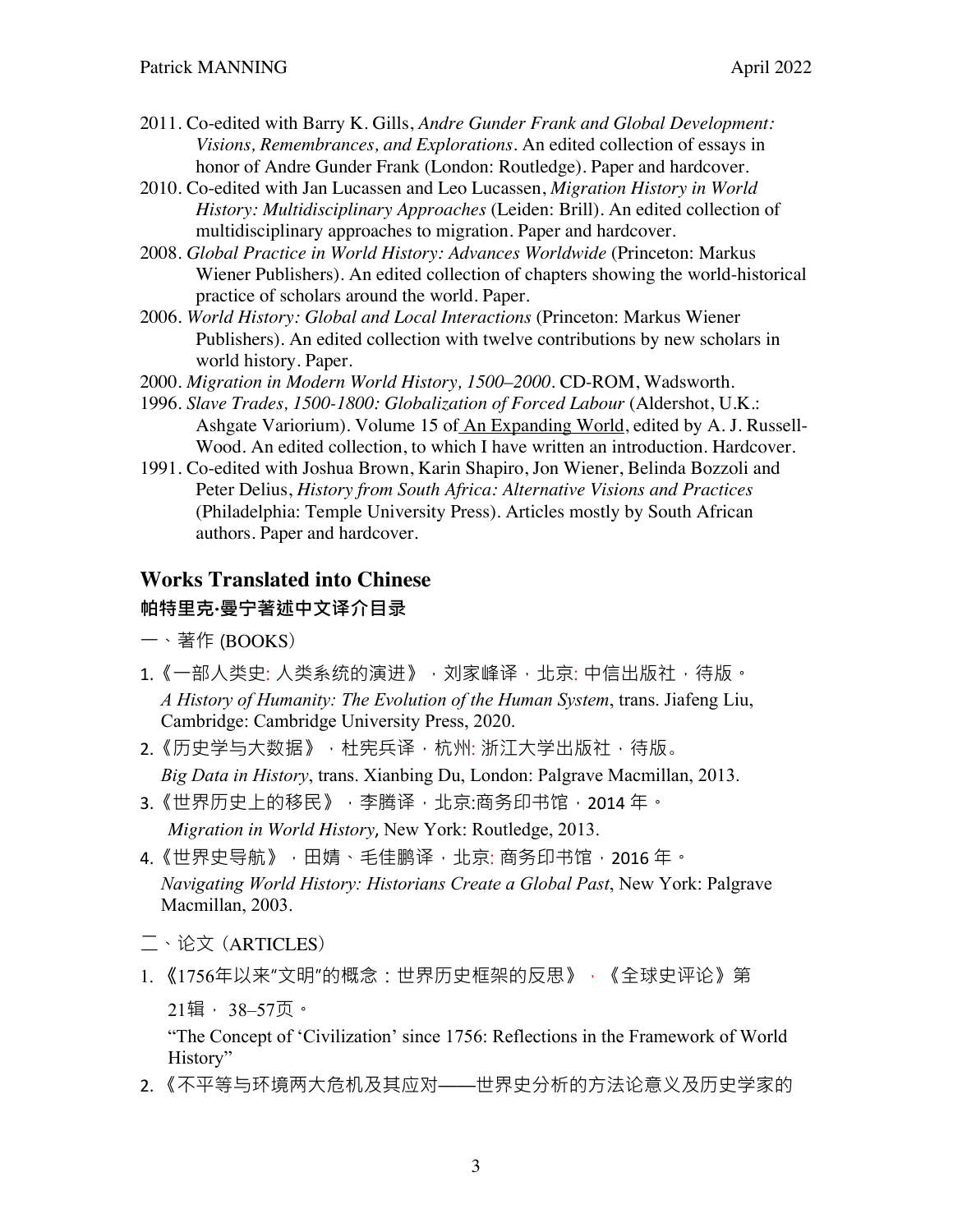2011. Co-edited with Barry K. Gills, *Andre Gunder Frank and Global Development: Visions, Remembrances, and Explorations*. An edited collection of essays in honor of Andre Gunder Frank (London: Routledge). Paper and hardcover.

2010. Co-edited with Jan Lucassen and Leo Lucassen, *Migration History in World History: Multidisciplinary Approaches* (Leiden: Brill). An edited collection of multidisciplinary approaches to migration. Paper and hardcover.

2008. *Global Practice in World History: Advances Worldwide* (Princeton: Markus Wiener Publishers). An edited collection of chapters showing the world-historical practice of scholars around the world. Paper.

2006. *World History: Global and Local Interactions* (Princeton: Markus Wiener Publishers). An edited collection with twelve contributions by new scholars in world history. Paper.

2000. *Migration in Modern World History, 1500–2000*. CD-ROM, Wadsworth.

1996. *Slave Trades, 1500-1800: Globalization of Forced Labour* (Aldershot, U.K.: Ashgate Variorium). Volume 15 of An Expanding World, edited by A. J. Russell-Wood. An edited collection, to which I have written an introduction. Hardcover.

1991. Co-edited with Joshua Brown, Karin Shapiro, Jon Wiener, Belinda Bozzoli and Peter Delius, *History from South Africa: Alternative Visions and Practices* (Philadelphia: Temple University Press). Articles mostly by South African authors. Paper and hardcover.

## Works Translated into Chinese

### 帕特里克·曼宁著述中文译介目录

一、著作 (BOOKS)

1. 《一部人类史: 人类系统的演进》，刘家峰译，北京: 中信出版社，待版。
   *A History of Humanity: The Evolution of the Human System*, trans. Jiafeng Liu, Cambridge: Cambridge University Press, 2020.
2. 《历史学与大数据》，杜宪兵译，杭州: 浙江大学出版社，待版。
   *Big Data in History*, trans. Xianbing Du, London: Palgrave Macmillan, 2013.
3. 《世界历史上的移民》，李腾译，北京:商务印书馆，2014 年。
   *Migration in World History,* New York: Routledge, 2013.
4. 《世界史导航》，田婧、毛佳鹏译，北京: 商务印书馆，2016 年。
   *Navigating World History: Historians Create a Global Past*, New York: Palgrave Macmillan, 2003.

二、论文（ARTICLES）

1. 《1756年以来"文明"的概念：世界历史框架的反思》，《全球史评论》第21辑， 38–57页。
   "The Concept of 'Civilization' since 1756: Reflections in the Framework of World History"
2. 《不平等与环境两大危机及其应对——世界史分析的方法论意义及历史学家的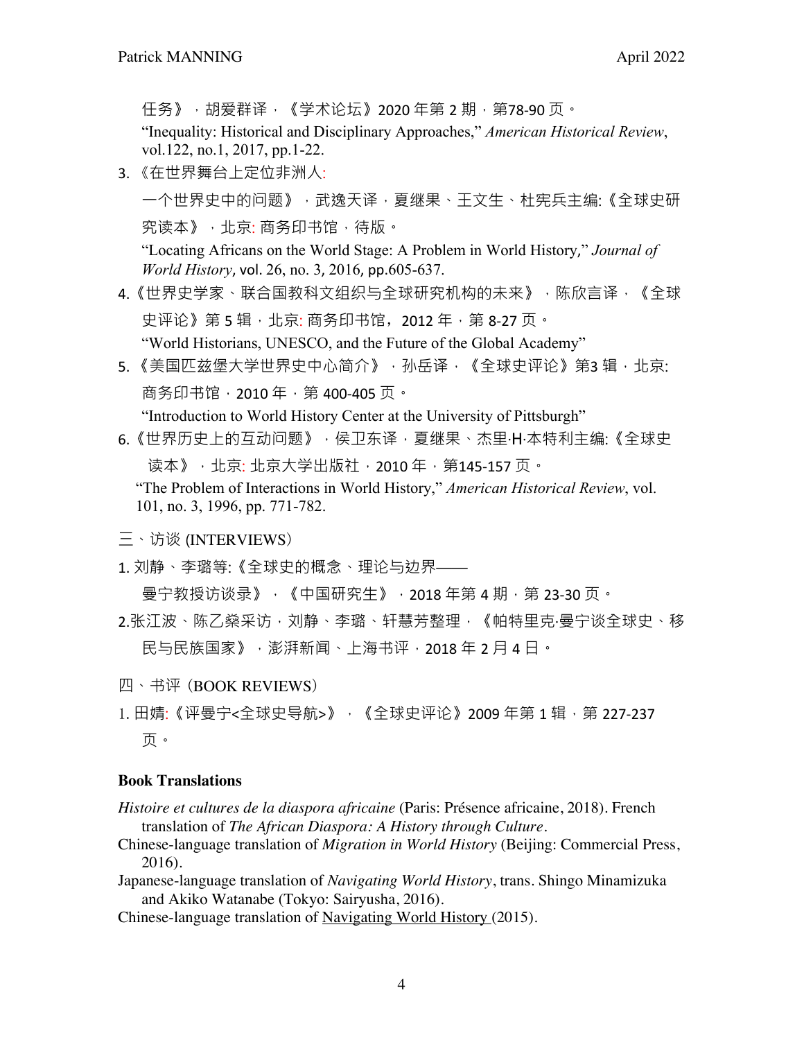任务》，胡爱群译，《学术论坛》2020 年第 2 期，第78-90 页。
"Inequality: Historical and Disciplinary Approaches," *American Historical Review*, vol.122, no.1, 2017, pp.1-22.

3. 《在世界舞台上定位非洲人:一个世界史中的问题》，武逸天译，夏继果、王文生、杜宪兵主编:《全球史研究读本》，北京: 商务印书馆，待版。
"Locating Africans on the World Stage: A Problem in World History," *Journal of World History*, vol. 26, no. 3, 2016, pp.605-637.
4. 《世界史学家、联合国教科文组织与全球研究机构的未来》，陈欣言译，《全球史评论》第 5 辑，北京: 商务印书馆，2012 年，第 8-27 页。
"World Historians, UNESCO, and the Future of the Global Academy"
5. 《美国匹兹堡大学世界史中心简介》，孙岳译，《全球史评论》第3 辑，北京: 商务印书馆，2010 年，第 400-405 页。
"Introduction to World History Center at the University of Pittsburgh"
6. 《世界历史上的互动问题》，侯卫东译，夏继果、杰里·H·本特利主编:《全球史读本》，北京: 北京大学出版社，2010 年，第145-157 页。
"The Problem of Interactions in World History," *American Historical Review*, vol. 101, no. 3, 1996, pp. 771-782.

三、访谈 (INTERVIEWS)

1. 刘静、李璐等:《全球史的概念、理论与边界——曼宁教授访谈录》，《中国研究生》，2018 年第 4 期，第 23-30 页。
2. 张江波、陈乙燊采访，刘静、李璐、轩慧芳整理，《帕特里克·曼宁谈全球史、移民与民族国家》，澎湃新闻、上海书评，2018 年 2 月 4 日。

四、书评 (BOOK REVIEWS)

1. 田婧:《评曼宁<全球史导航>》，《全球史评论》2009 年第 1 辑，第 227-237 页。

**Book Translations**

*Histoire et cultures de la diaspora africaine* (Paris: Présence africaine, 2018). French translation of *The African Diaspora: A History through Culture*.

Chinese-language translation of *Migration in World History* (Beijing: Commercial Press, 2016).

Japanese-language translation of *Navigating World History*, trans. Shingo Minamizuka and Akiko Watanabe (Tokyo: Sairyusha, 2016).

Chinese-language translation of Navigating World History (2015).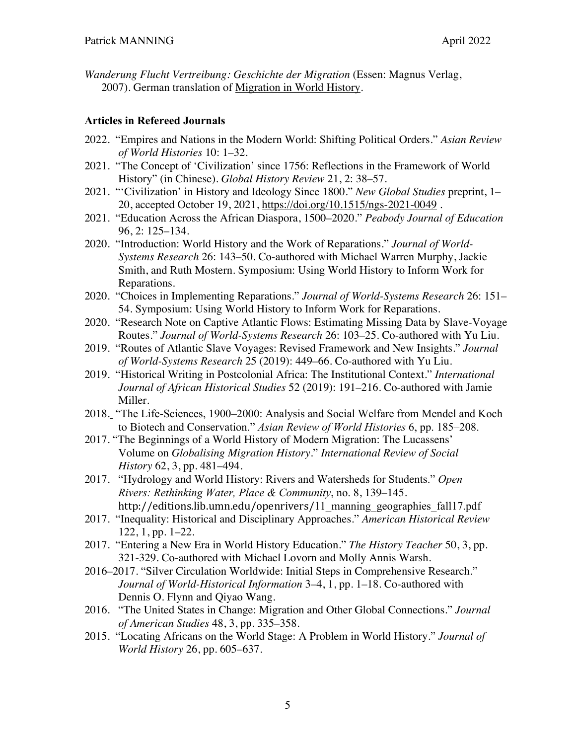*Wanderung Flucht Vertreibung: Geschichte der Migration* (Essen: Magnus Verlag, 2007). German translation of Migration in World History.

**Articles in Refereed Journals**

2022. "Empires and Nations in the Modern World: Shifting Political Orders." *Asian Review of World Histories* 10: 1–32.

2021. "The Concept of 'Civilization' since 1756: Reflections in the Framework of World History" (in Chinese). *Global History Review* 21, 2: 38–57.

2021. "'Civilization' in History and Ideology Since 1800." *New Global Studies* preprint, 1–20, accepted October 19, 2021, https://doi.org/10.1515/ngs-2021-0049 .

2021. "Education Across the African Diaspora, 1500–2020." *Peabody Journal of Education* 96, 2: 125–134.

2020. "Introduction: World History and the Work of Reparations." *Journal of World-Systems Research* 26: 143–50. Co-authored with Michael Warren Murphy, Jackie Smith, and Ruth Mostern. Symposium: Using World History to Inform Work for Reparations.

2020. "Choices in Implementing Reparations." *Journal of World-Systems Research* 26: 151–54. Symposium: Using World History to Inform Work for Reparations.

2020. "Research Note on Captive Atlantic Flows: Estimating Missing Data by Slave-Voyage Routes." *Journal of World-Systems Research* 26: 103–25. Co-authored with Yu Liu.

2019. "Routes of Atlantic Slave Voyages: Revised Framework and New Insights." *Journal of World-Systems Research* 25 (2019): 449–66. Co-authored with Yu Liu.

2019. "Historical Writing in Postcolonial Africa: The Institutional Context." *International Journal of African Historical Studies* 52 (2019): 191–216. Co-authored with Jamie Miller.

2018. "The Life-Sciences, 1900–2000: Analysis and Social Welfare from Mendel and Koch to Biotech and Conservation." *Asian Review of World Histories* 6, pp. 185–208.

2017. "The Beginnings of a World History of Modern Migration: The Lucassens' Volume on *Globalising Migration History*." *International Review of Social History* 62, 3, pp. 481–494.

2017. "Hydrology and World History: Rivers and Watersheds for Students." *Open Rivers: Rethinking Water, Place & Community*, no. 8, 139–145. http://editions.lib.umn.edu/openrivers/11_manning_geographies_fall17.pdf

2017. "Inequality: Historical and Disciplinary Approaches." *American Historical Review* 122, 1, pp. 1–22.

2017. "Entering a New Era in World History Education." *The History Teacher* 50, 3, pp. 321-329. Co-authored with Michael Lovorn and Molly Annis Warsh.

2016–2017. "Silver Circulation Worldwide: Initial Steps in Comprehensive Research." *Journal of World-Historical Information* 3–4, 1, pp. 1–18. Co-authored with Dennis O. Flynn and Qiyao Wang.

2016. "The United States in Change: Migration and Other Global Connections." *Journal of American Studies* 48, 3, pp. 335–358.

2015. "Locating Africans on the World Stage: A Problem in World History." *Journal of World History* 26, pp. 605–637.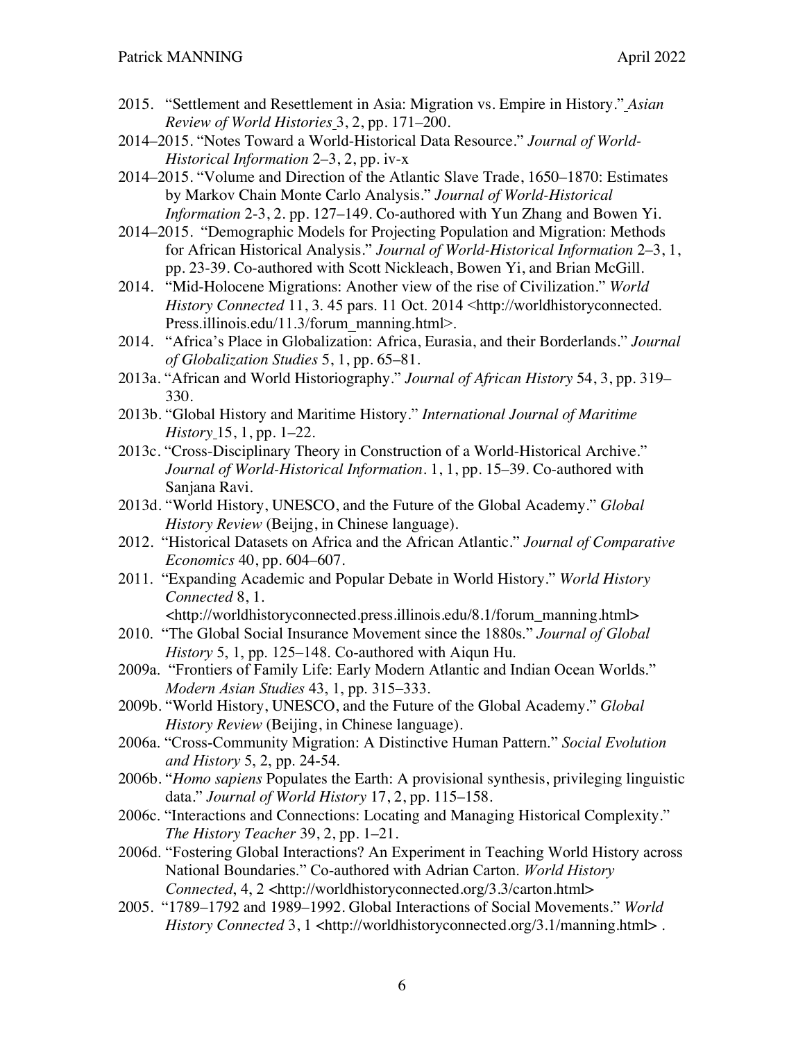2015. "Settlement and Resettlement in Asia: Migration vs. Empire in History." *Asian Review of World Histories* 3, 2, pp. 171–200.

2014–2015. "Notes Toward a World-Historical Data Resource." *Journal of World-Historical Information* 2–3, 2, pp. iv-x

2014–2015. "Volume and Direction of the Atlantic Slave Trade, 1650–1870: Estimates by Markov Chain Monte Carlo Analysis." *Journal of World-Historical Information* 2-3, 2. pp. 127–149. Co-authored with Yun Zhang and Bowen Yi.

2014–2015. "Demographic Models for Projecting Population and Migration: Methods for African Historical Analysis." *Journal of World-Historical Information* 2–3, 1, pp. 23-39. Co-authored with Scott Nickleach, Bowen Yi, and Brian McGill.

2014. "Mid-Holocene Migrations: Another view of the rise of Civilization." *World History Connected* 11, 3. 45 pars. 11 Oct. 2014 <http://worldhistoryconnected. Press.illinois.edu/11.3/forum_manning.html>.

2014. "Africa's Place in Globalization: Africa, Eurasia, and their Borderlands." *Journal of Globalization Studies* 5, 1, pp. 65–81.

2013a. "African and World Historiography." *Journal of African History* 54, 3, pp. 319–330.

2013b. "Global History and Maritime History." *International Journal of Maritime History* 15, 1, pp. 1–22.

2013c. "Cross-Disciplinary Theory in Construction of a World-Historical Archive." *Journal of World-Historical Information*. 1, 1, pp. 15–39. Co-authored with Sanjana Ravi.

2013d. "World History, UNESCO, and the Future of the Global Academy." *Global History Review* (Beijng, in Chinese language).

2012. "Historical Datasets on Africa and the African Atlantic." *Journal of Comparative Economics* 40, pp. 604–607.

2011. "Expanding Academic and Popular Debate in World History." *World History Connected* 8, 1. <http://worldhistoryconnected.press.illinois.edu/8.1/forum_manning.html>

2010. "The Global Social Insurance Movement since the 1880s." *Journal of Global History* 5, 1, pp. 125–148. Co-authored with Aiqun Hu.

2009a. "Frontiers of Family Life: Early Modern Atlantic and Indian Ocean Worlds." *Modern Asian Studies* 43, 1, pp. 315–333.

2009b. "World History, UNESCO, and the Future of the Global Academy." *Global History Review* (Beijing, in Chinese language).

2006a. "Cross-Community Migration: A Distinctive Human Pattern." *Social Evolution and History* 5, 2, pp. 24-54.

2006b. "*Homo sapiens* Populates the Earth: A provisional synthesis, privileging linguistic data." *Journal of World History* 17, 2, pp. 115–158.

2006c. "Interactions and Connections: Locating and Managing Historical Complexity." *The History Teacher* 39, 2, pp. 1–21.

2006d. "Fostering Global Interactions? An Experiment in Teaching World History across National Boundaries." Co-authored with Adrian Carton. *World History Connected*, 4, 2 <http://worldhistoryconnected.org/3.3/carton.html>

2005. "1789–1792 and 1989–1992. Global Interactions of Social Movements." *World History Connected* 3, 1 <http://worldhistoryconnected.org/3.1/manning.html> .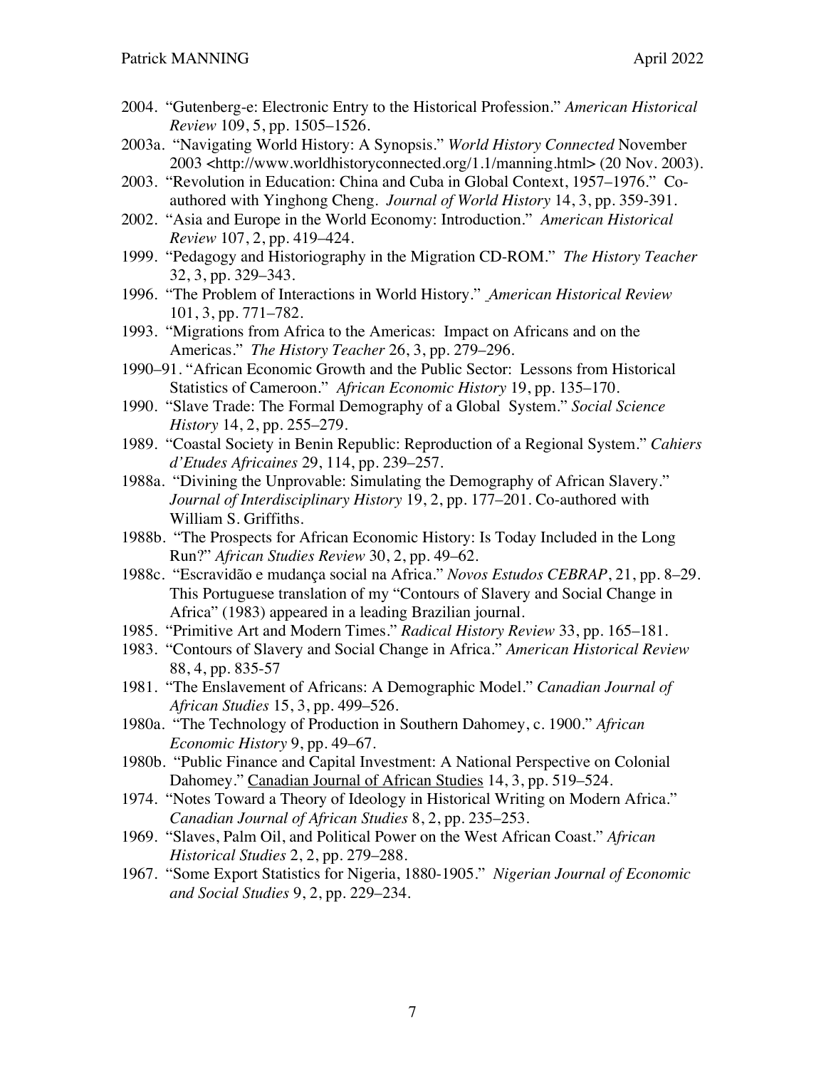2004. "Gutenberg-e: Electronic Entry to the Historical Profession." *American Historical Review* 109, 5, pp. 1505–1526.

2003a. "Navigating World History: A Synopsis." *World History Connected* November 2003 <http://www.worldhistoryconnected.org/1.1/manning.html> (20 Nov. 2003).

2003. "Revolution in Education: China and Cuba in Global Context, 1957–1976." Co-authored with Yinghong Cheng. *Journal of World History* 14, 3, pp. 359-391.

2002. "Asia and Europe in the World Economy: Introduction." *American Historical Review* 107, 2, pp. 419–424.

1999. "Pedagogy and Historiography in the Migration CD-ROM." *The History Teacher* 32, 3, pp. 329–343.

1996. "The Problem of Interactions in World History." *American Historical Review* 101, 3, pp. 771–782.

1993. "Migrations from Africa to the Americas: Impact on Africans and on the Americas." *The History Teacher* 26, 3, pp. 279–296.

1990–91. "African Economic Growth and the Public Sector: Lessons from Historical Statistics of Cameroon." *African Economic History* 19, pp. 135–170.

1990. "Slave Trade: The Formal Demography of a Global System." *Social Science History* 14, 2, pp. 255–279.

1989. "Coastal Society in Benin Republic: Reproduction of a Regional System." *Cahiers d'Etudes Africaines* 29, 114, pp. 239–257.

1988a. "Divining the Unprovable: Simulating the Demography of African Slavery." *Journal of Interdisciplinary History* 19, 2, pp. 177–201. Co-authored with William S. Griffiths.

1988b. "The Prospects for African Economic History: Is Today Included in the Long Run?" *African Studies Review* 30, 2, pp. 49–62.

1988c. "Escravidão e mudança social na Africa." *Novos Estudos CEBRAP*, 21, pp. 8–29. This Portuguese translation of my "Contours of Slavery and Social Change in Africa" (1983) appeared in a leading Brazilian journal.

1985. "Primitive Art and Modern Times." *Radical History Review* 33, pp. 165–181.

1983. "Contours of Slavery and Social Change in Africa." *American Historical Review* 88, 4, pp. 835-57

1981. "The Enslavement of Africans: A Demographic Model." *Canadian Journal of African Studies* 15, 3, pp. 499–526.

1980a. "The Technology of Production in Southern Dahomey, c. 1900." *African Economic History* 9, pp. 49–67.

1980b. "Public Finance and Capital Investment: A National Perspective on Colonial Dahomey." Canadian Journal of African Studies 14, 3, pp. 519–524.

1974. "Notes Toward a Theory of Ideology in Historical Writing on Modern Africa." *Canadian Journal of African Studies* 8, 2, pp. 235–253.

1969. "Slaves, Palm Oil, and Political Power on the West African Coast." *African Historical Studies* 2, 2, pp. 279–288.

1967. "Some Export Statistics for Nigeria, 1880-1905." *Nigerian Journal of Economic and Social Studies* 9, 2, pp. 229–234.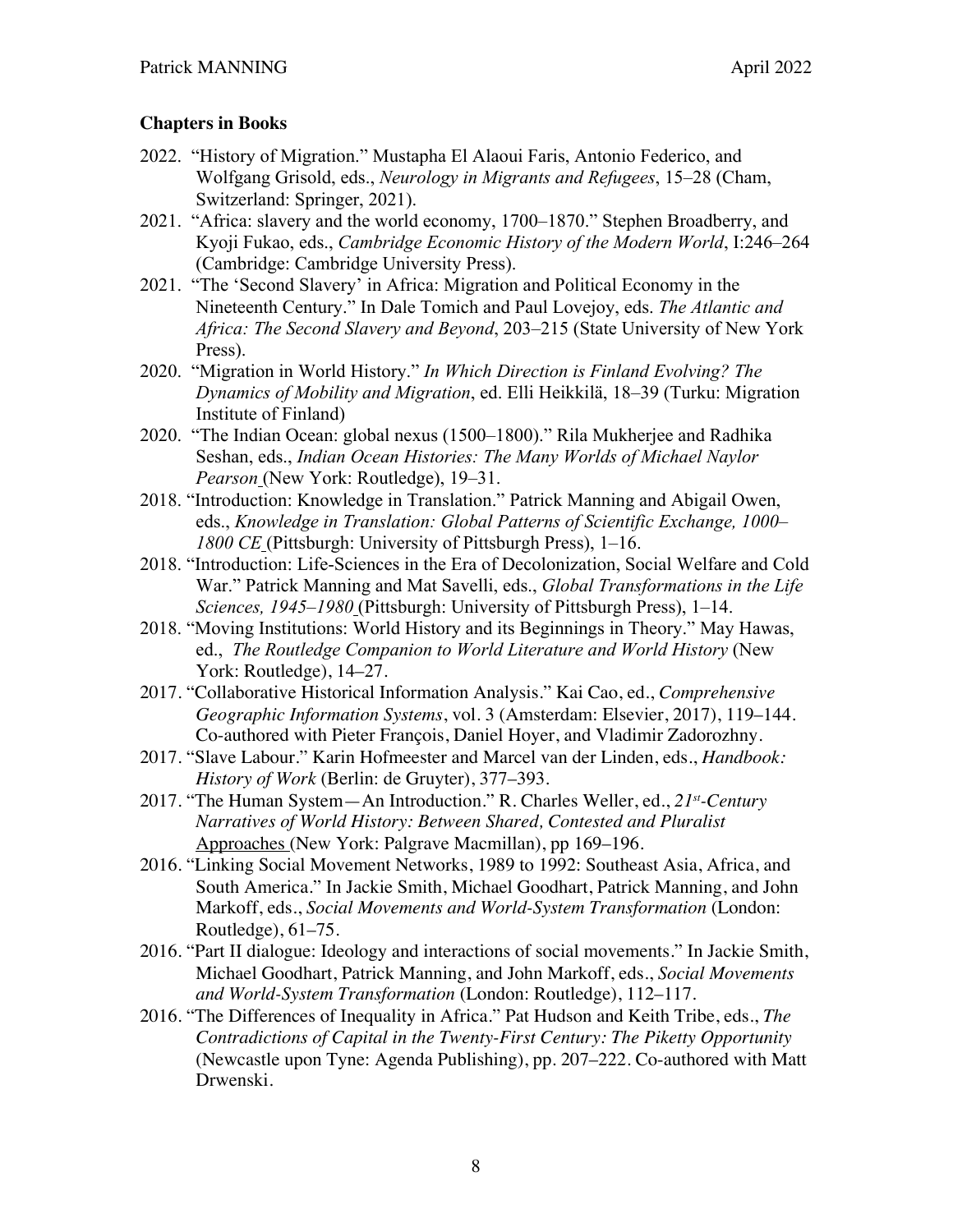### Chapters in Books

2022. "History of Migration." Mustapha El Alaoui Faris, Antonio Federico, and Wolfgang Grisold, eds., *Neurology in Migrants and Refugees*, 15–28 (Cham, Switzerland: Springer, 2021).

2021. "Africa: slavery and the world economy, 1700–1870." Stephen Broadberry, and Kyoji Fukao, eds., *Cambridge Economic History of the Modern World*, I:246–264 (Cambridge: Cambridge University Press).

2021. "The 'Second Slavery' in Africa: Migration and Political Economy in the Nineteenth Century." In Dale Tomich and Paul Lovejoy, eds. *The Atlantic and Africa: The Second Slavery and Beyond*, 203–215 (State University of New York Press).

2020. "Migration in World History." *In Which Direction is Finland Evolving? The Dynamics of Mobility and Migration*, ed. Elli Heikkilä, 18–39 (Turku: Migration Institute of Finland)

2020. "The Indian Ocean: global nexus (1500–1800)." Rila Mukherjee and Radhika Seshan, eds., *Indian Ocean Histories: The Many Worlds of Michael Naylor Pearson* (New York: Routledge), 19–31.

2018. "Introduction: Knowledge in Translation." Patrick Manning and Abigail Owen, eds., *Knowledge in Translation: Global Patterns of Scientific Exchange, 1000–1800 CE* (Pittsburgh: University of Pittsburgh Press), 1–16.

2018. "Introduction: Life-Sciences in the Era of Decolonization, Social Welfare and Cold War." Patrick Manning and Mat Savelli, eds., *Global Transformations in the Life Sciences, 1945–1980* (Pittsburgh: University of Pittsburgh Press), 1–14.

2018. "Moving Institutions: World History and its Beginnings in Theory." May Hawas, ed., *The Routledge Companion to World Literature and World History* (New York: Routledge), 14–27.

2017. "Collaborative Historical Information Analysis." Kai Cao, ed., *Comprehensive Geographic Information Systems*, vol. 3 (Amsterdam: Elsevier, 2017), 119–144. Co-authored with Pieter François, Daniel Hoyer, and Vladimir Zadorozhny.

2017. "Slave Labour." Karin Hofmeester and Marcel van der Linden, eds., *Handbook: History of Work* (Berlin: de Gruyter), 377–393.

2017. "The Human System—An Introduction." R. Charles Weller, ed., *21st-Century Narratives of World History: Between Shared, Contested and Pluralist Approaches* (New York: Palgrave Macmillan), pp 169–196.

2016. "Linking Social Movement Networks, 1989 to 1992: Southeast Asia, Africa, and South America." In Jackie Smith, Michael Goodhart, Patrick Manning, and John Markoff, eds., *Social Movements and World-System Transformation* (London: Routledge), 61–75.

2016. "Part II dialogue: Ideology and interactions of social movements." In Jackie Smith, Michael Goodhart, Patrick Manning, and John Markoff, eds., *Social Movements and World-System Transformation* (London: Routledge), 112–117.

2016. "The Differences of Inequality in Africa." Pat Hudson and Keith Tribe, eds., *The Contradictions of Capital in the Twenty-First Century: The Piketty Opportunity* (Newcastle upon Tyne: Agenda Publishing), pp. 207–222. Co-authored with Matt Drwenski.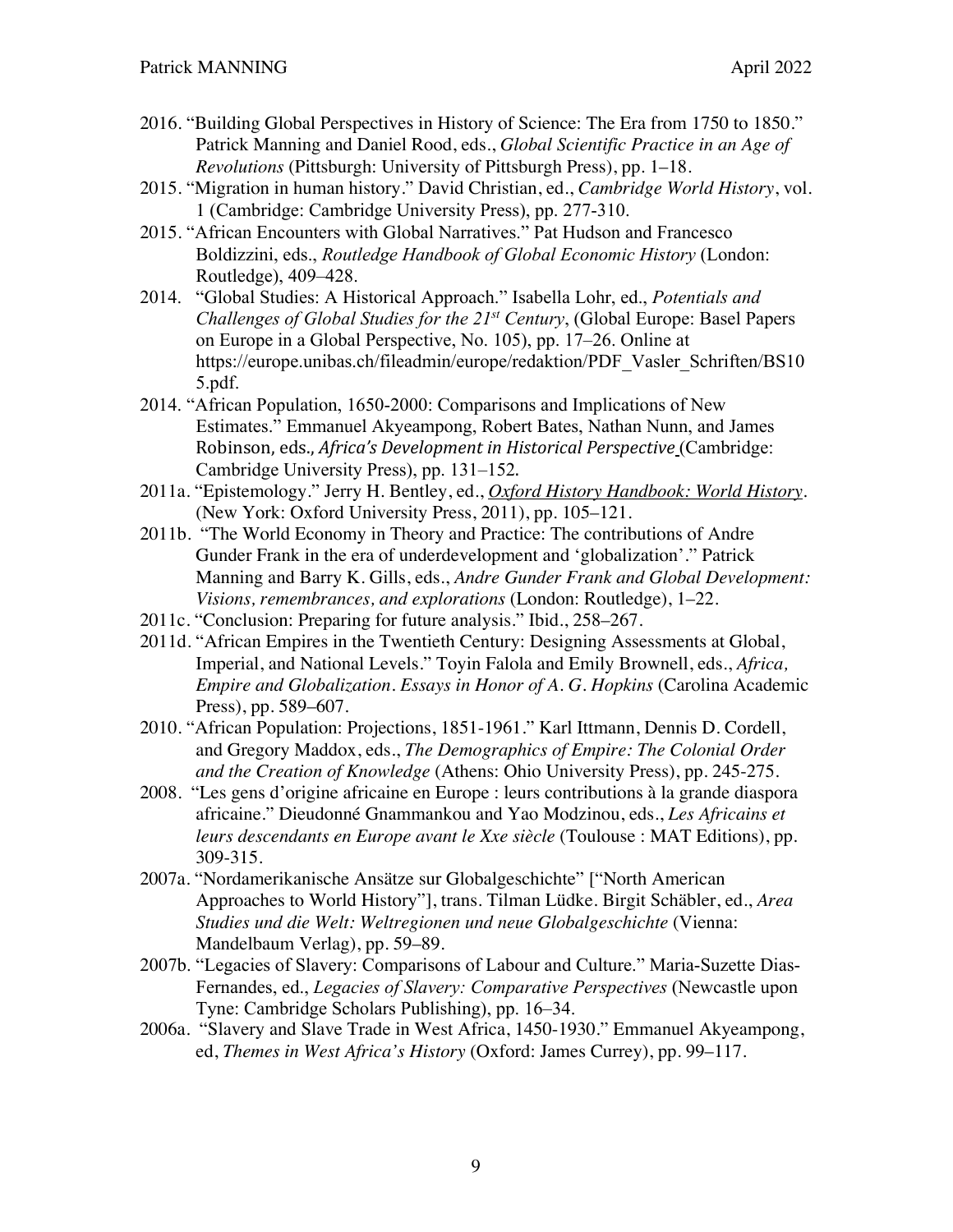2016. "Building Global Perspectives in History of Science: The Era from 1750 to 1850." Patrick Manning and Daniel Rood, eds., *Global Scientific Practice in an Age of Revolutions* (Pittsburgh: University of Pittsburgh Press), pp. 1–18.

2015. "Migration in human history." David Christian, ed., *Cambridge World History*, vol. 1 (Cambridge: Cambridge University Press), pp. 277-310.

2015. "African Encounters with Global Narratives." Pat Hudson and Francesco Boldizzini, eds., *Routledge Handbook of Global Economic History* (London: Routledge), 409–428.

2014. "Global Studies: A Historical Approach." Isabella Lohr, ed., *Potentials and Challenges of Global Studies for the 21st Century*, (Global Europe: Basel Papers on Europe in a Global Perspective, No. 105), pp. 17–26. Online at https://europe.unibas.ch/fileadmin/europe/redaktion/PDF_Vasler_Schriften/BS105.pdf.

2014. "African Population, 1650-2000: Comparisons and Implications of New Estimates." Emmanuel Akyeampong, Robert Bates, Nathan Nunn, and James Robinson, eds., *Africa's Development in Historical Perspective* (Cambridge: Cambridge University Press), pp. 131–152.

2011a. "Epistemology." Jerry H. Bentley, ed., *Oxford History Handbook: World History*. (New York: Oxford University Press, 2011), pp. 105–121.

2011b. "The World Economy in Theory and Practice: The contributions of Andre Gunder Frank in the era of underdevelopment and 'globalization'." Patrick Manning and Barry K. Gills, eds., *Andre Gunder Frank and Global Development: Visions, remembrances, and explorations* (London: Routledge), 1–22.

2011c. "Conclusion: Preparing for future analysis." Ibid., 258–267.

2011d. "African Empires in the Twentieth Century: Designing Assessments at Global, Imperial, and National Levels." Toyin Falola and Emily Brownell, eds., *Africa, Empire and Globalization. Essays in Honor of A. G. Hopkins* (Carolina Academic Press), pp. 589–607.

2010. "African Population: Projections, 1851-1961." Karl Ittmann, Dennis D. Cordell, and Gregory Maddox, eds., *The Demographics of Empire: The Colonial Order and the Creation of Knowledge* (Athens: Ohio University Press), pp. 245-275.

2008. "Les gens d'origine africaine en Europe : leurs contributions à la grande diaspora africaine." Dieudonné Gnammankou and Yao Modzinou, eds., *Les Africains et leurs descendants en Europe avant le Xxe siècle* (Toulouse : MAT Editions), pp. 309-315.

2007a. "Nordamerikanische Ansätze sur Globalgeschichte" ["North American Approaches to World History"], trans. Tilman Lüdke. Birgit Schäbler, ed., *Area Studies und die Welt: Weltregionen und neue Globalgeschichte* (Vienna: Mandelbaum Verlag), pp. 59–89.

2007b. "Legacies of Slavery: Comparisons of Labour and Culture." Maria-Suzette Dias-Fernandes, ed., *Legacies of Slavery: Comparative Perspectives* (Newcastle upon Tyne: Cambridge Scholars Publishing), pp. 16–34.

2006a. "Slavery and Slave Trade in West Africa, 1450-1930." Emmanuel Akyeampong, ed, *Themes in West Africa's History* (Oxford: James Currey), pp. 99–117.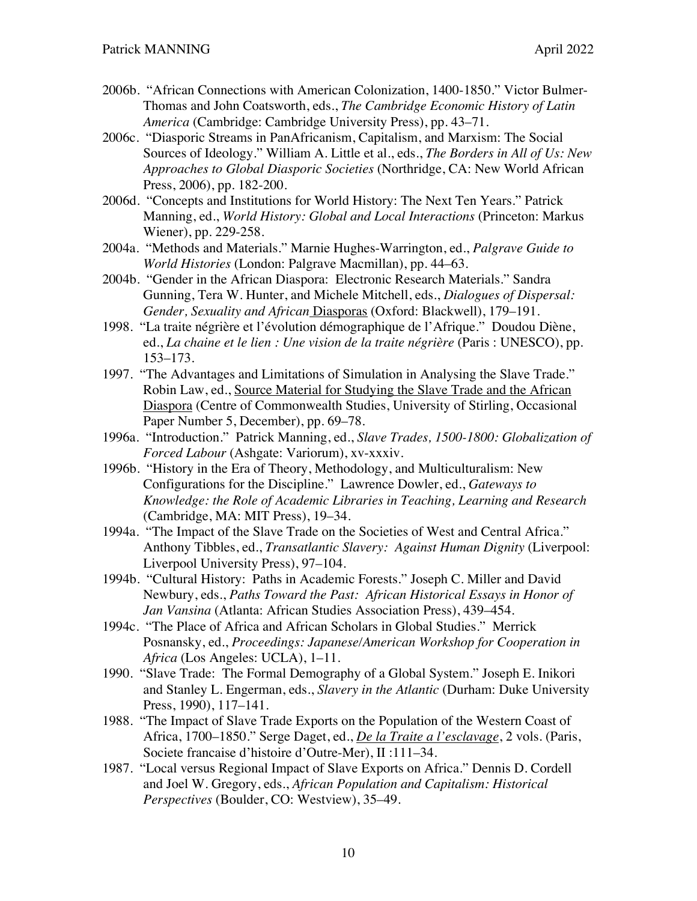2006b. "African Connections with American Colonization, 1400-1850." Victor Bulmer-Thomas and John Coatsworth, eds., *The Cambridge Economic History of Latin America* (Cambridge: Cambridge University Press), pp. 43–71.

2006c. "Diasporic Streams in PanAfricanism, Capitalism, and Marxism: The Social Sources of Ideology." William A. Little et al., eds., *The Borders in All of Us: New Approaches to Global Diasporic Societies* (Northridge, CA: New World African Press, 2006), pp. 182-200.

2006d. "Concepts and Institutions for World History: The Next Ten Years." Patrick Manning, ed., *World History: Global and Local Interactions* (Princeton: Markus Wiener), pp. 229-258.

2004a. "Methods and Materials." Marnie Hughes-Warrington, ed., *Palgrave Guide to World Histories* (London: Palgrave Macmillan), pp. 44–63.

2004b. "Gender in the African Diaspora: Electronic Research Materials." Sandra Gunning, Tera W. Hunter, and Michele Mitchell, eds., *Dialogues of Dispersal: Gender, Sexuality and African* Diasporas (Oxford: Blackwell), 179–191.

1998. "La traite négrière et l'évolution démographique de l'Afrique." Doudou Diène, ed., *La chaine et le lien : Une vision de la traite négrière* (Paris : UNESCO), pp. 153–173.

1997. "The Advantages and Limitations of Simulation in Analysing the Slave Trade." Robin Law, ed., Source Material for Studying the Slave Trade and the African Diaspora (Centre of Commonwealth Studies, University of Stirling, Occasional Paper Number 5, December), pp. 69–78.

1996a. "Introduction." Patrick Manning, ed., *Slave Trades, 1500-1800: Globalization of Forced Labour* (Ashgate: Variorum), xv-xxxiv.

1996b. "History in the Era of Theory, Methodology, and Multiculturalism: New Configurations for the Discipline." Lawrence Dowler, ed., *Gateways to Knowledge: the Role of Academic Libraries in Teaching, Learning and Research* (Cambridge, MA: MIT Press), 19–34.

1994a. "The Impact of the Slave Trade on the Societies of West and Central Africa." Anthony Tibbles, ed., *Transatlantic Slavery: Against Human Dignity* (Liverpool: Liverpool University Press), 97–104.

1994b. "Cultural History: Paths in Academic Forests." Joseph C. Miller and David Newbury, eds., *Paths Toward the Past: African Historical Essays in Honor of Jan Vansina* (Atlanta: African Studies Association Press), 439–454.

1994c. "The Place of Africa and African Scholars in Global Studies." Merrick Posnansky, ed., *Proceedings: Japanese/American Workshop for Cooperation in Africa* (Los Angeles: UCLA), 1–11.

1990. "Slave Trade: The Formal Demography of a Global System." Joseph E. Inikori and Stanley L. Engerman, eds., *Slavery in the Atlantic* (Durham: Duke University Press, 1990), 117–141.

1988. "The Impact of Slave Trade Exports on the Population of the Western Coast of Africa, 1700–1850." Serge Daget, ed., ***De la Traite a l'esclavage***, 2 vols. (Paris, Societe francaise d'histoire d'Outre-Mer), II :111–34.

1987. "Local versus Regional Impact of Slave Exports on Africa." Dennis D. Cordell and Joel W. Gregory, eds., *African Population and Capitalism: Historical Perspectives* (Boulder, CO: Westview), 35–49.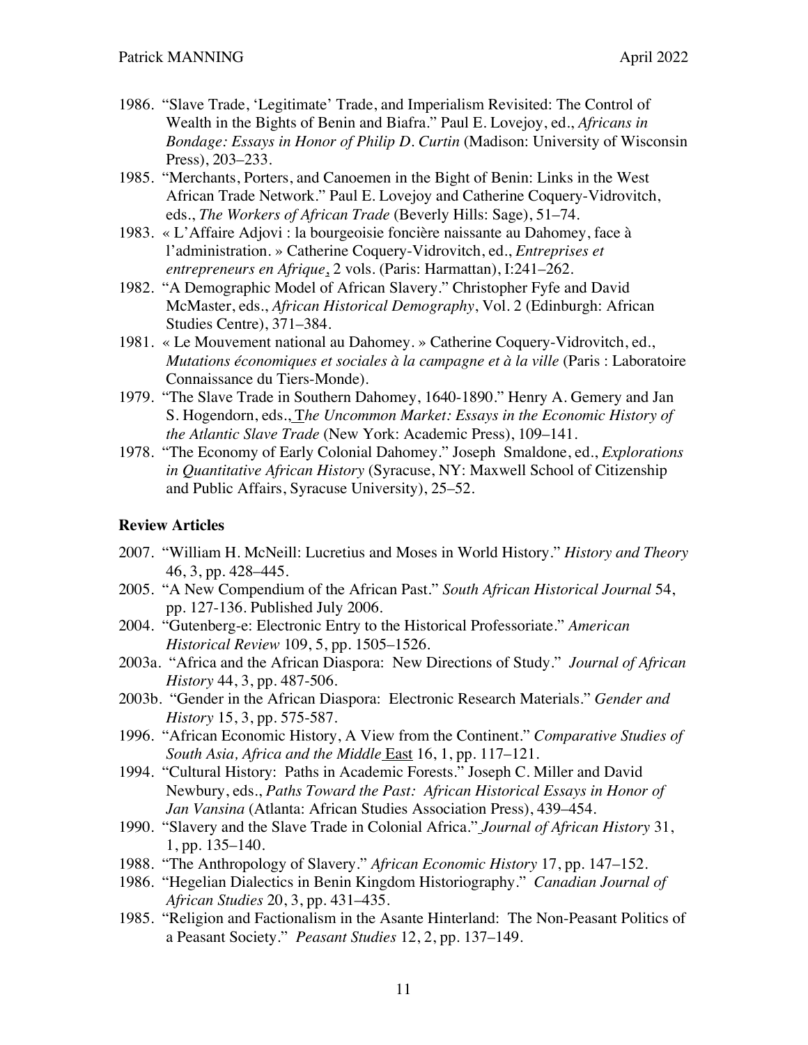1986. "Slave Trade, 'Legitimate' Trade, and Imperialism Revisited: The Control of Wealth in the Bights of Benin and Biafra." Paul E. Lovejoy, ed., *Africans in Bondage: Essays in Honor of Philip D. Curtin* (Madison: University of Wisconsin Press), 203–233.

1985. "Merchants, Porters, and Canoemen in the Bight of Benin: Links in the West African Trade Network." Paul E. Lovejoy and Catherine Coquery-Vidrovitch, eds., *The Workers of African Trade* (Beverly Hills: Sage), 51–74.

1983. « L'Affaire Adjovi : la bourgeoisie foncière naissante au Dahomey, face à l'administration. » Catherine Coquery-Vidrovitch, ed., *Entreprises et entrepreneurs en Afrique*, 2 vols. (Paris: Harmattan), I:241–262.

1982. "A Demographic Model of African Slavery." Christopher Fyfe and David McMaster, eds., *African Historical Demography*, Vol. 2 (Edinburgh: African Studies Centre), 371–384.

1981. « Le Mouvement national au Dahomey. » Catherine Coquery-Vidrovitch, ed., *Mutations économiques et sociales à la campagne et à la ville* (Paris : Laboratoire Connaissance du Tiers-Monde).

1979. "The Slave Trade in Southern Dahomey, 1640-1890." Henry A. Gemery and Jan S. Hogendorn, eds., *The Uncommon Market: Essays in the Economic History of the Atlantic Slave Trade* (New York: Academic Press), 109–141.

1978. "The Economy of Early Colonial Dahomey." Joseph Smaldone, ed., *Explorations in Quantitative African History* (Syracuse, NY: Maxwell School of Citizenship and Public Affairs, Syracuse University), 25–52.

## Review Articles

2007. "William H. McNeill: Lucretius and Moses in World History." *History and Theory* 46, 3, pp. 428–445.

2005. "A New Compendium of the African Past." *South African Historical Journal* 54, pp. 127-136. Published July 2006.

2004. "Gutenberg-e: Electronic Entry to the Historical Professoriate." *American Historical Review* 109, 5, pp. 1505–1526.

2003a. "Africa and the African Diaspora: New Directions of Study." *Journal of African History* 44, 3, pp. 487-506.

2003b. "Gender in the African Diaspora: Electronic Research Materials." *Gender and History* 15, 3, pp. 575-587.

1996. "African Economic History, A View from the Continent." *Comparative Studies of South Asia, Africa and the Middle East* 16, 1, pp. 117–121.

1994. "Cultural History: Paths in Academic Forests." Joseph C. Miller and David Newbury, eds., *Paths Toward the Past: African Historical Essays in Honor of Jan Vansina* (Atlanta: African Studies Association Press), 439–454.

1990. "Slavery and the Slave Trade in Colonial Africa." *Journal of African History* 31, 1, pp. 135–140.

1988. "The Anthropology of Slavery." *African Economic History* 17, pp. 147–152.

1986. "Hegelian Dialectics in Benin Kingdom Historiography." *Canadian Journal of African Studies* 20, 3, pp. 431–435.

1985. "Religion and Factionalism in the Asante Hinterland: The Non-Peasant Politics of a Peasant Society." *Peasant Studies* 12, 2, pp. 137–149.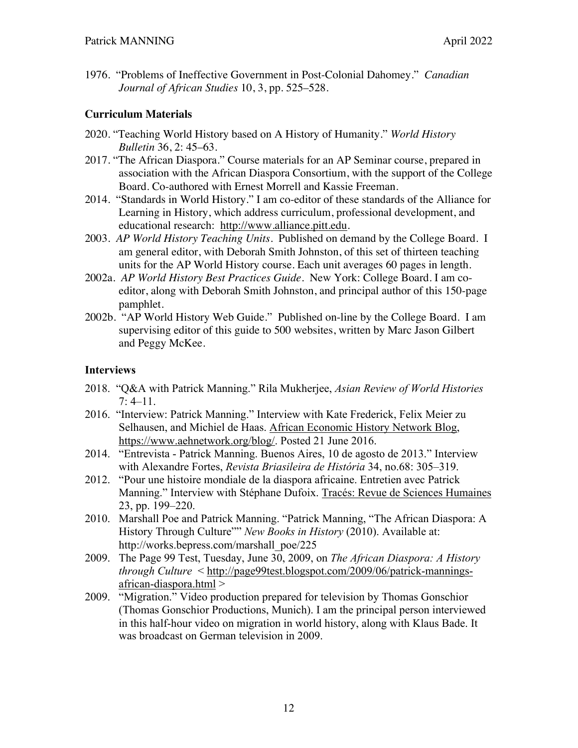1976. "Problems of Ineffective Government in Post-Colonial Dahomey." *Canadian Journal of African Studies* 10, 3, pp. 525–528.

## Curriculum Materials

2020. "Teaching World History based on A History of Humanity." *World History Bulletin* 36, 2: 45–63.

2017. "The African Diaspora." Course materials for an AP Seminar course, prepared in association with the African Diaspora Consortium, with the support of the College Board. Co-authored with Ernest Morrell and Kassie Freeman.

2014. "Standards in World History." I am co-editor of these standards of the Alliance for Learning in History, which address curriculum, professional development, and educational research: http://www.alliance.pitt.edu.

2003. *AP World History Teaching Units*. Published on demand by the College Board. I am general editor, with Deborah Smith Johnston, of this set of thirteen teaching units for the AP World History course. Each unit averages 60 pages in length.

2002a. *AP World History Best Practices Guide*. New York: College Board. I am co-editor, along with Deborah Smith Johnston, and principal author of this 150-page pamphlet.

2002b. "AP World History Web Guide." Published on-line by the College Board. I am supervising editor of this guide to 500 websites, written by Marc Jason Gilbert and Peggy McKee.

## Interviews

2018. "Q&A with Patrick Manning." Rila Mukherjee, *Asian Review of World Histories* 7: 4–11.

2016. "Interview: Patrick Manning." Interview with Kate Frederick, Felix Meier zu Selhausen, and Michiel de Haas. African Economic History Network Blog, https://www.aehnetwork.org/blog/. Posted 21 June 2016.

2014. "Entrevista - Patrick Manning. Buenos Aires, 10 de agosto de 2013." Interview with Alexandre Fortes, *Revista Briasileira de História* 34, no.68: 305–319.

2012. "Pour une histoire mondiale de la diaspora africaine. Entretien avec Patrick Manning." Interview with Stéphane Dufoix. Tracés: Revue de Sciences Humaines 23, pp. 199–220.

2010. Marshall Poe and Patrick Manning. "Patrick Manning, "The African Diaspora: A History Through Culture"" *New Books in History* (2010). Available at: http://works.bepress.com/marshall_poe/225

2009. The Page 99 Test, Tuesday, June 30, 2009, on *The African Diaspora: A History through Culture* < http://page99test.blogspot.com/2009/06/patrick-mannings-african-diaspora.html >

2009. "Migration." Video production prepared for television by Thomas Gonschior (Thomas Gonschior Productions, Munich). I am the principal person interviewed in this half-hour video on migration in world history, along with Klaus Bade. It was broadcast on German television in 2009.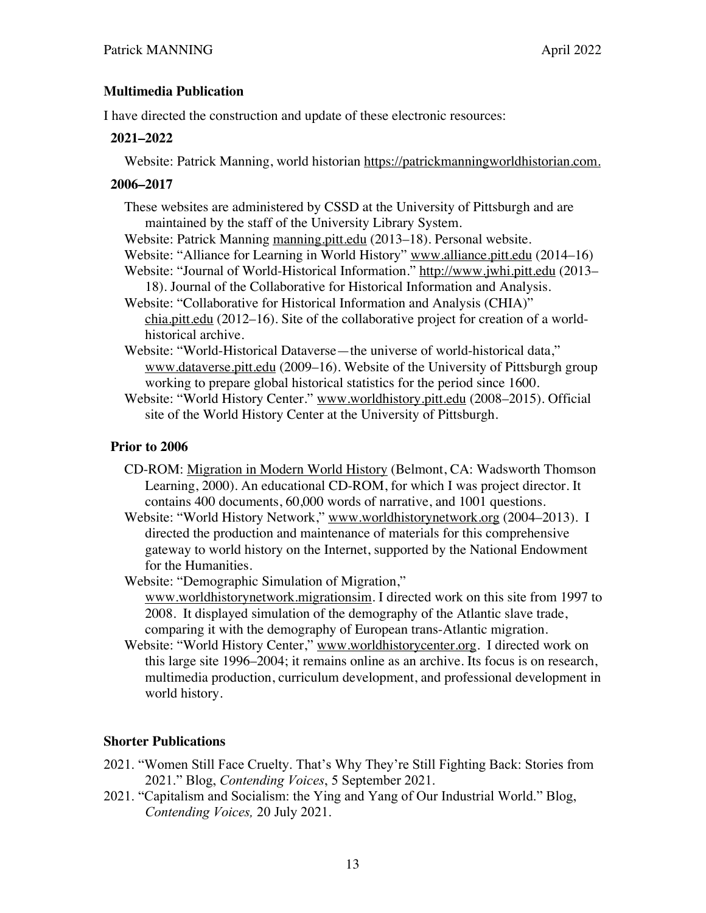## Multimedia Publication

I have directed the construction and update of these electronic resources:

### 2021–2022

Website: Patrick Manning, world historian https://patrickmanningworldhistorian.com.

### 2006–2017

These websites are administered by CSSD at the University of Pittsburgh and are maintained by the staff of the University Library System.

Website: Patrick Manning manning.pitt.edu (2013–18). Personal website.

Website: "Alliance for Learning in World History" www.alliance.pitt.edu (2014–16)

Website: "Journal of World-Historical Information." http://www.jwhi.pitt.edu (2013–18). Journal of the Collaborative for Historical Information and Analysis.

Website: "Collaborative for Historical Information and Analysis (CHIA)" chia.pitt.edu (2012–16). Site of the collaborative project for creation of a world-historical archive.

Website: "World-Historical Dataverse—the universe of world-historical data," www.dataverse.pitt.edu (2009–16). Website of the University of Pittsburgh group working to prepare global historical statistics for the period since 1600.

Website: "World History Center." www.worldhistory.pitt.edu (2008–2015). Official site of the World History Center at the University of Pittsburgh.

### Prior to 2006

CD-ROM: Migration in Modern World History (Belmont, CA: Wadsworth Thomson Learning, 2000). An educational CD-ROM, for which I was project director. It contains 400 documents, 60,000 words of narrative, and 1001 questions.

Website: "World History Network," www.worldhistorynetwork.org (2004–2013). I directed the production and maintenance of materials for this comprehensive gateway to world history on the Internet, supported by the National Endowment for the Humanities.

Website: "Demographic Simulation of Migration," www.worldhistorynetwork.migrationsim. I directed work on this site from 1997 to 2008. It displayed simulation of the demography of the Atlantic slave trade, comparing it with the demography of European trans-Atlantic migration.

Website: "World History Center," www.worldhistorycenter.org. I directed work on this large site 1996–2004; it remains online as an archive. Its focus is on research, multimedia production, curriculum development, and professional development in world history.

## Shorter Publications

2021. "Women Still Face Cruelty. That's Why They're Still Fighting Back: Stories from 2021." Blog, *Contending Voices*, 5 September 2021.

2021. "Capitalism and Socialism: the Ying and Yang of Our Industrial World." Blog, *Contending Voices,* 20 July 2021.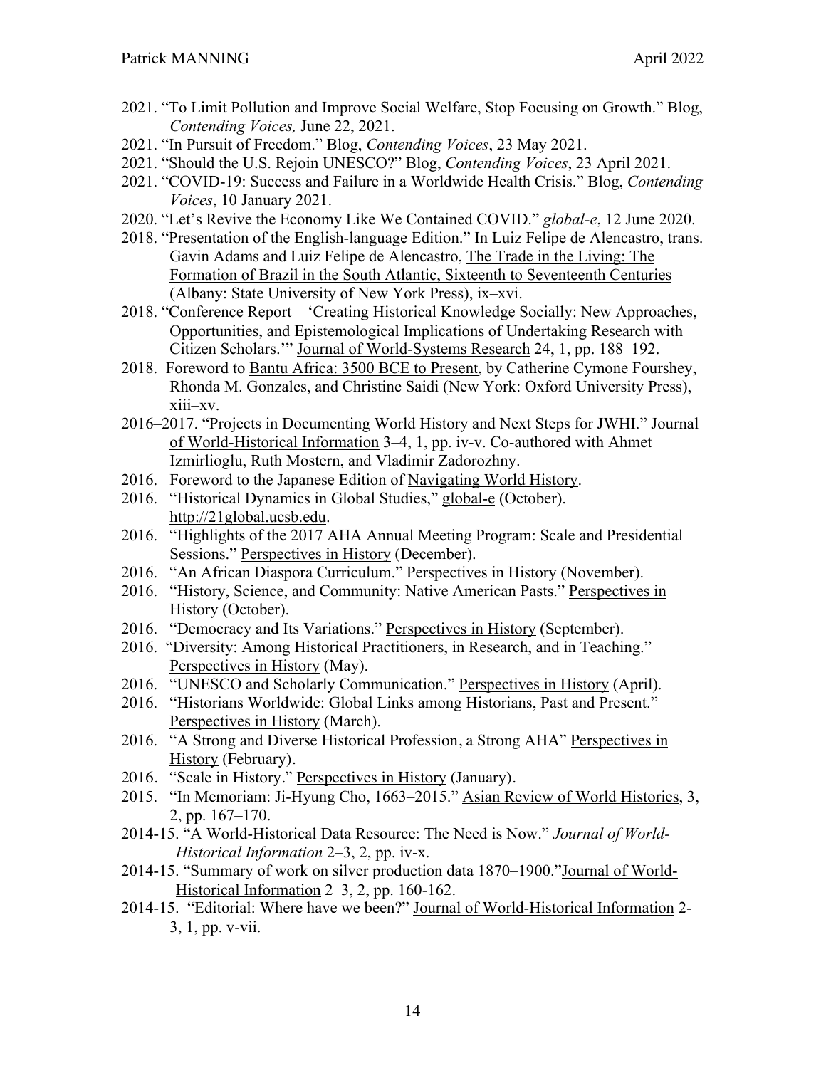- 2021. "To Limit Pollution and Improve Social Welfare, Stop Focusing on Growth." Blog, *Contending Voices,* June 22, 2021.
- 2021. "In Pursuit of Freedom." Blog, *Contending Voices*, 23 May 2021.
- 2021. "Should the U.S. Rejoin UNESCO?" Blog, *Contending Voices*, 23 April 2021.
- 2021. "COVID-19: Success and Failure in a Worldwide Health Crisis." Blog, *Contending Voices*, 10 January 2021.
- 2020. "Let's Revive the Economy Like We Contained COVID." *global-e*, 12 June 2020.
- 2018. "Presentation of the English-language Edition." In Luiz Felipe de Alencastro, trans. Gavin Adams and Luiz Felipe de Alencastro, The Trade in the Living: The Formation of Brazil in the South Atlantic, Sixteenth to Seventeenth Centuries (Albany: State University of New York Press), ix–xvi.
- 2018. "Conference Report—'Creating Historical Knowledge Socially: New Approaches, Opportunities, and Epistemological Implications of Undertaking Research with Citizen Scholars.'" Journal of World-Systems Research 24, 1, pp. 188–192.
- 2018. Foreword to Bantu Africa: 3500 BCE to Present, by Catherine Cymone Fourshey, Rhonda M. Gonzales, and Christine Saidi (New York: Oxford University Press), xiii–xv.
- 2016–2017. "Projects in Documenting World History and Next Steps for JWHI." Journal of World-Historical Information 3–4, 1, pp. iv-v. Co-authored with Ahmet Izmirlioglu, Ruth Mostern, and Vladimir Zadorozhny.
- 2016. Foreword to the Japanese Edition of Navigating World History.
- 2016. "Historical Dynamics in Global Studies," global-e (October). http://21global.ucsb.edu.
- 2016. "Highlights of the 2017 AHA Annual Meeting Program: Scale and Presidential Sessions." Perspectives in History (December).
- 2016. "An African Diaspora Curriculum." Perspectives in History (November).
- 2016. "History, Science, and Community: Native American Pasts." Perspectives in History (October).
- 2016. "Democracy and Its Variations." Perspectives in History (September).
- 2016. "Diversity: Among Historical Practitioners, in Research, and in Teaching." Perspectives in History (May).
- 2016. "UNESCO and Scholarly Communication." Perspectives in History (April).
- 2016. "Historians Worldwide: Global Links among Historians, Past and Present." Perspectives in History (March).
- 2016. "A Strong and Diverse Historical Profession, a Strong AHA" Perspectives in History (February).
- 2016. "Scale in History." Perspectives in History (January).
- 2015. "In Memoriam: Ji-Hyung Cho, 1663–2015." Asian Review of World Histories, 3, 2, pp. 167–170.
- 2014-15. "A World-Historical Data Resource: The Need is Now." *Journal of World-Historical Information* 2–3, 2, pp. iv-x.
- 2014-15. "Summary of work on silver production data 1870–1900."Journal of World-Historical Information 2–3, 2, pp. 160-162.
- 2014-15. "Editorial: Where have we been?" Journal of World-Historical Information 2-3, 1, pp. v-vii.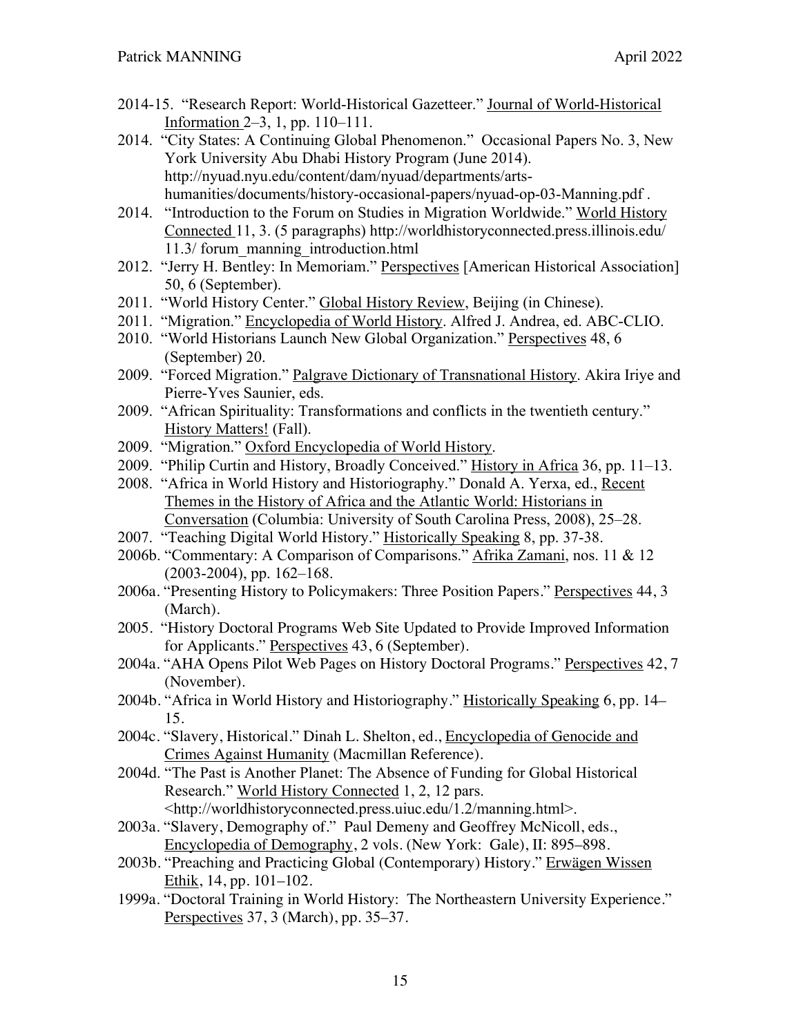2014-15. "Research Report: World-Historical Gazetteer." Journal of World-Historical Information 2–3, 1, pp. 110–111.

2014. "City States: A Continuing Global Phenomenon." Occasional Papers No. 3, New York University Abu Dhabi History Program (June 2014). http://nyuad.nyu.edu/content/dam/nyuad/departments/arts-humanities/documents/history-occasional-papers/nyuad-op-03-Manning.pdf .

2014. "Introduction to the Forum on Studies in Migration Worldwide." World History Connected 11, 3. (5 paragraphs) http://worldhistoryconnected.press.illinois.edu/ 11.3/ forum_manning_introduction.html

2012. "Jerry H. Bentley: In Memoriam." Perspectives [American Historical Association] 50, 6 (September).

2011. "World History Center." Global History Review, Beijing (in Chinese).

2011. "Migration." Encyclopedia of World History. Alfred J. Andrea, ed. ABC-CLIO.

2010. "World Historians Launch New Global Organization." Perspectives 48, 6 (September) 20.

2009. "Forced Migration." Palgrave Dictionary of Transnational History. Akira Iriye and Pierre-Yves Saunier, eds.

2009. "African Spirituality: Transformations and conflicts in the twentieth century." History Matters! (Fall).

2009. "Migration." Oxford Encyclopedia of World History.

2009. "Philip Curtin and History, Broadly Conceived." History in Africa 36, pp. 11–13.

2008. "Africa in World History and Historiography." Donald A. Yerxa, ed., Recent Themes in the History of Africa and the Atlantic World: Historians in Conversation (Columbia: University of South Carolina Press, 2008), 25–28.

2007. "Teaching Digital World History." Historically Speaking 8, pp. 37-38.

2006b. "Commentary: A Comparison of Comparisons." Afrika Zamani, nos. 11 & 12 (2003-2004), pp. 162–168.

2006a. "Presenting History to Policymakers: Three Position Papers." Perspectives 44, 3 (March).

2005. "History Doctoral Programs Web Site Updated to Provide Improved Information for Applicants." Perspectives 43, 6 (September).

2004a. "AHA Opens Pilot Web Pages on History Doctoral Programs." Perspectives 42, 7 (November).

2004b. "Africa in World History and Historiography." Historically Speaking 6, pp. 14–15.

2004c. "Slavery, Historical." Dinah L. Shelton, ed., Encyclopedia of Genocide and Crimes Against Humanity (Macmillan Reference).

2004d. "The Past is Another Planet: The Absence of Funding for Global Historical Research." World History Connected 1, 2, 12 pars. <http://worldhistoryconnected.press.uiuc.edu/1.2/manning.html>.

2003a. "Slavery, Demography of." Paul Demeny and Geoffrey McNicoll, eds., Encyclopedia of Demography, 2 vols. (New York: Gale), II: 895–898.

2003b. "Preaching and Practicing Global (Contemporary) History." Erwägen Wissen Ethik, 14, pp. 101–102.

1999a. "Doctoral Training in World History: The Northeastern University Experience." Perspectives 37, 3 (March), pp. 35–37.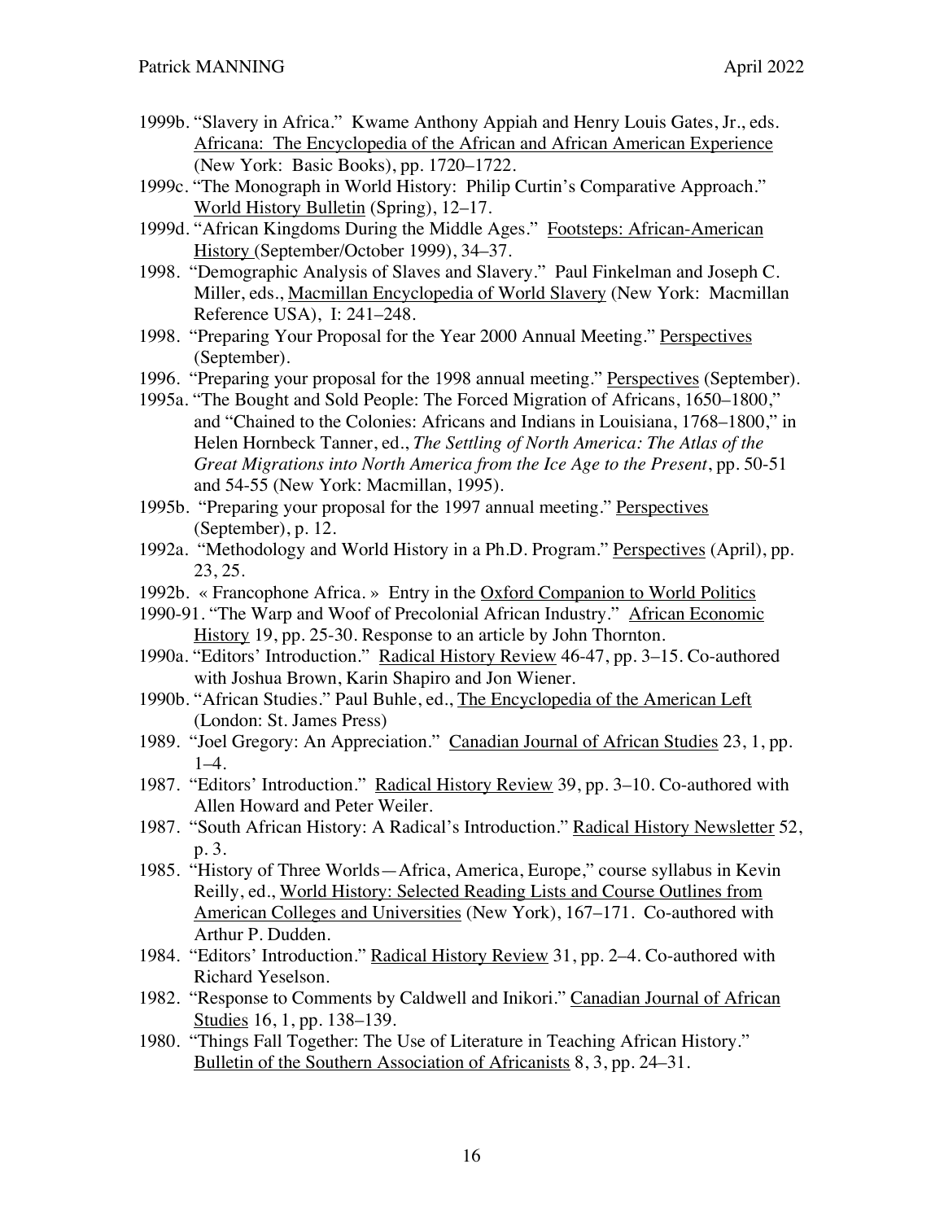1999b. "Slavery in Africa." Kwame Anthony Appiah and Henry Louis Gates, Jr., eds. Africana: The Encyclopedia of the African and African American Experience (New York: Basic Books), pp. 1720–1722.

1999c. "The Monograph in World History: Philip Curtin's Comparative Approach." World History Bulletin (Spring), 12–17.

1999d. "African Kingdoms During the Middle Ages." Footsteps: African-American History (September/October 1999), 34–37.

1998. "Demographic Analysis of Slaves and Slavery." Paul Finkelman and Joseph C. Miller, eds., Macmillan Encyclopedia of World Slavery (New York: Macmillan Reference USA), I: 241–248.

1998. "Preparing Your Proposal for the Year 2000 Annual Meeting." Perspectives (September).

1996. "Preparing your proposal for the 1998 annual meeting." Perspectives (September).

1995a. "The Bought and Sold People: The Forced Migration of Africans, 1650–1800," and "Chained to the Colonies: Africans and Indians in Louisiana, 1768–1800," in Helen Hornbeck Tanner, ed., *The Settling of North America: The Atlas of the Great Migrations into North America from the Ice Age to the Present*, pp. 50-51 and 54-55 (New York: Macmillan, 1995).

1995b. "Preparing your proposal for the 1997 annual meeting." Perspectives (September), p. 12.

1992a. "Methodology and World History in a Ph.D. Program." Perspectives (April), pp. 23, 25.

1992b. « Francophone Africa. » Entry in the Oxford Companion to World Politics

1990-91. "The Warp and Woof of Precolonial African Industry." African Economic History 19, pp. 25-30. Response to an article by John Thornton.

1990a. "Editors' Introduction." Radical History Review 46-47, pp. 3–15. Co-authored with Joshua Brown, Karin Shapiro and Jon Wiener.

1990b. "African Studies." Paul Buhle, ed., The Encyclopedia of the American Left (London: St. James Press)

1989. "Joel Gregory: An Appreciation." Canadian Journal of African Studies 23, 1, pp. 1–4.

1987. "Editors' Introduction." Radical History Review 39, pp. 3–10. Co-authored with Allen Howard and Peter Weiler.

1987. "South African History: A Radical's Introduction." Radical History Newsletter 52, p. 3.

1985. "History of Three Worlds—Africa, America, Europe," course syllabus in Kevin Reilly, ed., World History: Selected Reading Lists and Course Outlines from American Colleges and Universities (New York), 167–171. Co-authored with Arthur P. Dudden.

1984. "Editors' Introduction." Radical History Review 31, pp. 2–4. Co-authored with Richard Yeselson.

1982. "Response to Comments by Caldwell and Inikori." Canadian Journal of African Studies 16, 1, pp. 138–139.

1980. "Things Fall Together: The Use of Literature in Teaching African History." Bulletin of the Southern Association of Africanists 8, 3, pp. 24–31.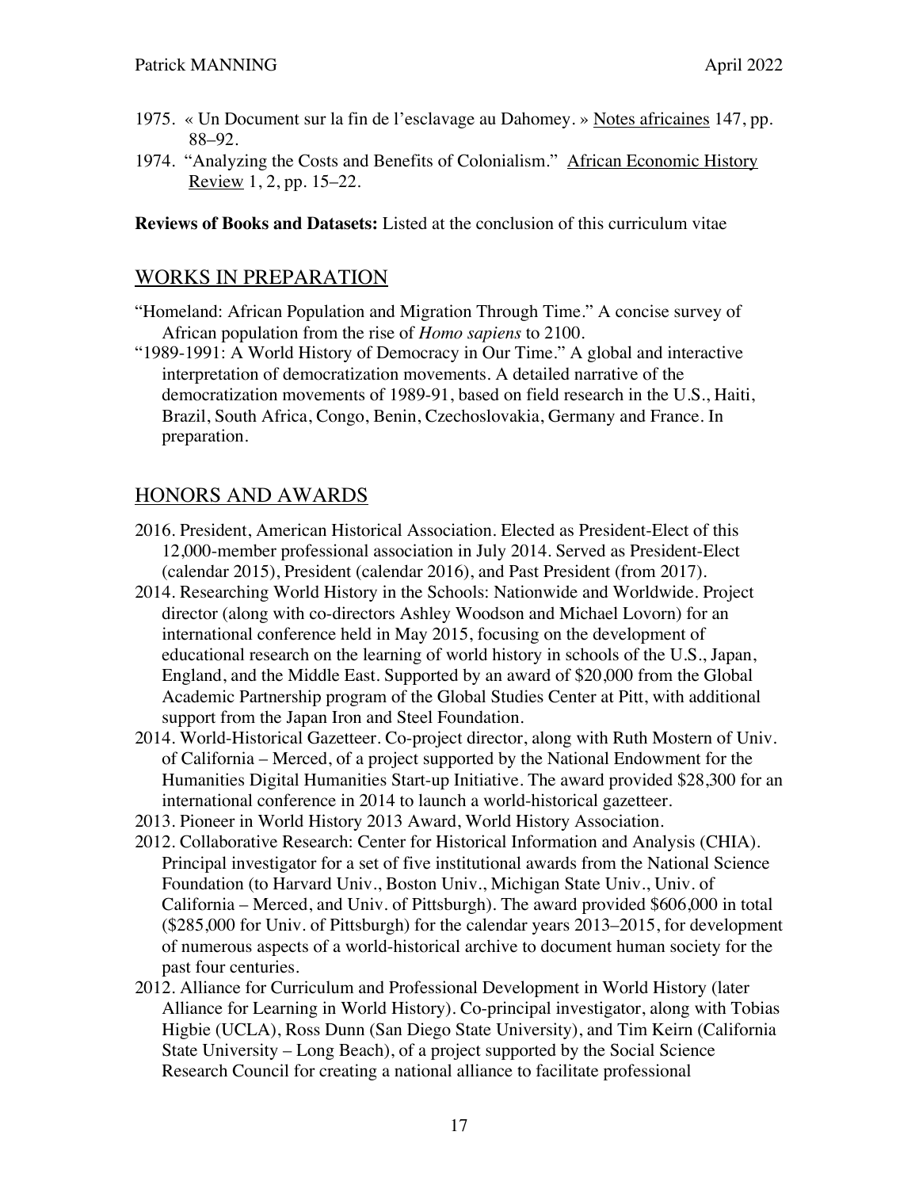1975. « Un Document sur la fin de l'esclavage au Dahomey. » Notes africaines 147, pp. 88–92.

1974. "Analyzing the Costs and Benefits of Colonialism." African Economic History Review 1, 2, pp. 15–22.

**Reviews of Books and Datasets:** Listed at the conclusion of this curriculum vitae

## WORKS IN PREPARATION

"Homeland: African Population and Migration Through Time." A concise survey of African population from the rise of *Homo sapiens* to 2100.

"1989-1991: A World History of Democracy in Our Time." A global and interactive interpretation of democratization movements. A detailed narrative of the democratization movements of 1989-91, based on field research in the U.S., Haiti, Brazil, South Africa, Congo, Benin, Czechoslovakia, Germany and France. In preparation.

## HONORS AND AWARDS

2016. President, American Historical Association. Elected as President-Elect of this 12,000-member professional association in July 2014. Served as President-Elect (calendar 2015), President (calendar 2016), and Past President (from 2017).

2014. Researching World History in the Schools: Nationwide and Worldwide. Project director (along with co-directors Ashley Woodson and Michael Lovorn) for an international conference held in May 2015, focusing on the development of educational research on the learning of world history in schools of the U.S., Japan, England, and the Middle East. Supported by an award of $20,000 from the Global Academic Partnership program of the Global Studies Center at Pitt, with additional support from the Japan Iron and Steel Foundation.

2014. World-Historical Gazetteer. Co-project director, along with Ruth Mostern of Univ. of California – Merced, of a project supported by the National Endowment for the Humanities Digital Humanities Start-up Initiative. The award provided $28,300 for an international conference in 2014 to launch a world-historical gazetteer.

2013. Pioneer in World History 2013 Award, World History Association.

2012. Collaborative Research: Center for Historical Information and Analysis (CHIA). Principal investigator for a set of five institutional awards from the National Science Foundation (to Harvard Univ., Boston Univ., Michigan State Univ., Univ. of California – Merced, and Univ. of Pittsburgh). The award provided $606,000 in total ($285,000 for Univ. of Pittsburgh) for the calendar years 2013–2015, for development of numerous aspects of a world-historical archive to document human society for the past four centuries.

2012. Alliance for Curriculum and Professional Development in World History (later Alliance for Learning in World History). Co-principal investigator, along with Tobias Higbie (UCLA), Ross Dunn (San Diego State University), and Tim Keirn (California State University – Long Beach), of a project supported by the Social Science Research Council for creating a national alliance to facilitate professional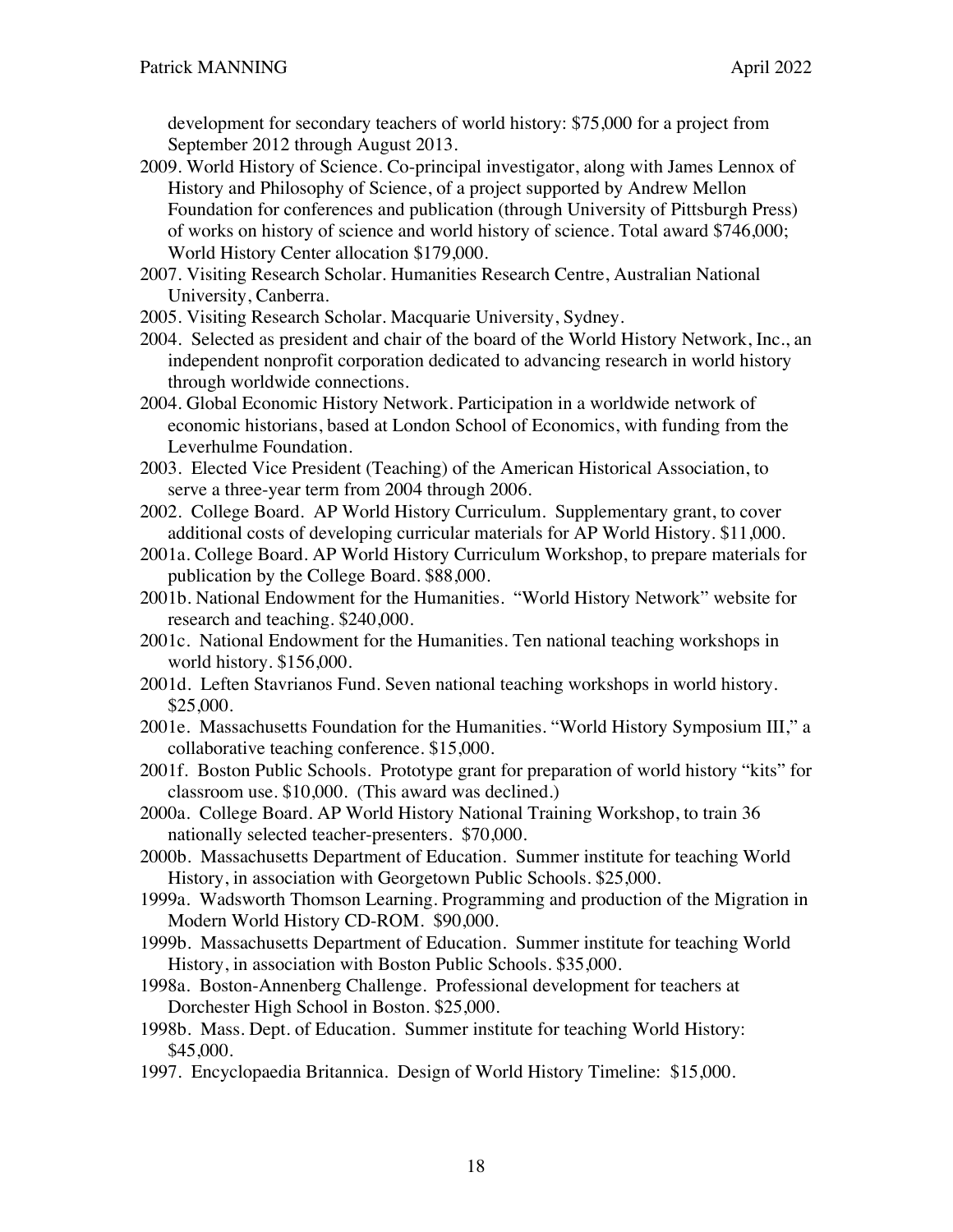development for secondary teachers of world history: $75,000 for a project from September 2012 through August 2013.

2009. World History of Science. Co-principal investigator, along with James Lennox of History and Philosophy of Science, of a project supported by Andrew Mellon Foundation for conferences and publication (through University of Pittsburgh Press) of works on history of science and world history of science. Total award $746,000; World History Center allocation $179,000.

2007. Visiting Research Scholar. Humanities Research Centre, Australian National University, Canberra.

2005. Visiting Research Scholar. Macquarie University, Sydney.

2004. Selected as president and chair of the board of the World History Network, Inc., an independent nonprofit corporation dedicated to advancing research in world history through worldwide connections.

2004. Global Economic History Network. Participation in a worldwide network of economic historians, based at London School of Economics, with funding from the Leverhulme Foundation.

2003. Elected Vice President (Teaching) of the American Historical Association, to serve a three-year term from 2004 through 2006.

2002. College Board. AP World History Curriculum. Supplementary grant, to cover additional costs of developing curricular materials for AP World History. $11,000.

2001a. College Board. AP World History Curriculum Workshop, to prepare materials for publication by the College Board. $88,000.

2001b. National Endowment for the Humanities. "World History Network" website for research and teaching. $240,000.

2001c. National Endowment for the Humanities. Ten national teaching workshops in world history. $156,000.

2001d. Leften Stavrianos Fund. Seven national teaching workshops in world history. $25,000.

2001e. Massachusetts Foundation for the Humanities. "World History Symposium III," a collaborative teaching conference. $15,000.

2001f. Boston Public Schools. Prototype grant for preparation of world history "kits" for classroom use. $10,000. (This award was declined.)

2000a. College Board. AP World History National Training Workshop, to train 36 nationally selected teacher-presenters. $70,000.

2000b. Massachusetts Department of Education. Summer institute for teaching World History, in association with Georgetown Public Schools. $25,000.

1999a. Wadsworth Thomson Learning. Programming and production of the Migration in Modern World History CD-ROM. $90,000.

1999b. Massachusetts Department of Education. Summer institute for teaching World History, in association with Boston Public Schools. $35,000.

1998a. Boston-Annenberg Challenge. Professional development for teachers at Dorchester High School in Boston. $25,000.

1998b. Mass. Dept. of Education. Summer institute for teaching World History: $45,000.

1997. Encyclopaedia Britannica. Design of World History Timeline: $15,000.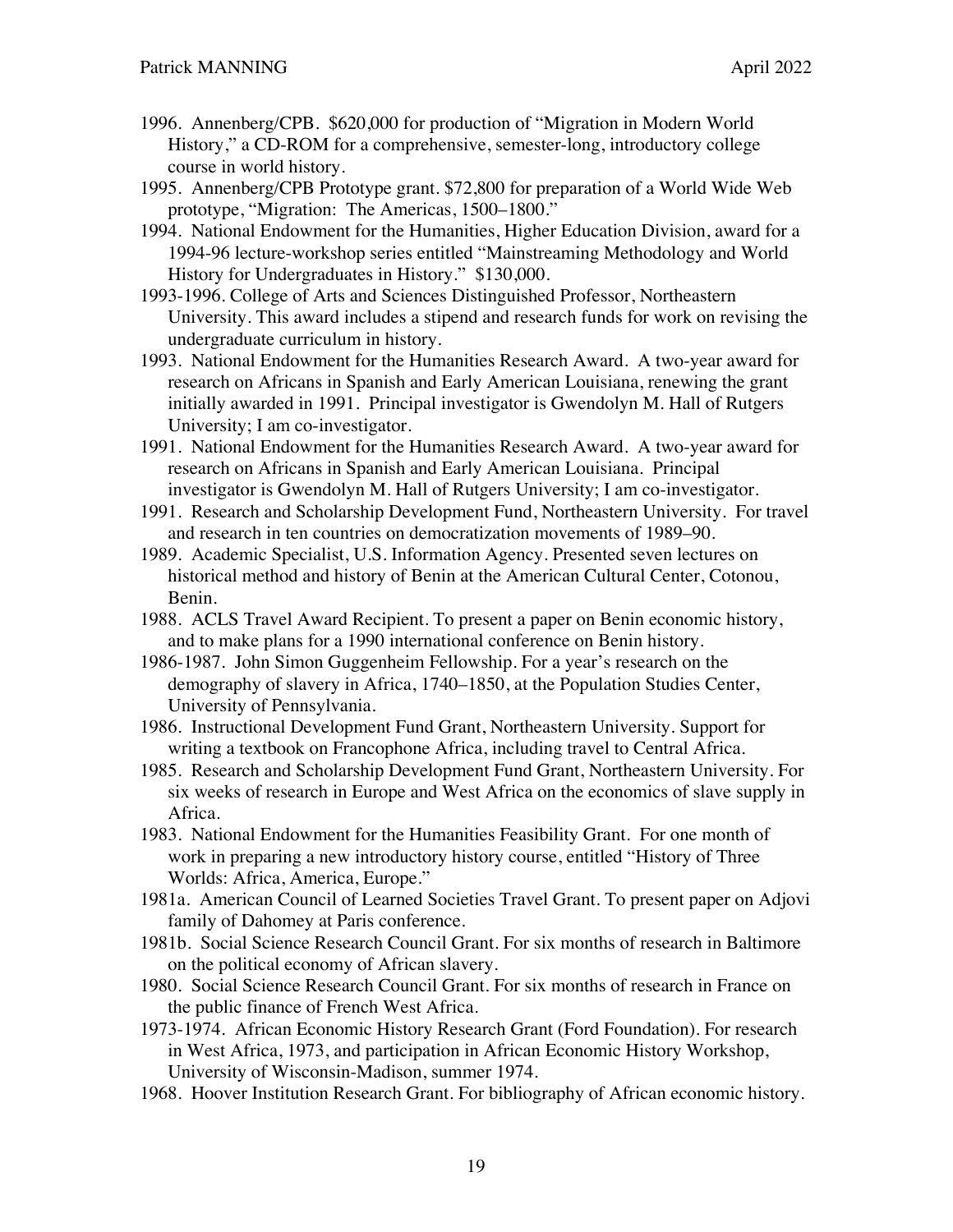1996. Annenberg/CPB. $620,000 for production of "Migration in Modern World History," a CD-ROM for a comprehensive, semester-long, introductory college course in world history.

1995. Annenberg/CPB Prototype grant. $72,800 for preparation of a World Wide Web prototype, "Migration: The Americas, 1500–1800."

1994. National Endowment for the Humanities, Higher Education Division, award for a 1994-96 lecture-workshop series entitled "Mainstreaming Methodology and World History for Undergraduates in History." $130,000.

1993-1996. College of Arts and Sciences Distinguished Professor, Northeastern University. This award includes a stipend and research funds for work on revising the undergraduate curriculum in history.

1993. National Endowment for the Humanities Research Award. A two-year award for research on Africans in Spanish and Early American Louisiana, renewing the grant initially awarded in 1991. Principal investigator is Gwendolyn M. Hall of Rutgers University; I am co-investigator.

1991. National Endowment for the Humanities Research Award. A two-year award for research on Africans in Spanish and Early American Louisiana. Principal investigator is Gwendolyn M. Hall of Rutgers University; I am co-investigator.

1991. Research and Scholarship Development Fund, Northeastern University. For travel and research in ten countries on democratization movements of 1989–90.

1989. Academic Specialist, U.S. Information Agency. Presented seven lectures on historical method and history of Benin at the American Cultural Center, Cotonou, Benin.

1988. ACLS Travel Award Recipient. To present a paper on Benin economic history, and to make plans for a 1990 international conference on Benin history.

1986-1987. John Simon Guggenheim Fellowship. For a year's research on the demography of slavery in Africa, 1740–1850, at the Population Studies Center, University of Pennsylvania.

1986. Instructional Development Fund Grant, Northeastern University. Support for writing a textbook on Francophone Africa, including travel to Central Africa.

1985. Research and Scholarship Development Fund Grant, Northeastern University. For six weeks of research in Europe and West Africa on the economics of slave supply in Africa.

1983. National Endowment for the Humanities Feasibility Grant. For one month of work in preparing a new introductory history course, entitled "History of Three Worlds: Africa, America, Europe."

1981a. American Council of Learned Societies Travel Grant. To present paper on Adjovi family of Dahomey at Paris conference.

1981b. Social Science Research Council Grant. For six months of research in Baltimore on the political economy of African slavery.

1980. Social Science Research Council Grant. For six months of research in France on the public finance of French West Africa.

1973-1974. African Economic History Research Grant (Ford Foundation). For research in West Africa, 1973, and participation in African Economic History Workshop, University of Wisconsin-Madison, summer 1974.

1968. Hoover Institution Research Grant. For bibliography of African economic history.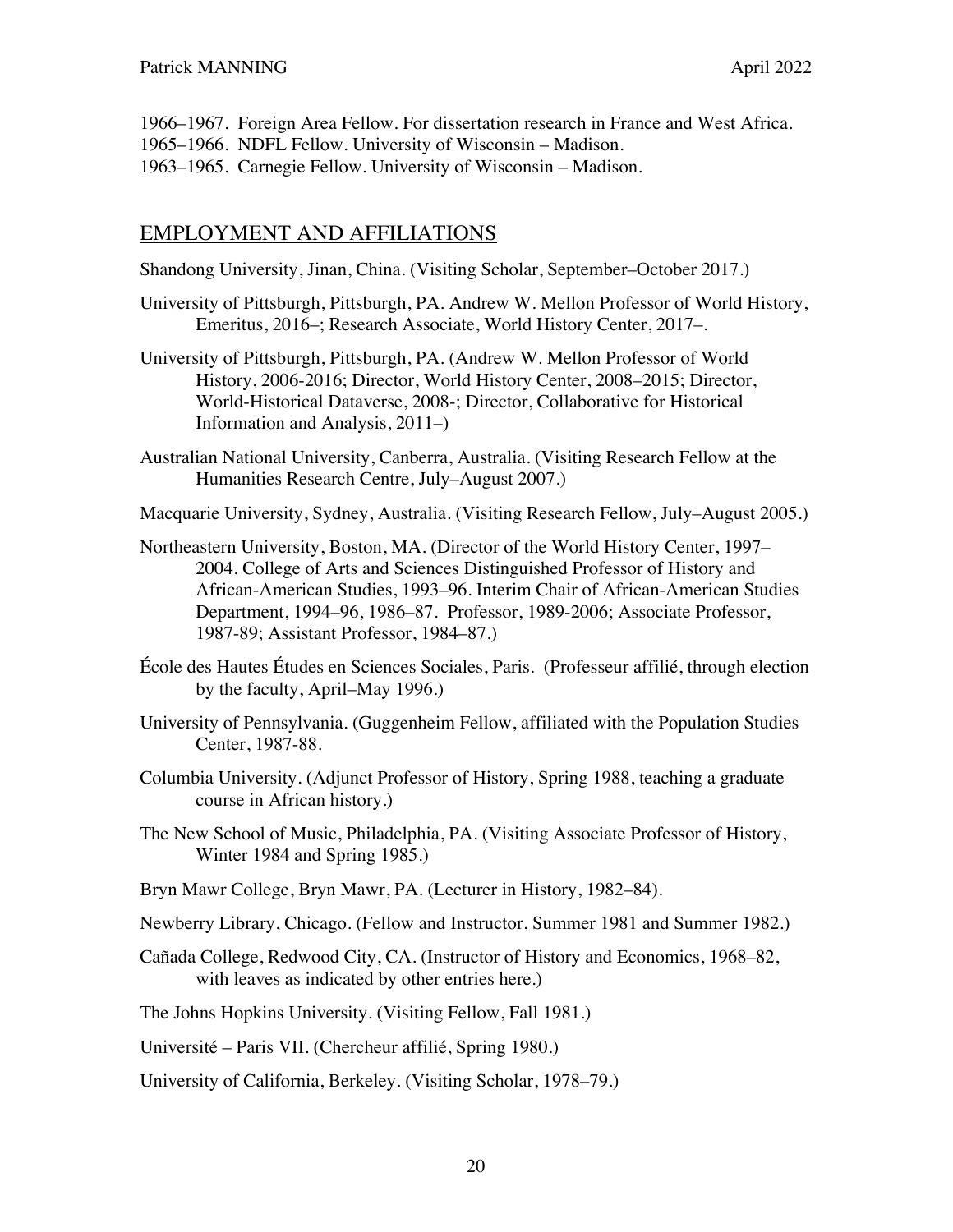1966–1967. Foreign Area Fellow. For dissertation research in France and West Africa.
1965–1966. NDFL Fellow. University of Wisconsin – Madison.
1963–1965. Carnegie Fellow. University of Wisconsin – Madison.

## EMPLOYMENT AND AFFILIATIONS

Shandong University, Jinan, China. (Visiting Scholar, September–October 2017.)

University of Pittsburgh, Pittsburgh, PA. Andrew W. Mellon Professor of World History, Emeritus, 2016–; Research Associate, World History Center, 2017–.

University of Pittsburgh, Pittsburgh, PA. (Andrew W. Mellon Professor of World History, 2006-2016; Director, World History Center, 2008–2015; Director, World-Historical Dataverse, 2008-; Director, Collaborative for Historical Information and Analysis, 2011–)

Australian National University, Canberra, Australia. (Visiting Research Fellow at the Humanities Research Centre, July–August 2007.)

Macquarie University, Sydney, Australia. (Visiting Research Fellow, July–August 2005.)

Northeastern University, Boston, MA. (Director of the World History Center, 1997–2004. College of Arts and Sciences Distinguished Professor of History and African-American Studies, 1993–96. Interim Chair of African-American Studies Department, 1994–96, 1986–87. Professor, 1989-2006; Associate Professor, 1987-89; Assistant Professor, 1984–87.)

École des Hautes Études en Sciences Sociales, Paris. (Professeur affilié, through election by the faculty, April–May 1996.)

University of Pennsylvania. (Guggenheim Fellow, affiliated with the Population Studies Center, 1987-88.

Columbia University. (Adjunct Professor of History, Spring 1988, teaching a graduate course in African history.)

The New School of Music, Philadelphia, PA. (Visiting Associate Professor of History, Winter 1984 and Spring 1985.)

Bryn Mawr College, Bryn Mawr, PA. (Lecturer in History, 1982–84).

Newberry Library, Chicago. (Fellow and Instructor, Summer 1981 and Summer 1982.)

Cañada College, Redwood City, CA. (Instructor of History and Economics, 1968–82, with leaves as indicated by other entries here.)

The Johns Hopkins University. (Visiting Fellow, Fall 1981.)

Université – Paris VII. (Chercheur affilié, Spring 1980.)

University of California, Berkeley. (Visiting Scholar, 1978–79.)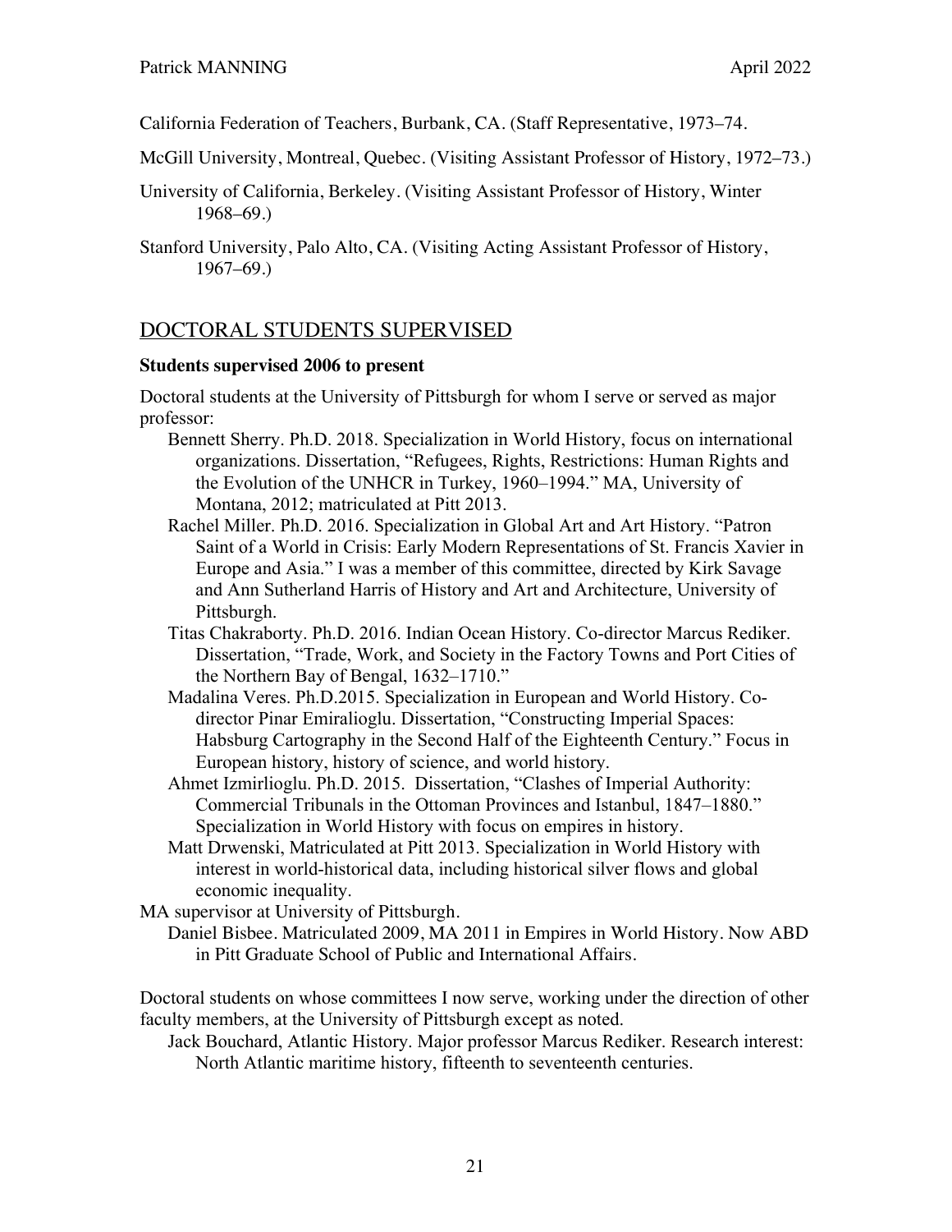California Federation of Teachers, Burbank, CA. (Staff Representative, 1973–74.

McGill University, Montreal, Quebec. (Visiting Assistant Professor of History, 1972–73.)

University of California, Berkeley. (Visiting Assistant Professor of History, Winter 1968–69.)

Stanford University, Palo Alto, CA. (Visiting Acting Assistant Professor of History, 1967–69.)

## DOCTORAL STUDENTS SUPERVISED

**Students supervised 2006 to present**

Doctoral students at the University of Pittsburgh for whom I serve or served as major professor:

Bennett Sherry. Ph.D. 2018. Specialization in World History, focus on international organizations. Dissertation, "Refugees, Rights, Restrictions: Human Rights and the Evolution of the UNHCR in Turkey, 1960–1994." MA, University of Montana, 2012; matriculated at Pitt 2013.

Rachel Miller. Ph.D. 2016. Specialization in Global Art and Art History. "Patron Saint of a World in Crisis: Early Modern Representations of St. Francis Xavier in Europe and Asia." I was a member of this committee, directed by Kirk Savage and Ann Sutherland Harris of History and Art and Architecture, University of Pittsburgh.

Titas Chakraborty. Ph.D. 2016. Indian Ocean History. Co-director Marcus Rediker. Dissertation, "Trade, Work, and Society in the Factory Towns and Port Cities of the Northern Bay of Bengal, 1632–1710."

Madalina Veres. Ph.D.2015. Specialization in European and World History. Co-director Pinar Emiralioglu. Dissertation, "Constructing Imperial Spaces: Habsburg Cartography in the Second Half of the Eighteenth Century." Focus in European history, history of science, and world history.

Ahmet Izmirlioglu. Ph.D. 2015. Dissertation, "Clashes of Imperial Authority: Commercial Tribunals in the Ottoman Provinces and Istanbul, 1847–1880." Specialization in World History with focus on empires in history.

Matt Drwenski, Matriculated at Pitt 2013. Specialization in World History with interest in world-historical data, including historical silver flows and global economic inequality.

MA supervisor at University of Pittsburgh.

Daniel Bisbee. Matriculated 2009, MA 2011 in Empires in World History. Now ABD in Pitt Graduate School of Public and International Affairs.

Doctoral students on whose committees I now serve, working under the direction of other faculty members, at the University of Pittsburgh except as noted.

Jack Bouchard, Atlantic History. Major professor Marcus Rediker. Research interest: North Atlantic maritime history, fifteenth to seventeenth centuries.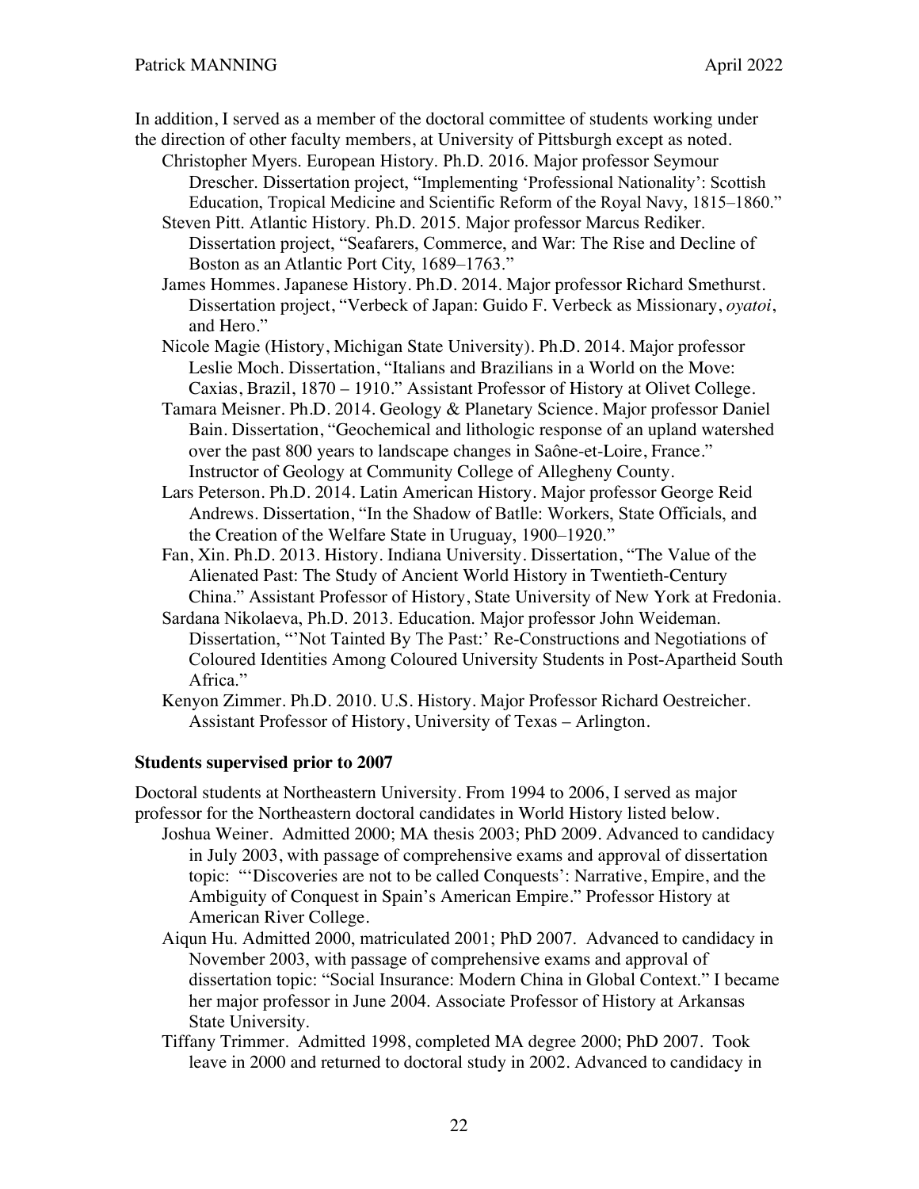In addition, I served as a member of the doctoral committee of students working under the direction of other faculty members, at University of Pittsburgh except as noted.

- Christopher Myers. European History. Ph.D. 2016. Major professor Seymour Drescher. Dissertation project, "Implementing 'Professional Nationality': Scottish Education, Tropical Medicine and Scientific Reform of the Royal Navy, 1815–1860."
- Steven Pitt. Atlantic History. Ph.D. 2015. Major professor Marcus Rediker. Dissertation project, "Seafarers, Commerce, and War: The Rise and Decline of Boston as an Atlantic Port City, 1689–1763."
- James Hommes. Japanese History. Ph.D. 2014. Major professor Richard Smethurst. Dissertation project, "Verbeck of Japan: Guido F. Verbeck as Missionary, *oyatoi*, and Hero."
- Nicole Magie (History, Michigan State University). Ph.D. 2014. Major professor Leslie Moch. Dissertation, "Italians and Brazilians in a World on the Move: Caxias, Brazil, 1870 – 1910." Assistant Professor of History at Olivet College.
- Tamara Meisner. Ph.D. 2014. Geology & Planetary Science. Major professor Daniel Bain. Dissertation, "Geochemical and lithologic response of an upland watershed over the past 800 years to landscape changes in Saône-et-Loire, France." Instructor of Geology at Community College of Allegheny County.
- Lars Peterson. Ph.D. 2014. Latin American History. Major professor George Reid Andrews. Dissertation, "In the Shadow of Batlle: Workers, State Officials, and the Creation of the Welfare State in Uruguay, 1900–1920."
- Fan, Xin. Ph.D. 2013. History. Indiana University. Dissertation, "The Value of the Alienated Past: The Study of Ancient World History in Twentieth-Century China." Assistant Professor of History, State University of New York at Fredonia.
- Sardana Nikolaeva, Ph.D. 2013. Education. Major professor John Weideman. Dissertation, "'Not Tainted By The Past:' Re-Constructions and Negotiations of Coloured Identities Among Coloured University Students in Post-Apartheid South Africa."
- Kenyon Zimmer. Ph.D. 2010. U.S. History. Major Professor Richard Oestreicher. Assistant Professor of History, University of Texas – Arlington.

### Students supervised prior to 2007

Doctoral students at Northeastern University. From 1994 to 2006, I served as major professor for the Northeastern doctoral candidates in World History listed below.

- Joshua Weiner. Admitted 2000; MA thesis 2003; PhD 2009. Advanced to candidacy in July 2003, with passage of comprehensive exams and approval of dissertation topic: "'Discoveries are not to be called Conquests': Narrative, Empire, and the Ambiguity of Conquest in Spain's American Empire." Professor History at American River College.
- Aiqun Hu. Admitted 2000, matriculated 2001; PhD 2007. Advanced to candidacy in November 2003, with passage of comprehensive exams and approval of dissertation topic: "Social Insurance: Modern China in Global Context." I became her major professor in June 2004. Associate Professor of History at Arkansas State University.
- Tiffany Trimmer. Admitted 1998, completed MA degree 2000; PhD 2007. Took leave in 2000 and returned to doctoral study in 2002. Advanced to candidacy in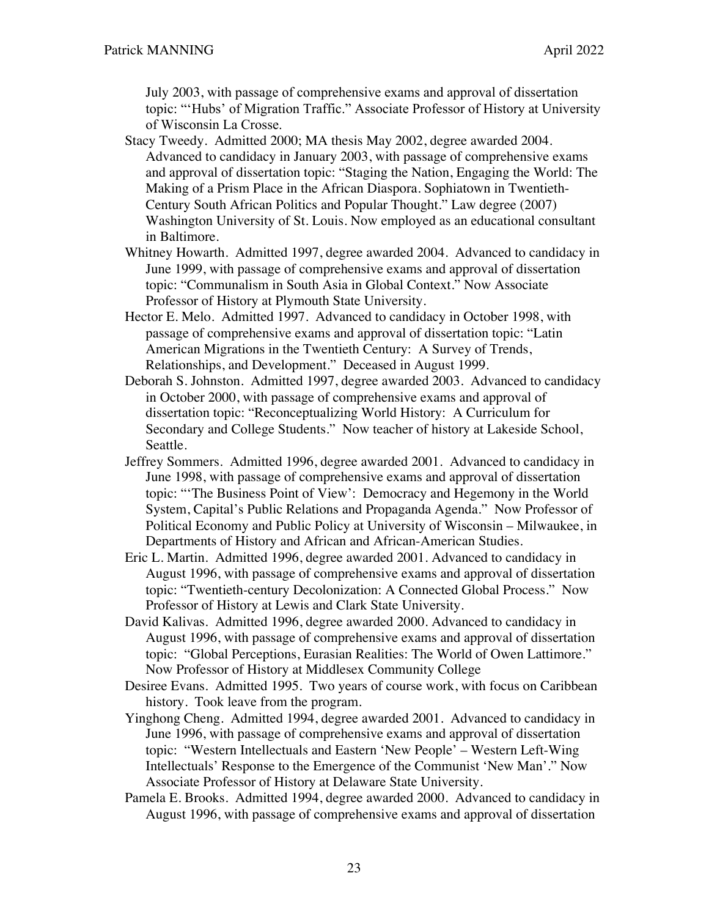July 2003, with passage of comprehensive exams and approval of dissertation topic: "'Hubs' of Migration Traffic." Associate Professor of History at University of Wisconsin La Crosse.

Stacy Tweedy. Admitted 2000; MA thesis May 2002, degree awarded 2004. Advanced to candidacy in January 2003, with passage of comprehensive exams and approval of dissertation topic: "Staging the Nation, Engaging the World: The Making of a Prism Place in the African Diaspora. Sophiatown in Twentieth-Century South African Politics and Popular Thought." Law degree (2007) Washington University of St. Louis. Now employed as an educational consultant in Baltimore.

Whitney Howarth. Admitted 1997, degree awarded 2004. Advanced to candidacy in June 1999, with passage of comprehensive exams and approval of dissertation topic: "Communalism in South Asia in Global Context." Now Associate Professor of History at Plymouth State University.

Hector E. Melo. Admitted 1997. Advanced to candidacy in October 1998, with passage of comprehensive exams and approval of dissertation topic: "Latin American Migrations in the Twentieth Century: A Survey of Trends, Relationships, and Development." Deceased in August 1999.

Deborah S. Johnston. Admitted 1997, degree awarded 2003. Advanced to candidacy in October 2000, with passage of comprehensive exams and approval of dissertation topic: "Reconceptualizing World History: A Curriculum for Secondary and College Students." Now teacher of history at Lakeside School, Seattle.

Jeffrey Sommers. Admitted 1996, degree awarded 2001. Advanced to candidacy in June 1998, with passage of comprehensive exams and approval of dissertation topic: "'The Business Point of View': Democracy and Hegemony in the World System, Capital's Public Relations and Propaganda Agenda." Now Professor of Political Economy and Public Policy at University of Wisconsin – Milwaukee, in Departments of History and African and African-American Studies.

Eric L. Martin. Admitted 1996, degree awarded 2001. Advanced to candidacy in August 1996, with passage of comprehensive exams and approval of dissertation topic: "Twentieth-century Decolonization: A Connected Global Process." Now Professor of History at Lewis and Clark State University.

David Kalivas. Admitted 1996, degree awarded 2000. Advanced to candidacy in August 1996, with passage of comprehensive exams and approval of dissertation topic: "Global Perceptions, Eurasian Realities: The World of Owen Lattimore." Now Professor of History at Middlesex Community College

Desiree Evans. Admitted 1995. Two years of course work, with focus on Caribbean history. Took leave from the program.

Yinghong Cheng. Admitted 1994, degree awarded 2001. Advanced to candidacy in June 1996, with passage of comprehensive exams and approval of dissertation topic: "Western Intellectuals and Eastern 'New People' – Western Left-Wing Intellectuals' Response to the Emergence of the Communist 'New Man'." Now Associate Professor of History at Delaware State University.

Pamela E. Brooks. Admitted 1994, degree awarded 2000. Advanced to candidacy in August 1996, with passage of comprehensive exams and approval of dissertation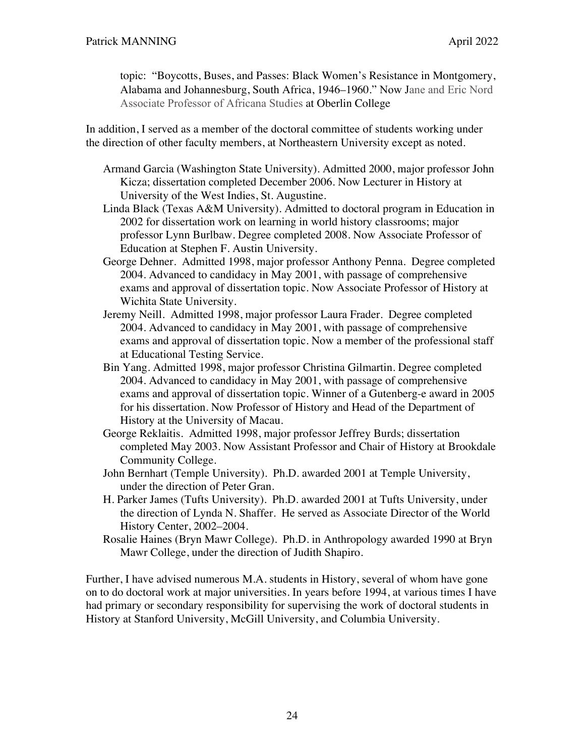topic: "Boycotts, Buses, and Passes: Black Women's Resistance in Montgomery, Alabama and Johannesburg, South Africa, 1946–1960." Now Jane and Eric Nord Associate Professor of Africana Studies at Oberlin College

In addition, I served as a member of the doctoral committee of students working under the direction of other faculty members, at Northeastern University except as noted.

- Armand Garcia (Washington State University). Admitted 2000, major professor John Kicza; dissertation completed December 2006. Now Lecturer in History at University of the West Indies, St. Augustine.
- Linda Black (Texas A&M University). Admitted to doctoral program in Education in 2002 for dissertation work on learning in world history classrooms; major professor Lynn Burlbaw. Degree completed 2008. Now Associate Professor of Education at Stephen F. Austin University.
- George Dehner. Admitted 1998, major professor Anthony Penna. Degree completed 2004. Advanced to candidacy in May 2001, with passage of comprehensive exams and approval of dissertation topic. Now Associate Professor of History at Wichita State University.
- Jeremy Neill. Admitted 1998, major professor Laura Frader. Degree completed 2004. Advanced to candidacy in May 2001, with passage of comprehensive exams and approval of dissertation topic. Now a member of the professional staff at Educational Testing Service.
- Bin Yang. Admitted 1998, major professor Christina Gilmartin. Degree completed 2004. Advanced to candidacy in May 2001, with passage of comprehensive exams and approval of dissertation topic. Winner of a Gutenberg-e award in 2005 for his dissertation. Now Professor of History and Head of the Department of History at the University of Macau.
- George Reklaitis. Admitted 1998, major professor Jeffrey Burds; dissertation completed May 2003. Now Assistant Professor and Chair of History at Brookdale Community College.
- John Bernhart (Temple University). Ph.D. awarded 2001 at Temple University, under the direction of Peter Gran.
- H. Parker James (Tufts University). Ph.D. awarded 2001 at Tufts University, under the direction of Lynda N. Shaffer. He served as Associate Director of the World History Center, 2002–2004.
- Rosalie Haines (Bryn Mawr College). Ph.D. in Anthropology awarded 1990 at Bryn Mawr College, under the direction of Judith Shapiro.

Further, I have advised numerous M.A. students in History, several of whom have gone on to do doctoral work at major universities. In years before 1994, at various times I have had primary or secondary responsibility for supervising the work of doctoral students in History at Stanford University, McGill University, and Columbia University.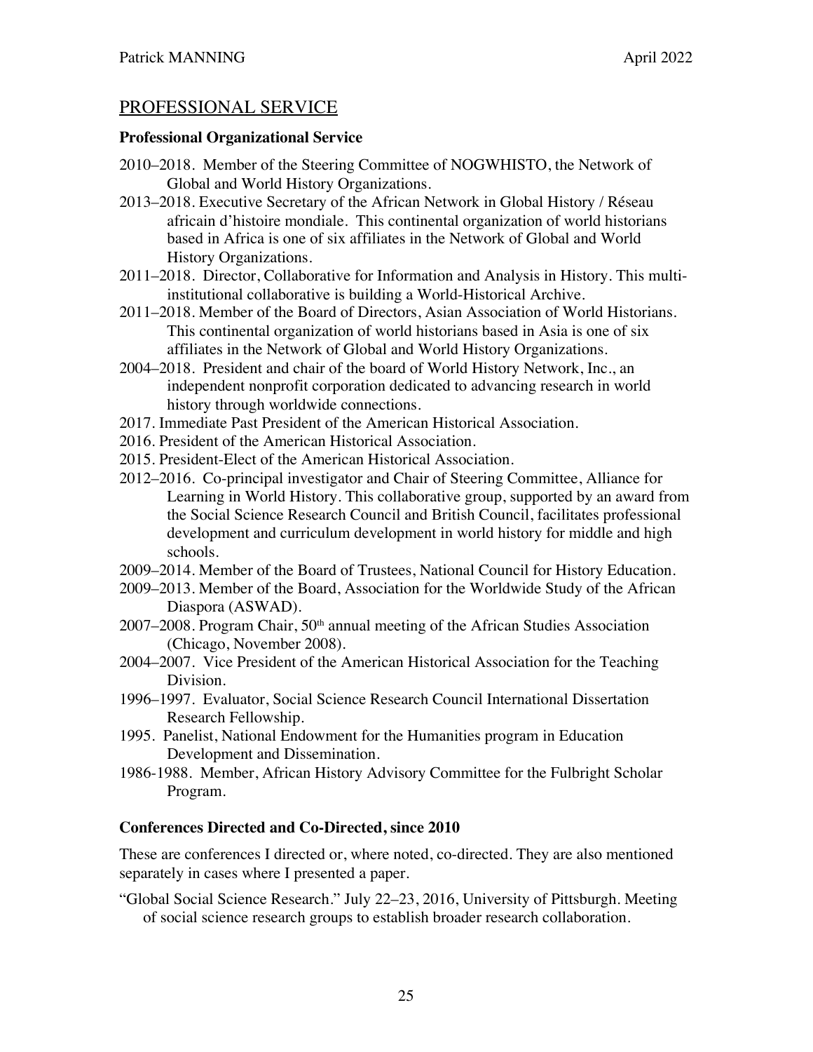## PROFESSIONAL SERVICE

### Professional Organizational Service

2010–2018. Member of the Steering Committee of NOGWHISTO, the Network of Global and World History Organizations.

2013–2018. Executive Secretary of the African Network in Global History / Réseau africain d'histoire mondiale. This continental organization of world historians based in Africa is one of six affiliates in the Network of Global and World History Organizations.

2011–2018. Director, Collaborative for Information and Analysis in History. This multi-institutional collaborative is building a World-Historical Archive.

2011–2018. Member of the Board of Directors, Asian Association of World Historians. This continental organization of world historians based in Asia is one of six affiliates in the Network of Global and World History Organizations.

2004–2018. President and chair of the board of World History Network, Inc., an independent nonprofit corporation dedicated to advancing research in world history through worldwide connections.

2017. Immediate Past President of the American Historical Association.

2016. President of the American Historical Association.

2015. President-Elect of the American Historical Association.

2012–2016. Co-principal investigator and Chair of Steering Committee, Alliance for Learning in World History. This collaborative group, supported by an award from the Social Science Research Council and British Council, facilitates professional development and curriculum development in world history for middle and high schools.

2009–2014. Member of the Board of Trustees, National Council for History Education.

2009–2013. Member of the Board, Association for the Worldwide Study of the African Diaspora (ASWAD).

2007–2008. Program Chair, 50th annual meeting of the African Studies Association (Chicago, November 2008).

2004–2007. Vice President of the American Historical Association for the Teaching Division.

1996–1997. Evaluator, Social Science Research Council International Dissertation Research Fellowship.

1995. Panelist, National Endowment for the Humanities program in Education Development and Dissemination.

1986-1988. Member, African History Advisory Committee for the Fulbright Scholar Program.

### Conferences Directed and Co-Directed, since 2010

These are conferences I directed or, where noted, co-directed. They are also mentioned separately in cases where I presented a paper.

"Global Social Science Research." July 22–23, 2016, University of Pittsburgh. Meeting of social science research groups to establish broader research collaboration.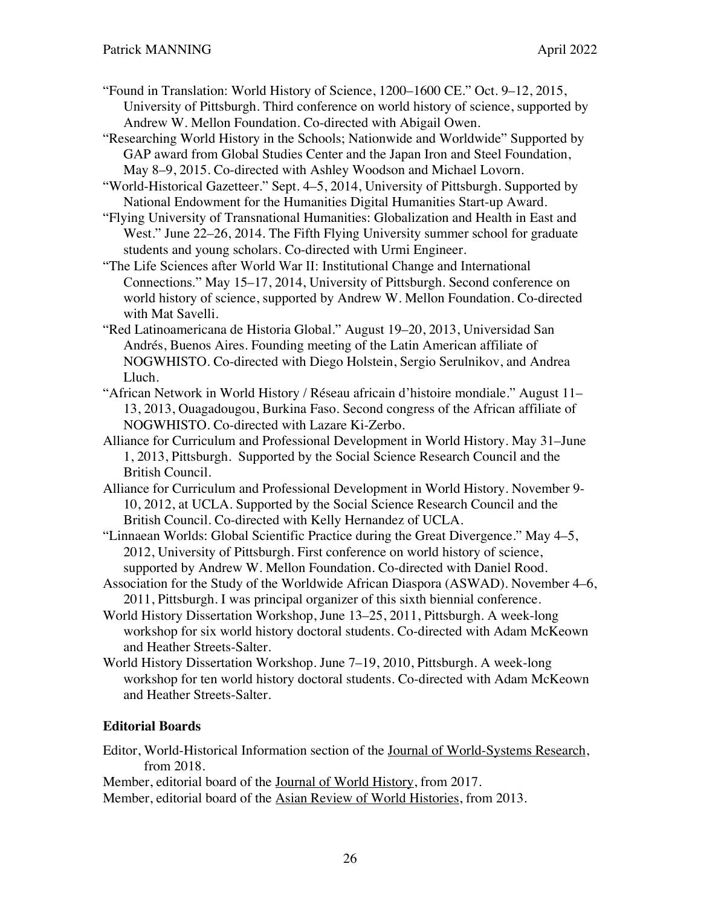"Found in Translation: World History of Science, 1200–1600 CE." Oct. 9–12, 2015, University of Pittsburgh. Third conference on world history of science, supported by Andrew W. Mellon Foundation. Co-directed with Abigail Owen.

"Researching World History in the Schools; Nationwide and Worldwide" Supported by GAP award from Global Studies Center and the Japan Iron and Steel Foundation, May 8–9, 2015. Co-directed with Ashley Woodson and Michael Lovorn.

"World-Historical Gazetteer." Sept. 4–5, 2014, University of Pittsburgh. Supported by National Endowment for the Humanities Digital Humanities Start-up Award.

"Flying University of Transnational Humanities: Globalization and Health in East and West." June 22–26, 2014. The Fifth Flying University summer school for graduate students and young scholars. Co-directed with Urmi Engineer.

"The Life Sciences after World War II: Institutional Change and International Connections." May 15–17, 2014, University of Pittsburgh. Second conference on world history of science, supported by Andrew W. Mellon Foundation. Co-directed with Mat Savelli.

"Red Latinoamericana de Historia Global." August 19–20, 2013, Universidad San Andrés, Buenos Aires. Founding meeting of the Latin American affiliate of NOGWHISTO. Co-directed with Diego Holstein, Sergio Serulnikov, and Andrea Lluch.

"African Network in World History / Réseau africain d'histoire mondiale." August 11–13, 2013, Ouagadougou, Burkina Faso. Second congress of the African affiliate of NOGWHISTO. Co-directed with Lazare Ki-Zerbo.

Alliance for Curriculum and Professional Development in World History. May 31–June 1, 2013, Pittsburgh. Supported by the Social Science Research Council and the British Council.

Alliance for Curriculum and Professional Development in World History. November 9-10, 2012, at UCLA. Supported by the Social Science Research Council and the British Council. Co-directed with Kelly Hernandez of UCLA.

"Linnaean Worlds: Global Scientific Practice during the Great Divergence." May 4–5, 2012, University of Pittsburgh. First conference on world history of science, supported by Andrew W. Mellon Foundation. Co-directed with Daniel Rood.

Association for the Study of the Worldwide African Diaspora (ASWAD). November 4–6, 2011, Pittsburgh. I was principal organizer of this sixth biennial conference.

World History Dissertation Workshop, June 13–25, 2011, Pittsburgh. A week-long workshop for six world history doctoral students. Co-directed with Adam McKeown and Heather Streets-Salter.

World History Dissertation Workshop. June 7–19, 2010, Pittsburgh. A week-long workshop for ten world history doctoral students. Co-directed with Adam McKeown and Heather Streets-Salter.

## Editorial Boards

Editor, World-Historical Information section of the Journal of World-Systems Research, from 2018.

Member, editorial board of the Journal of World History, from 2017.

Member, editorial board of the Asian Review of World Histories, from 2013.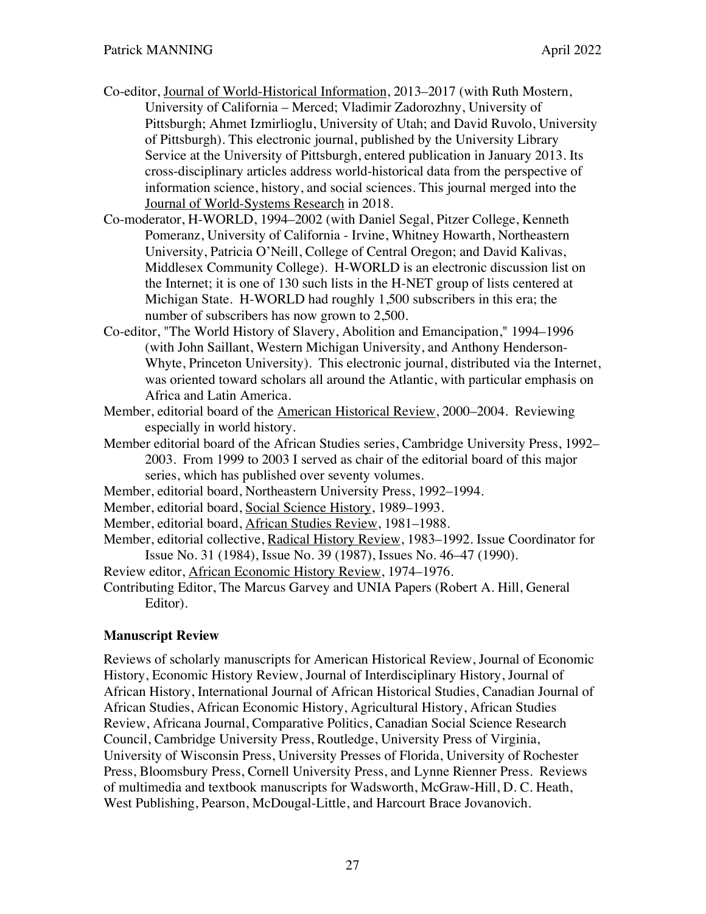Co-editor, Journal of World-Historical Information, 2013–2017 (with Ruth Mostern, University of California – Merced; Vladimir Zadorozhny, University of Pittsburgh; Ahmet Izmirlioglu, University of Utah; and David Ruvolo, University of Pittsburgh). This electronic journal, published by the University Library Service at the University of Pittsburgh, entered publication in January 2013. Its cross-disciplinary articles address world-historical data from the perspective of information science, history, and social sciences. This journal merged into the Journal of World-Systems Research in 2018.

Co-moderator, H-WORLD, 1994–2002 (with Daniel Segal, Pitzer College, Kenneth Pomeranz, University of California - Irvine, Whitney Howarth, Northeastern University, Patricia O'Neill, College of Central Oregon; and David Kalivas, Middlesex Community College). H-WORLD is an electronic discussion list on the Internet; it is one of 130 such lists in the H-NET group of lists centered at Michigan State. H-WORLD had roughly 1,500 subscribers in this era; the number of subscribers has now grown to 2,500.

Co-editor, "The World History of Slavery, Abolition and Emancipation," 1994–1996 (with John Saillant, Western Michigan University, and Anthony Henderson-Whyte, Princeton University). This electronic journal, distributed via the Internet, was oriented toward scholars all around the Atlantic, with particular emphasis on Africa and Latin America.

Member, editorial board of the American Historical Review, 2000–2004. Reviewing especially in world history.

Member editorial board of the African Studies series, Cambridge University Press, 1992–2003. From 1999 to 2003 I served as chair of the editorial board of this major series, which has published over seventy volumes.

Member, editorial board, Northeastern University Press, 1992–1994.

Member, editorial board, Social Science History, 1989–1993.

Member, editorial board, African Studies Review, 1981–1988.

Member, editorial collective, Radical History Review, 1983–1992. Issue Coordinator for Issue No. 31 (1984), Issue No. 39 (1987), Issues No. 46–47 (1990).

Review editor, African Economic History Review, 1974–1976.

Contributing Editor, The Marcus Garvey and UNIA Papers (Robert A. Hill, General Editor).

### Manuscript Review

Reviews of scholarly manuscripts for American Historical Review, Journal of Economic History, Economic History Review, Journal of Interdisciplinary History, Journal of African History, International Journal of African Historical Studies, Canadian Journal of African Studies, African Economic History, Agricultural History, African Studies Review, Africana Journal, Comparative Politics, Canadian Social Science Research Council, Cambridge University Press, Routledge, University Press of Virginia, University of Wisconsin Press, University Presses of Florida, University of Rochester Press, Bloomsbury Press, Cornell University Press, and Lynne Rienner Press. Reviews of multimedia and textbook manuscripts for Wadsworth, McGraw-Hill, D. C. Heath, West Publishing, Pearson, McDougal-Little, and Harcourt Brace Jovanovich.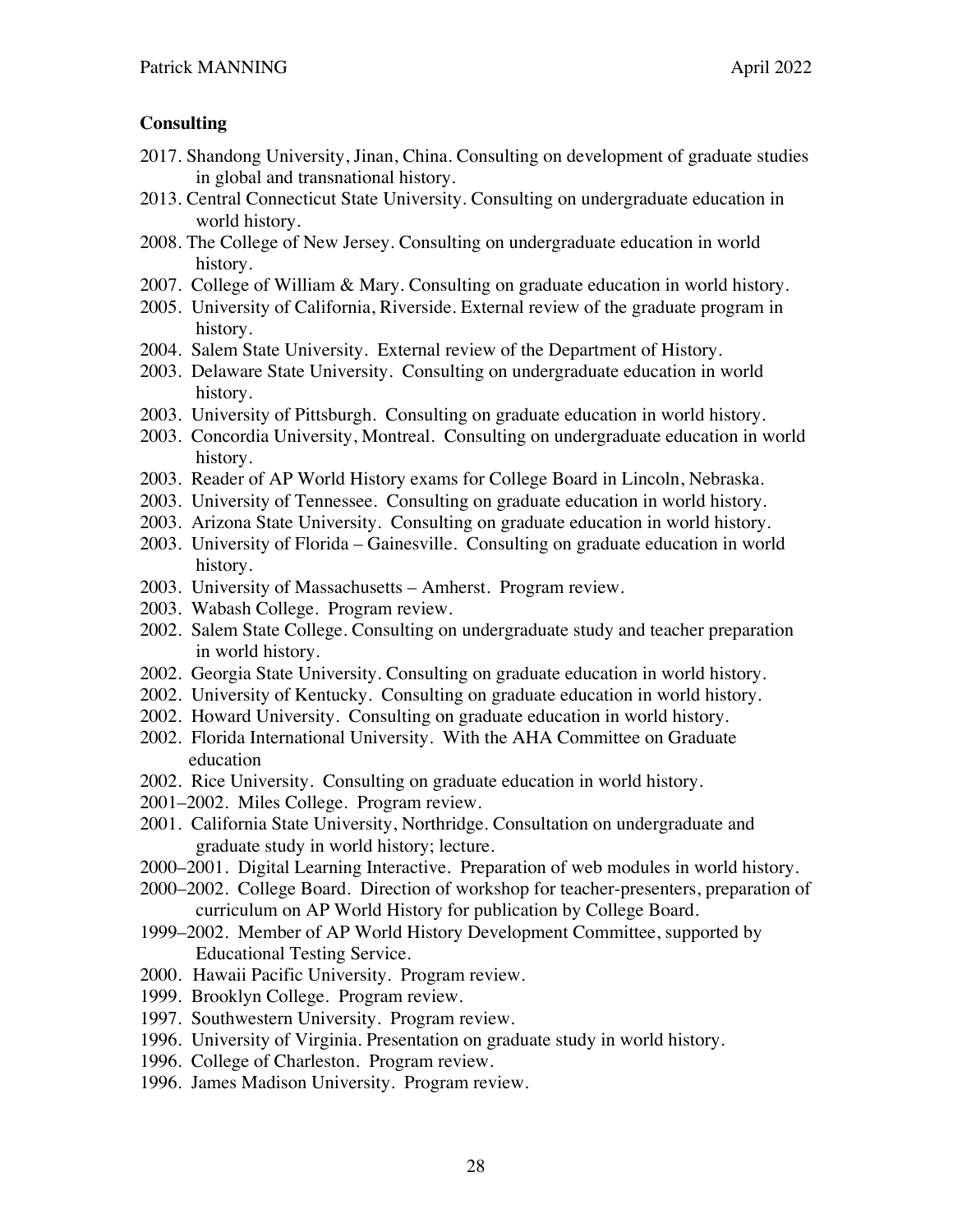## Consulting

- 2017. Shandong University, Jinan, China. Consulting on development of graduate studies in global and transnational history.
- 2013. Central Connecticut State University. Consulting on undergraduate education in world history.
- 2008. The College of New Jersey. Consulting on undergraduate education in world history.
- 2007. College of William & Mary. Consulting on graduate education in world history.
- 2005. University of California, Riverside. External review of the graduate program in history.
- 2004. Salem State University. External review of the Department of History.
- 2003. Delaware State University. Consulting on undergraduate education in world history.
- 2003. University of Pittsburgh. Consulting on graduate education in world history.
- 2003. Concordia University, Montreal. Consulting on undergraduate education in world history.
- 2003. Reader of AP World History exams for College Board in Lincoln, Nebraska.
- 2003. University of Tennessee. Consulting on graduate education in world history.
- 2003. Arizona State University. Consulting on graduate education in world history.
- 2003. University of Florida – Gainesville. Consulting on graduate education in world history.
- 2003. University of Massachusetts – Amherst. Program review.
- 2003. Wabash College. Program review.
- 2002. Salem State College. Consulting on undergraduate study and teacher preparation in world history.
- 2002. Georgia State University. Consulting on graduate education in world history.
- 2002. University of Kentucky. Consulting on graduate education in world history.
- 2002. Howard University. Consulting on graduate education in world history.
- 2002. Florida International University. With the AHA Committee on Graduate education
- 2002. Rice University. Consulting on graduate education in world history.
- 2001–2002. Miles College. Program review.
- 2001. California State University, Northridge. Consultation on undergraduate and graduate study in world history; lecture.
- 2000–2001. Digital Learning Interactive. Preparation of web modules in world history.
- 2000–2002. College Board. Direction of workshop for teacher-presenters, preparation of curriculum on AP World History for publication by College Board.
- 1999–2002. Member of AP World History Development Committee, supported by Educational Testing Service.
- 2000. Hawaii Pacific University. Program review.
- 1999. Brooklyn College. Program review.
- 1997. Southwestern University. Program review.
- 1996. University of Virginia. Presentation on graduate study in world history.
- 1996. College of Charleston. Program review.
- 1996. James Madison University. Program review.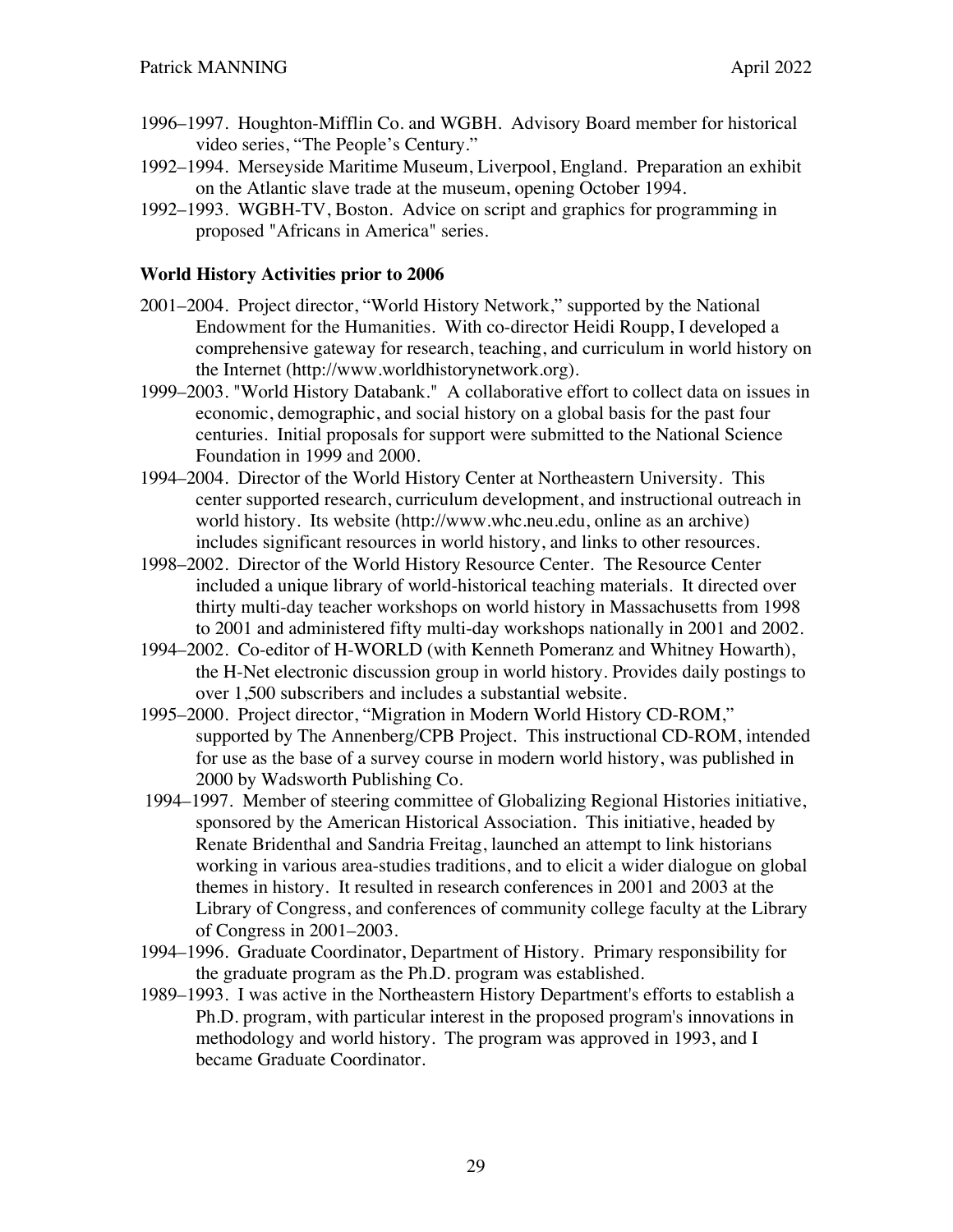1996–1997. Houghton-Mifflin Co. and WGBH. Advisory Board member for historical video series, "The People's Century."

1992–1994. Merseyside Maritime Museum, Liverpool, England. Preparation an exhibit on the Atlantic slave trade at the museum, opening October 1994.

1992–1993. WGBH-TV, Boston. Advice on script and graphics for programming in proposed "Africans in America" series.

**World History Activities prior to 2006**

2001–2004. Project director, "World History Network," supported by the National Endowment for the Humanities. With co-director Heidi Roupp, I developed a comprehensive gateway for research, teaching, and curriculum in world history on the Internet (http://www.worldhistorynetwork.org).

1999–2003. "World History Databank." A collaborative effort to collect data on issues in economic, demographic, and social history on a global basis for the past four centuries. Initial proposals for support were submitted to the National Science Foundation in 1999 and 2000.

1994–2004. Director of the World History Center at Northeastern University. This center supported research, curriculum development, and instructional outreach in world history. Its website (http://www.whc.neu.edu, online as an archive) includes significant resources in world history, and links to other resources.

1998–2002. Director of the World History Resource Center. The Resource Center included a unique library of world-historical teaching materials. It directed over thirty multi-day teacher workshops on world history in Massachusetts from 1998 to 2001 and administered fifty multi-day workshops nationally in 2001 and 2002.

1994–2002. Co-editor of H-WORLD (with Kenneth Pomeranz and Whitney Howarth), the H-Net electronic discussion group in world history. Provides daily postings to over 1,500 subscribers and includes a substantial website.

1995–2000. Project director, "Migration in Modern World History CD-ROM," supported by The Annenberg/CPB Project. This instructional CD-ROM, intended for use as the base of a survey course in modern world history, was published in 2000 by Wadsworth Publishing Co.

1994–1997. Member of steering committee of Globalizing Regional Histories initiative, sponsored by the American Historical Association. This initiative, headed by Renate Bridenthal and Sandria Freitag, launched an attempt to link historians working in various area-studies traditions, and to elicit a wider dialogue on global themes in history. It resulted in research conferences in 2001 and 2003 at the Library of Congress, and conferences of community college faculty at the Library of Congress in 2001–2003.

1994–1996. Graduate Coordinator, Department of History. Primary responsibility for the graduate program as the Ph.D. program was established.

1989–1993. I was active in the Northeastern History Department's efforts to establish a Ph.D. program, with particular interest in the proposed program's innovations in methodology and world history. The program was approved in 1993, and I became Graduate Coordinator.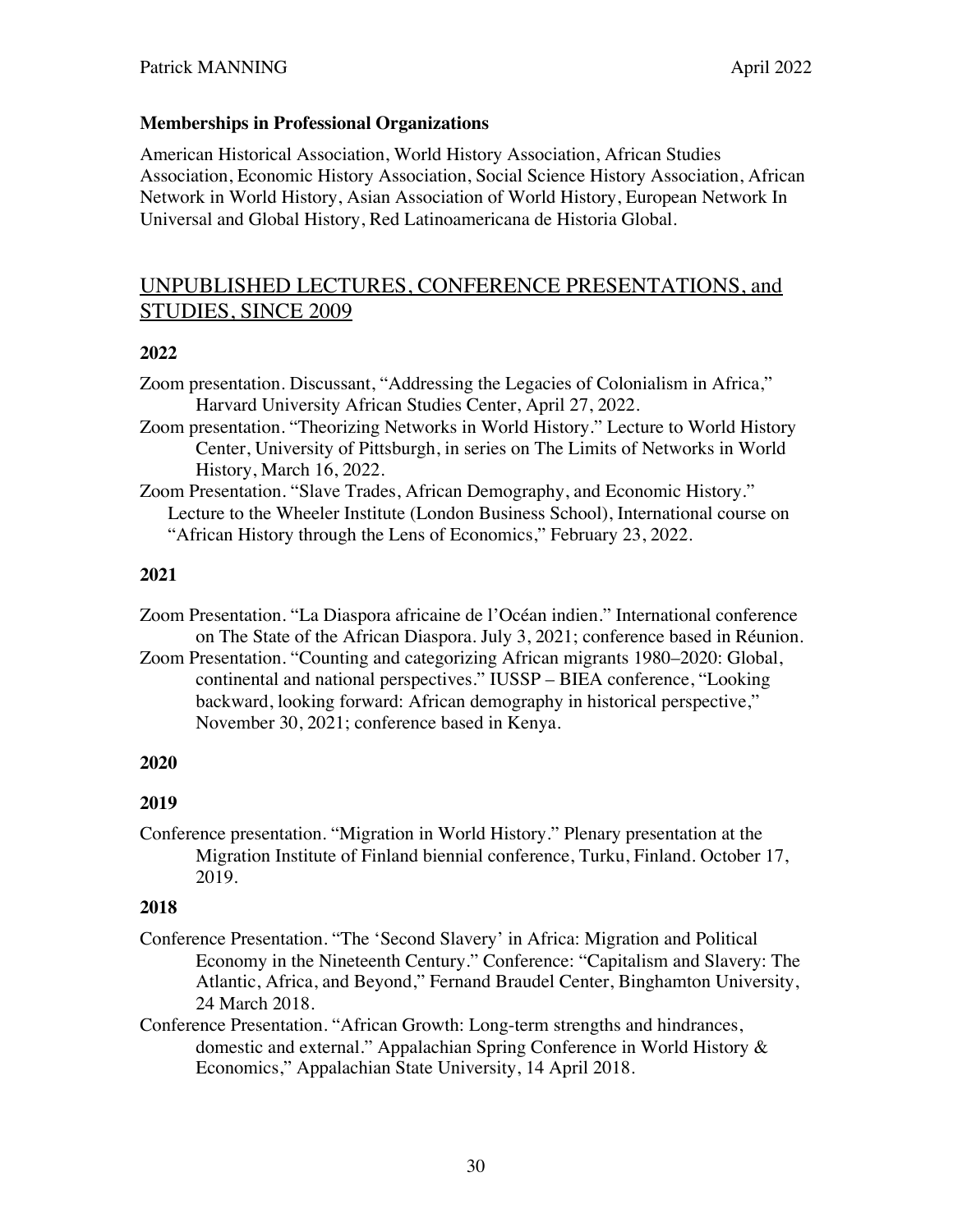**Memberships in Professional Organizations**

American Historical Association, World History Association, African Studies Association, Economic History Association, Social Science History Association, African Network in World History, Asian Association of World History, European Network In Universal and Global History, Red Latinoamericana de Historia Global.

## UNPUBLISHED LECTURES, CONFERENCE PRESENTATIONS, and STUDIES, SINCE 2009

### 2022

Zoom presentation. Discussant, "Addressing the Legacies of Colonialism in Africa," Harvard University African Studies Center, April 27, 2022.

Zoom presentation. "Theorizing Networks in World History." Lecture to World History Center, University of Pittsburgh, in series on The Limits of Networks in World History, March 16, 2022.

Zoom Presentation. "Slave Trades, African Demography, and Economic History." Lecture to the Wheeler Institute (London Business School), International course on "African History through the Lens of Economics," February 23, 2022.

### 2021

Zoom Presentation. "La Diaspora africaine de l'Océan indien." International conference on The State of the African Diaspora. July 3, 2021; conference based in Réunion.

Zoom Presentation. "Counting and categorizing African migrants 1980–2020: Global, continental and national perspectives." IUSSP – BIEA conference, "Looking backward, looking forward: African demography in historical perspective," November 30, 2021; conference based in Kenya.

### 2020

### 2019

Conference presentation. "Migration in World History." Plenary presentation at the Migration Institute of Finland biennial conference, Turku, Finland. October 17, 2019.

### 2018

Conference Presentation. "The 'Second Slavery' in Africa: Migration and Political Economy in the Nineteenth Century." Conference: "Capitalism and Slavery: The Atlantic, Africa, and Beyond," Fernand Braudel Center, Binghamton University, 24 March 2018.

Conference Presentation. "African Growth: Long-term strengths and hindrances, domestic and external." Appalachian Spring Conference in World History & Economics," Appalachian State University, 14 April 2018.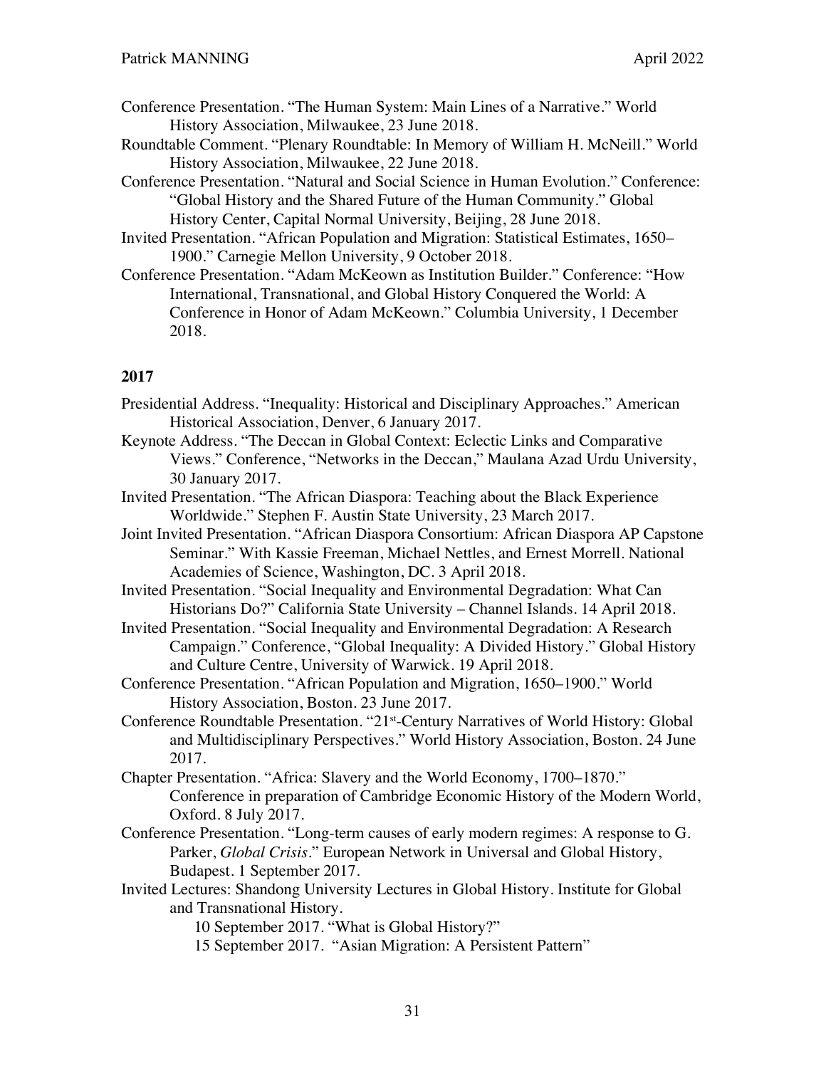Conference Presentation. "The Human System: Main Lines of a Narrative." World History Association, Milwaukee, 23 June 2018.

Roundtable Comment. "Plenary Roundtable: In Memory of William H. McNeill." World History Association, Milwaukee, 22 June 2018.

Conference Presentation. "Natural and Social Science in Human Evolution." Conference: "Global History and the Shared Future of the Human Community." Global History Center, Capital Normal University, Beijing, 28 June 2018.

Invited Presentation. "African Population and Migration: Statistical Estimates, 1650–1900." Carnegie Mellon University, 9 October 2018.

Conference Presentation. "Adam McKeown as Institution Builder." Conference: "How International, Transnational, and Global History Conquered the World: A Conference in Honor of Adam McKeown." Columbia University, 1 December 2018.

## 2017

Presidential Address. "Inequality: Historical and Disciplinary Approaches." American Historical Association, Denver, 6 January 2017.

Keynote Address. "The Deccan in Global Context: Eclectic Links and Comparative Views." Conference, "Networks in the Deccan," Maulana Azad Urdu University, 30 January 2017.

Invited Presentation. "The African Diaspora: Teaching about the Black Experience Worldwide." Stephen F. Austin State University, 23 March 2017.

Joint Invited Presentation. "African Diaspora Consortium: African Diaspora AP Capstone Seminar." With Kassie Freeman, Michael Nettles, and Ernest Morrell. National Academies of Science, Washington, DC. 3 April 2018.

Invited Presentation. "Social Inequality and Environmental Degradation: What Can Historians Do?" California State University – Channel Islands. 14 April 2018.

Invited Presentation. "Social Inequality and Environmental Degradation: A Research Campaign." Conference, "Global Inequality: A Divided History." Global History and Culture Centre, University of Warwick. 19 April 2018.

Conference Presentation. "African Population and Migration, 1650–1900." World History Association, Boston. 23 June 2017.

Conference Roundtable Presentation. "21st-Century Narratives of World History: Global and Multidisciplinary Perspectives." World History Association, Boston. 24 June 2017.

Chapter Presentation. "Africa: Slavery and the World Economy, 1700–1870." Conference in preparation of Cambridge Economic History of the Modern World, Oxford. 8 July 2017.

Conference Presentation. "Long-term causes of early modern regimes: A response to G. Parker, *Global Crisis*." European Network in Universal and Global History, Budapest. 1 September 2017.

Invited Lectures: Shandong University Lectures in Global History. Institute for Global and Transnational History.

10 September 2017. "What is Global History?"

15 September 2017. "Asian Migration: A Persistent Pattern"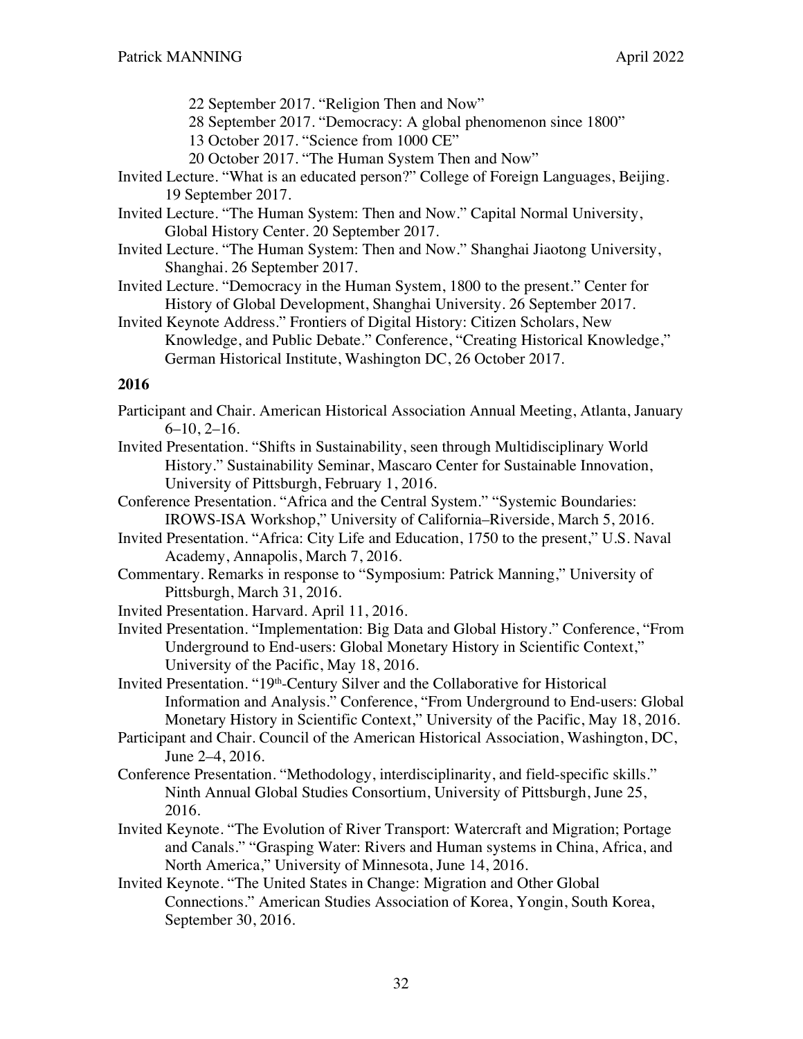22 September 2017. "Religion Then and Now"
28 September 2017. "Democracy: A global phenomenon since 1800"
13 October 2017. "Science from 1000 CE"
20 October 2017. "The Human System Then and Now"

Invited Lecture. "What is an educated person?" College of Foreign Languages, Beijing. 19 September 2017.

Invited Lecture. "The Human System: Then and Now." Capital Normal University, Global History Center. 20 September 2017.

Invited Lecture. "The Human System: Then and Now." Shanghai Jiaotong University, Shanghai. 26 September 2017.

Invited Lecture. "Democracy in the Human System, 1800 to the present." Center for History of Global Development, Shanghai University. 26 September 2017.

Invited Keynote Address." Frontiers of Digital History: Citizen Scholars, New Knowledge, and Public Debate." Conference, "Creating Historical Knowledge," German Historical Institute, Washington DC, 26 October 2017.

**2016**

Participant and Chair. American Historical Association Annual Meeting, Atlanta, January 6–10, 2–16.

Invited Presentation. "Shifts in Sustainability, seen through Multidisciplinary World History." Sustainability Seminar, Mascaro Center for Sustainable Innovation, University of Pittsburgh, February 1, 2016.

Conference Presentation. "Africa and the Central System." "Systemic Boundaries: IROWS-ISA Workshop," University of California–Riverside, March 5, 2016.

Invited Presentation. "Africa: City Life and Education, 1750 to the present," U.S. Naval Academy, Annapolis, March 7, 2016.

Commentary. Remarks in response to "Symposium: Patrick Manning," University of Pittsburgh, March 31, 2016.

Invited Presentation. Harvard. April 11, 2016.

Invited Presentation. "Implementation: Big Data and Global History." Conference, "From Underground to End-users: Global Monetary History in Scientific Context," University of the Pacific, May 18, 2016.

Invited Presentation. "19th-Century Silver and the Collaborative for Historical Information and Analysis." Conference, "From Underground to End-users: Global Monetary History in Scientific Context," University of the Pacific, May 18, 2016.

Participant and Chair. Council of the American Historical Association, Washington, DC, June 2–4, 2016.

Conference Presentation. "Methodology, interdisciplinarity, and field-specific skills." Ninth Annual Global Studies Consortium, University of Pittsburgh, June 25, 2016.

Invited Keynote. "The Evolution of River Transport: Watercraft and Migration; Portage and Canals." "Grasping Water: Rivers and Human systems in China, Africa, and North America," University of Minnesota, June 14, 2016.

Invited Keynote. "The United States in Change: Migration and Other Global Connections." American Studies Association of Korea, Yongin, South Korea, September 30, 2016.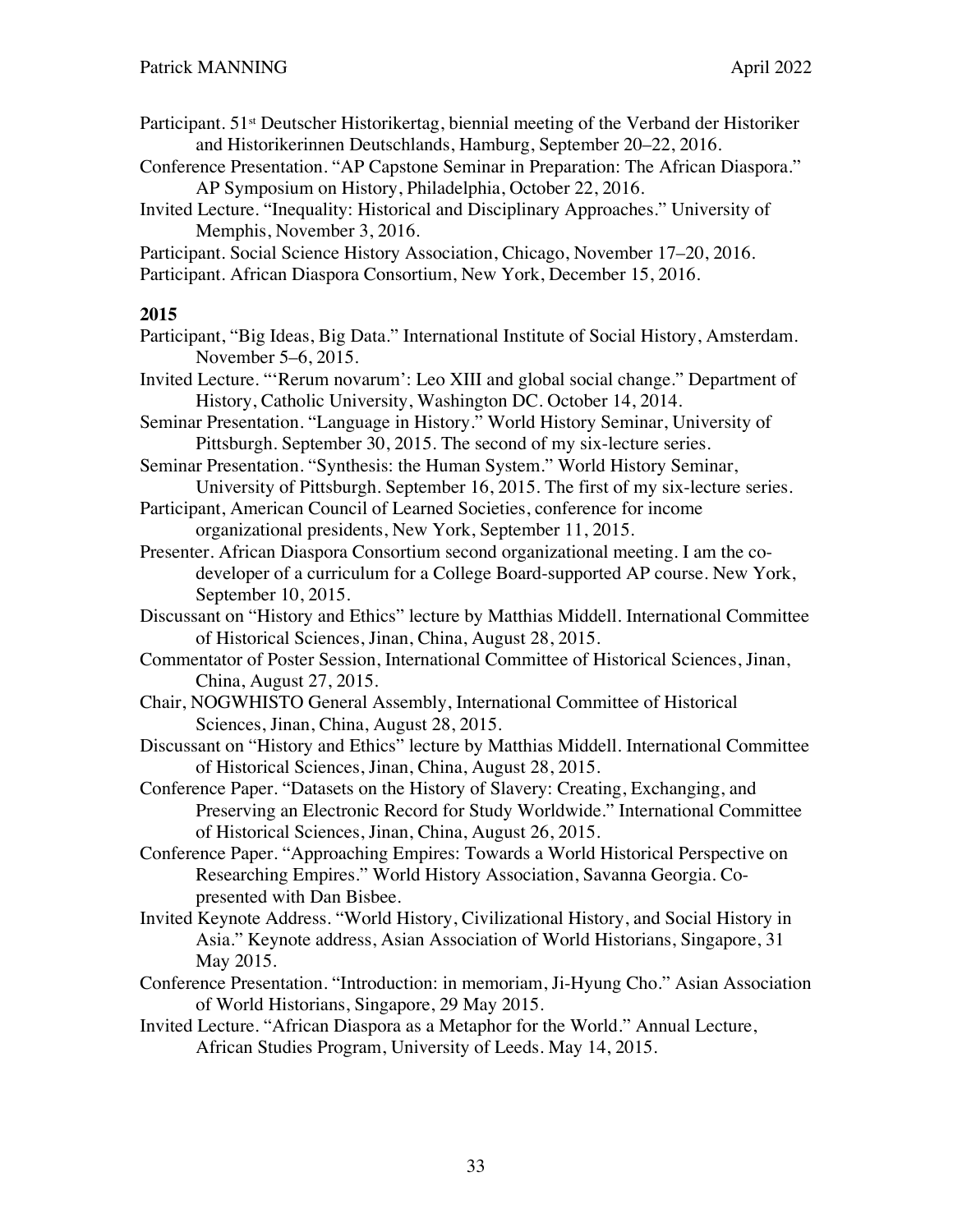Participant. 51st Deutscher Historikertag, biennial meeting of the Verband der Historiker and Historikerinnen Deutschlands, Hamburg, September 20–22, 2016.

Conference Presentation. "AP Capstone Seminar in Preparation: The African Diaspora." AP Symposium on History, Philadelphia, October 22, 2016.

Invited Lecture. "Inequality: Historical and Disciplinary Approaches." University of Memphis, November 3, 2016.

Participant. Social Science History Association, Chicago, November 17–20, 2016.

Participant. African Diaspora Consortium, New York, December 15, 2016.

**2015**

Participant, "Big Ideas, Big Data." International Institute of Social History, Amsterdam. November 5–6, 2015.

Invited Lecture. "'Rerum novarum': Leo XIII and global social change." Department of History, Catholic University, Washington DC. October 14, 2014.

Seminar Presentation. "Language in History." World History Seminar, University of Pittsburgh. September 30, 2015. The second of my six-lecture series.

Seminar Presentation. "Synthesis: the Human System." World History Seminar, University of Pittsburgh. September 16, 2015. The first of my six-lecture series.

Participant, American Council of Learned Societies, conference for income organizational presidents, New York, September 11, 2015.

Presenter. African Diaspora Consortium second organizational meeting. I am the co-developer of a curriculum for a College Board-supported AP course. New York, September 10, 2015.

Discussant on "History and Ethics" lecture by Matthias Middell. International Committee of Historical Sciences, Jinan, China, August 28, 2015.

Commentator of Poster Session, International Committee of Historical Sciences, Jinan, China, August 27, 2015.

Chair, NOGWHISTO General Assembly, International Committee of Historical Sciences, Jinan, China, August 28, 2015.

Discussant on "History and Ethics" lecture by Matthias Middell. International Committee of Historical Sciences, Jinan, China, August 28, 2015.

Conference Paper. "Datasets on the History of Slavery: Creating, Exchanging, and Preserving an Electronic Record for Study Worldwide." International Committee of Historical Sciences, Jinan, China, August 26, 2015.

Conference Paper. "Approaching Empires: Towards a World Historical Perspective on Researching Empires." World History Association, Savanna Georgia. Co-presented with Dan Bisbee.

Invited Keynote Address. "World History, Civilizational History, and Social History in Asia." Keynote address, Asian Association of World Historians, Singapore, 31 May 2015.

Conference Presentation. "Introduction: in memoriam, Ji-Hyung Cho." Asian Association of World Historians, Singapore, 29 May 2015.

Invited Lecture. "African Diaspora as a Metaphor for the World." Annual Lecture, African Studies Program, University of Leeds. May 14, 2015.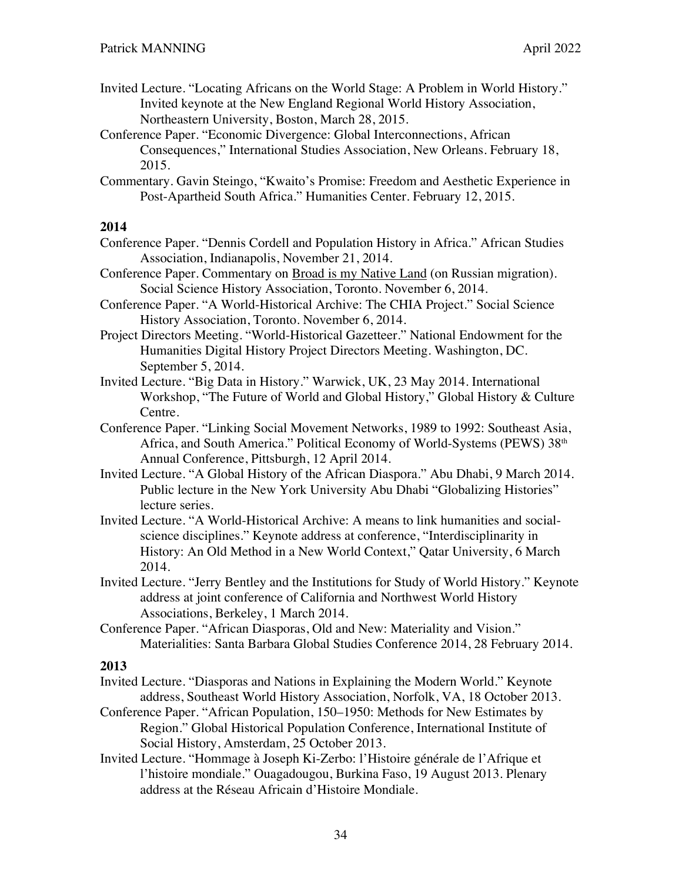Invited Lecture. "Locating Africans on the World Stage: A Problem in World History." Invited keynote at the New England Regional World History Association, Northeastern University, Boston, March 28, 2015.

Conference Paper. "Economic Divergence: Global Interconnections, African Consequences," International Studies Association, New Orleans. February 18, 2015.

Commentary. Gavin Steingo, "Kwaito's Promise: Freedom and Aesthetic Experience in Post-Apartheid South Africa." Humanities Center. February 12, 2015.

**2014**

Conference Paper. "Dennis Cordell and Population History in Africa." African Studies Association, Indianapolis, November 21, 2014.

Conference Paper. Commentary on <u>Broad is my Native Land</u> (on Russian migration). Social Science History Association, Toronto. November 6, 2014.

Conference Paper. "A World-Historical Archive: The CHIA Project." Social Science History Association, Toronto. November 6, 2014.

Project Directors Meeting. "World-Historical Gazetteer." National Endowment for the Humanities Digital History Project Directors Meeting. Washington, DC. September 5, 2014.

Invited Lecture. "Big Data in History." Warwick, UK, 23 May 2014. International Workshop, "The Future of World and Global History," Global History & Culture Centre.

Conference Paper. "Linking Social Movement Networks, 1989 to 1992: Southeast Asia, Africa, and South America." Political Economy of World-Systems (PEWS) 38th Annual Conference, Pittsburgh, 12 April 2014.

Invited Lecture. "A Global History of the African Diaspora." Abu Dhabi, 9 March 2014. Public lecture in the New York University Abu Dhabi "Globalizing Histories" lecture series.

Invited Lecture. "A World-Historical Archive: A means to link humanities and social-science disciplines." Keynote address at conference, "Interdisciplinarity in History: An Old Method in a New World Context," Qatar University, 6 March 2014.

Invited Lecture. "Jerry Bentley and the Institutions for Study of World History." Keynote address at joint conference of California and Northwest World History Associations, Berkeley, 1 March 2014.

Conference Paper. "African Diasporas, Old and New: Materiality and Vision." Materialities: Santa Barbara Global Studies Conference 2014, 28 February 2014.

**2013**

Invited Lecture. "Diasporas and Nations in Explaining the Modern World." Keynote address, Southeast World History Association, Norfolk, VA, 18 October 2013.

Conference Paper. "African Population, 150–1950: Methods for New Estimates by Region." Global Historical Population Conference, International Institute of Social History, Amsterdam, 25 October 2013.

Invited Lecture. "Hommage à Joseph Ki-Zerbo: l'Histoire générale de l'Afrique et l'histoire mondiale." Ouagadougou, Burkina Faso, 19 August 2013. Plenary address at the Réseau Africain d'Histoire Mondiale.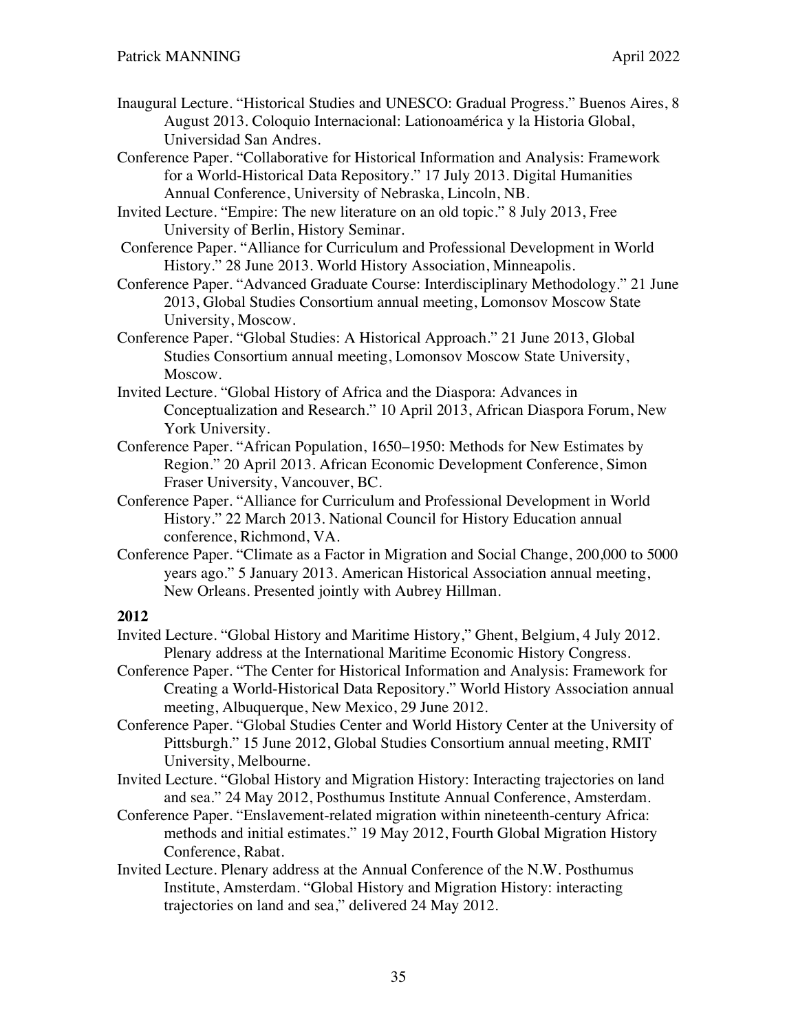Inaugural Lecture. "Historical Studies and UNESCO: Gradual Progress." Buenos Aires, 8 August 2013. Coloquio Internacional: Lationoamérica y la Historia Global, Universidad San Andres.

Conference Paper. "Collaborative for Historical Information and Analysis: Framework for a World-Historical Data Repository." 17 July 2013. Digital Humanities Annual Conference, University of Nebraska, Lincoln, NB.

Invited Lecture. "Empire: The new literature on an old topic." 8 July 2013, Free University of Berlin, History Seminar.

Conference Paper. "Alliance for Curriculum and Professional Development in World History." 28 June 2013. World History Association, Minneapolis.

Conference Paper. "Advanced Graduate Course: Interdisciplinary Methodology." 21 June 2013, Global Studies Consortium annual meeting, Lomonsov Moscow State University, Moscow.

Conference Paper. "Global Studies: A Historical Approach." 21 June 2013, Global Studies Consortium annual meeting, Lomonsov Moscow State University, Moscow.

Invited Lecture. "Global History of Africa and the Diaspora: Advances in Conceptualization and Research." 10 April 2013, African Diaspora Forum, New York University.

Conference Paper. "African Population, 1650–1950: Methods for New Estimates by Region." 20 April 2013. African Economic Development Conference, Simon Fraser University, Vancouver, BC.

Conference Paper. "Alliance for Curriculum and Professional Development in World History." 22 March 2013. National Council for History Education annual conference, Richmond, VA.

Conference Paper. "Climate as a Factor in Migration and Social Change, 200,000 to 5000 years ago." 5 January 2013. American Historical Association annual meeting, New Orleans. Presented jointly with Aubrey Hillman.

**2012**

Invited Lecture. "Global History and Maritime History," Ghent, Belgium, 4 July 2012. Plenary address at the International Maritime Economic History Congress.

Conference Paper. "The Center for Historical Information and Analysis: Framework for Creating a World-Historical Data Repository." World History Association annual meeting, Albuquerque, New Mexico, 29 June 2012.

Conference Paper. "Global Studies Center and World History Center at the University of Pittsburgh." 15 June 2012, Global Studies Consortium annual meeting, RMIT University, Melbourne.

Invited Lecture. "Global History and Migration History: Interacting trajectories on land and sea." 24 May 2012, Posthumus Institute Annual Conference, Amsterdam.

Conference Paper. "Enslavement-related migration within nineteenth-century Africa: methods and initial estimates." 19 May 2012, Fourth Global Migration History Conference, Rabat.

Invited Lecture. Plenary address at the Annual Conference of the N.W. Posthumus Institute, Amsterdam. "Global History and Migration History: interacting trajectories on land and sea," delivered 24 May 2012.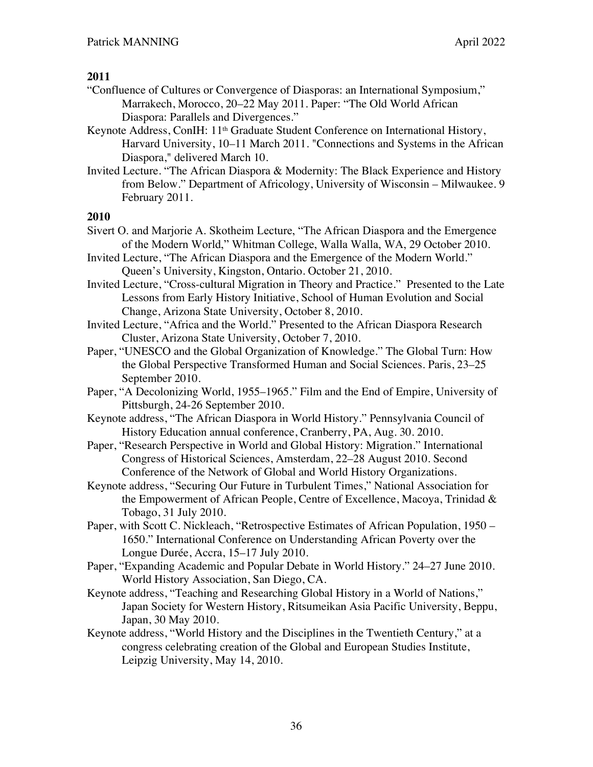**2011**

"Confluence of Cultures or Convergence of Diasporas: an International Symposium," Marrakech, Morocco, 20–22 May 2011. Paper: "The Old World African Diaspora: Parallels and Divergences."

Keynote Address, ConIH: 11th Graduate Student Conference on International History, Harvard University, 10–11 March 2011. "Connections and Systems in the African Diaspora," delivered March 10.

Invited Lecture. "The African Diaspora & Modernity: The Black Experience and History from Below." Department of Africology, University of Wisconsin – Milwaukee. 9 February 2011.

**2010**

Sivert O. and Marjorie A. Skotheim Lecture, "The African Diaspora and the Emergence of the Modern World," Whitman College, Walla Walla, WA, 29 October 2010.

Invited Lecture, "The African Diaspora and the Emergence of the Modern World." Queen's University, Kingston, Ontario. October 21, 2010.

Invited Lecture, "Cross-cultural Migration in Theory and Practice." Presented to the Late Lessons from Early History Initiative, School of Human Evolution and Social Change, Arizona State University, October 8, 2010.

Invited Lecture, "Africa and the World." Presented to the African Diaspora Research Cluster, Arizona State University, October 7, 2010.

Paper, "UNESCO and the Global Organization of Knowledge." The Global Turn: How the Global Perspective Transformed Human and Social Sciences. Paris, 23–25 September 2010.

Paper, "A Decolonizing World, 1955–1965." Film and the End of Empire, University of Pittsburgh, 24-26 September 2010.

Keynote address, "The African Diaspora in World History." Pennsylvania Council of History Education annual conference, Cranberry, PA, Aug. 30. 2010.

Paper, "Research Perspective in World and Global History: Migration." International Congress of Historical Sciences, Amsterdam, 22–28 August 2010. Second Conference of the Network of Global and World History Organizations.

Keynote address, "Securing Our Future in Turbulent Times," National Association for the Empowerment of African People, Centre of Excellence, Macoya, Trinidad & Tobago, 31 July 2010.

Paper, with Scott C. Nickleach, "Retrospective Estimates of African Population, 1950 – 1650." International Conference on Understanding African Poverty over the Longue Durée, Accra, 15–17 July 2010.

Paper, "Expanding Academic and Popular Debate in World History." 24–27 June 2010. World History Association, San Diego, CA.

Keynote address, "Teaching and Researching Global History in a World of Nations," Japan Society for Western History, Ritsumeikan Asia Pacific University, Beppu, Japan, 30 May 2010.

Keynote address, "World History and the Disciplines in the Twentieth Century," at a congress celebrating creation of the Global and European Studies Institute, Leipzig University, May 14, 2010.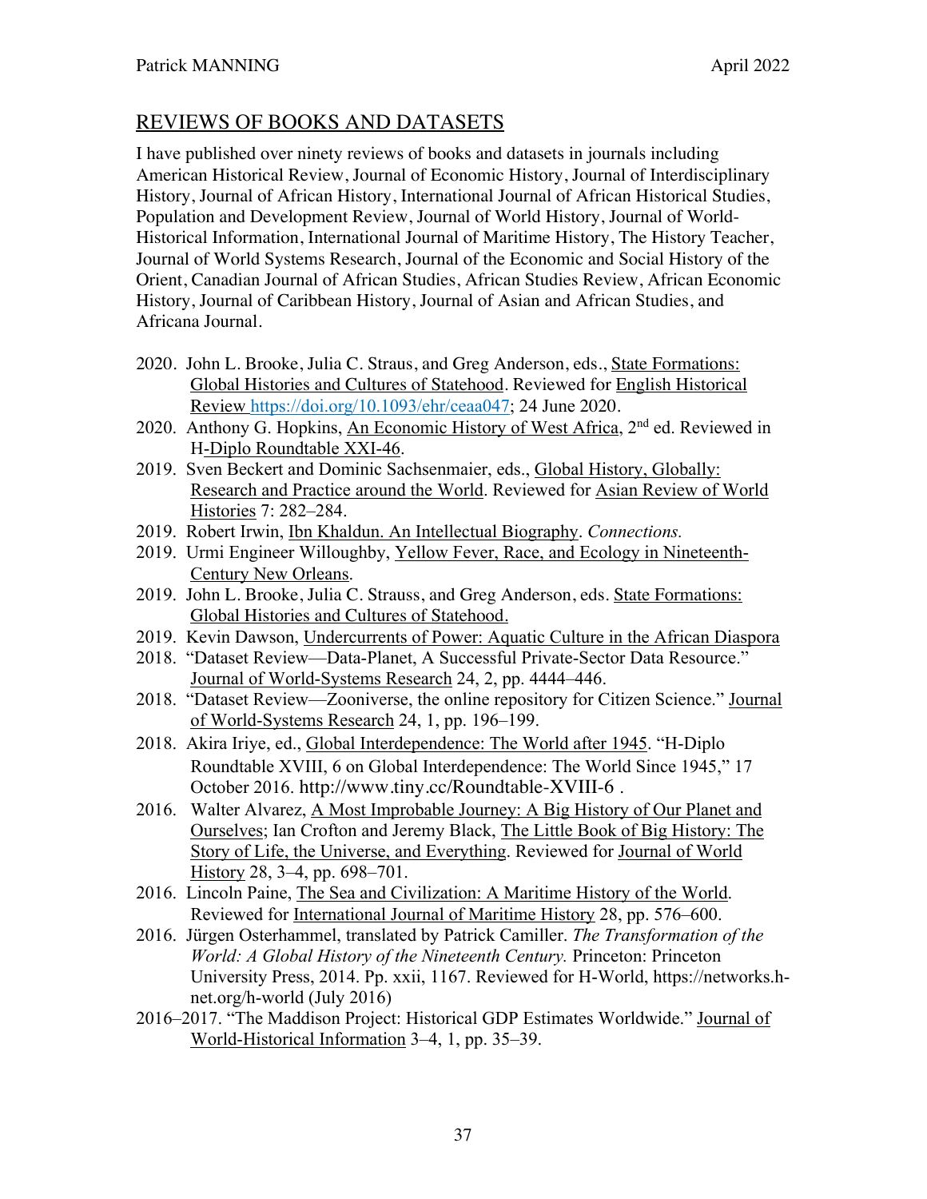## REVIEWS OF BOOKS AND DATASETS

I have published over ninety reviews of books and datasets in journals including American Historical Review, Journal of Economic History, Journal of Interdisciplinary History, Journal of African History, International Journal of African Historical Studies, Population and Development Review, Journal of World History, Journal of World-Historical Information, International Journal of Maritime History, The History Teacher, Journal of World Systems Research, Journal of the Economic and Social History of the Orient, Canadian Journal of African Studies, African Studies Review, African Economic History, Journal of Caribbean History, Journal of Asian and African Studies, and Africana Journal.

- 2020. John L. Brooke, Julia C. Straus, and Greg Anderson, eds., State Formations: Global Histories and Cultures of Statehood. Reviewed for English Historical Review https://doi.org/10.1093/ehr/ceaa047; 24 June 2020.
- 2020. Anthony G. Hopkins, An Economic History of West Africa, 2nd ed. Reviewed in H-Diplo Roundtable XXI-46.
- 2019. Sven Beckert and Dominic Sachsenmaier, eds., Global History, Globally: Research and Practice around the World. Reviewed for Asian Review of World Histories 7: 282–284.
- 2019. Robert Irwin, Ibn Khaldun. An Intellectual Biography. *Connections.*
- 2019. Urmi Engineer Willoughby, Yellow Fever, Race, and Ecology in Nineteenth-Century New Orleans.
- 2019. John L. Brooke, Julia C. Strauss, and Greg Anderson, eds. State Formations: Global Histories and Cultures of Statehood.
- 2019. Kevin Dawson, Undercurrents of Power: Aquatic Culture in the African Diaspora
- 2018. "Dataset Review—Data-Planet, A Successful Private-Sector Data Resource." Journal of World-Systems Research 24, 2, pp. 4444–446.
- 2018. "Dataset Review—Zooniverse, the online repository for Citizen Science." Journal of World-Systems Research 24, 1, pp. 196–199.
- 2018. Akira Iriye, ed., Global Interdependence: The World after 1945. "H-Diplo Roundtable XVIII, 6 on Global Interdependence: The World Since 1945," 17 October 2016. http://www.tiny.cc/Roundtable-XVIII-6 .
- 2016. Walter Alvarez, A Most Improbable Journey: A Big History of Our Planet and Ourselves; Ian Crofton and Jeremy Black, The Little Book of Big History: The Story of Life, the Universe, and Everything. Reviewed for Journal of World History 28, 3–4, pp. 698–701.
- 2016. Lincoln Paine, The Sea and Civilization: A Maritime History of the World. Reviewed for International Journal of Maritime History 28, pp. 576–600.
- 2016. Jürgen Osterhammel, translated by Patrick Camiller. *The Transformation of the World: A Global History of the Nineteenth Century.* Princeton: Princeton University Press, 2014. Pp. xxii, 1167. Reviewed for H-World, https://networks.h-net.org/h-world (July 2016)
- 2016–2017. "The Maddison Project: Historical GDP Estimates Worldwide." Journal of World-Historical Information 3–4, 1, pp. 35–39.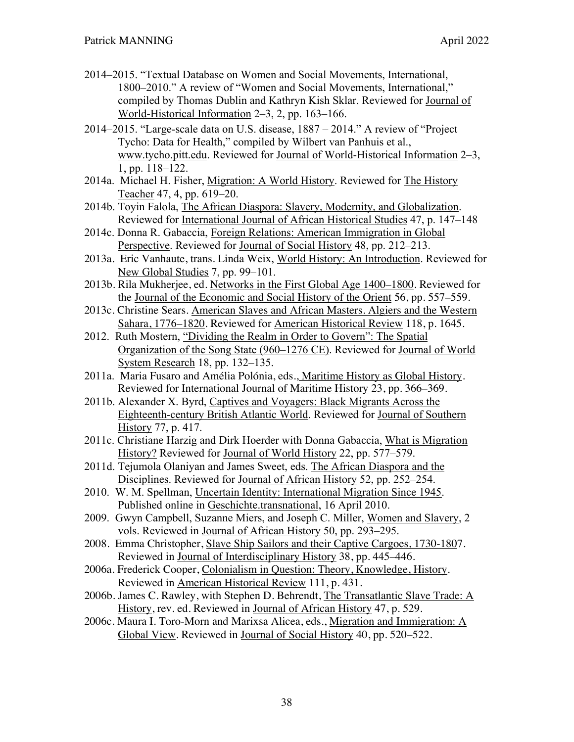2014–2015. "Textual Database on Women and Social Movements, International, 1800–2010." A review of "Women and Social Movements, International," compiled by Thomas Dublin and Kathryn Kish Sklar. Reviewed for Journal of World-Historical Information 2–3, 2, pp. 163–166.

2014–2015. "Large-scale data on U.S. disease, 1887 – 2014." A review of "Project Tycho: Data for Health," compiled by Wilbert van Panhuis et al., www.tycho.pitt.edu. Reviewed for Journal of World-Historical Information 2–3, 1, pp. 118–122.

2014a. Michael H. Fisher, Migration: A World History. Reviewed for The History Teacher 47, 4, pp. 619–20.

2014b. Toyin Falola, The African Diaspora: Slavery, Modernity, and Globalization. Reviewed for International Journal of African Historical Studies 47, p. 147–148

2014c. Donna R. Gabaccia, Foreign Relations: American Immigration in Global Perspective. Reviewed for Journal of Social History 48, pp. 212–213.

2013a. Eric Vanhaute, trans. Linda Weix, World History: An Introduction. Reviewed for New Global Studies 7, pp. 99–101.

2013b. Rila Mukherjee, ed. Networks in the First Global Age 1400–1800. Reviewed for the Journal of the Economic and Social History of the Orient 56, pp. 557–559.

2013c. Christine Sears. American Slaves and African Masters. Algiers and the Western Sahara, 1776–1820. Reviewed for American Historical Review 118, p. 1645.

2012. Ruth Mostern, "Dividing the Realm in Order to Govern": The Spatial Organization of the Song State (960–1276 CE). Reviewed for Journal of World System Research 18, pp. 132–135.

2011a. Maria Fusaro and Amélia Polónia, eds., Maritime History as Global History. Reviewed for International Journal of Maritime History 23, pp. 366–369.

2011b. Alexander X. Byrd, Captives and Voyagers: Black Migrants Across the Eighteenth-century British Atlantic World. Reviewed for Journal of Southern History 77, p. 417.

2011c. Christiane Harzig and Dirk Hoerder with Donna Gabaccia, What is Migration History? Reviewed for Journal of World History 22, pp. 577–579.

2011d. Tejumola Olaniyan and James Sweet, eds. The African Diaspora and the Disciplines. Reviewed for Journal of African History 52, pp. 252–254.

2010. W. M. Spellman, Uncertain Identity: International Migration Since 1945. Published online in Geschichte.transnational, 16 April 2010.

2009. Gwyn Campbell, Suzanne Miers, and Joseph C. Miller, Women and Slavery, 2 vols. Reviewed in Journal of African History 50, pp. 293–295.

2008. Emma Christopher, Slave Ship Sailors and their Captive Cargoes, 1730-1807. Reviewed in Journal of Interdisciplinary History 38, pp. 445–446.

2006a. Frederick Cooper, Colonialism in Question: Theory, Knowledge, History. Reviewed in American Historical Review 111, p. 431.

2006b. James C. Rawley, with Stephen D. Behrendt, The Transatlantic Slave Trade: A History, rev. ed. Reviewed in Journal of African History 47, p. 529.

2006c. Maura I. Toro-Morn and Marixsa Alicea, eds., Migration and Immigration: A Global View. Reviewed in Journal of Social History 40, pp. 520–522.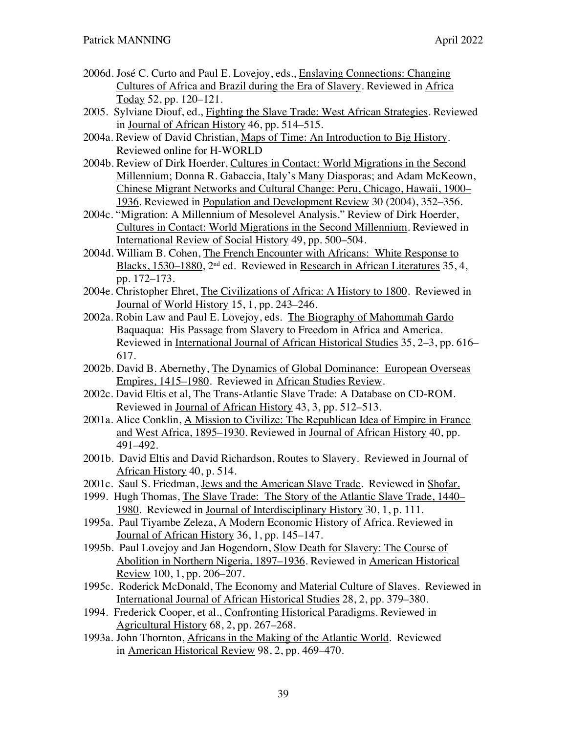2006d. José C. Curto and Paul E. Lovejoy, eds., Enslaving Connections: Changing Cultures of Africa and Brazil during the Era of Slavery. Reviewed in Africa Today 52, pp. 120–121.

2005. Sylviane Diouf, ed., Fighting the Slave Trade: West African Strategies. Reviewed in Journal of African History 46, pp. 514–515.

2004a. Review of David Christian, Maps of Time: An Introduction to Big History. Reviewed online for H-WORLD

2004b. Review of Dirk Hoerder, Cultures in Contact: World Migrations in the Second Millennium; Donna R. Gabaccia, Italy's Many Diasporas; and Adam McKeown, Chinese Migrant Networks and Cultural Change: Peru, Chicago, Hawaii, 1900–1936. Reviewed in Population and Development Review 30 (2004), 352–356.

2004c. "Migration: A Millennium of Mesolevel Analysis." Review of Dirk Hoerder, Cultures in Contact: World Migrations in the Second Millennium. Reviewed in International Review of Social History 49, pp. 500–504.

2004d. William B. Cohen, The French Encounter with Africans: White Response to Blacks, 1530–1880, 2nd ed. Reviewed in Research in African Literatures 35, 4, pp. 172–173.

2004e. Christopher Ehret, The Civilizations of Africa: A History to 1800. Reviewed in Journal of World History 15, 1, pp. 243–246.

2002a. Robin Law and Paul E. Lovejoy, eds. The Biography of Mahommah Gardo Baquaqua: His Passage from Slavery to Freedom in Africa and America. Reviewed in International Journal of African Historical Studies 35, 2–3, pp. 616–617.

2002b. David B. Abernethy, The Dynamics of Global Dominance: European Overseas Empires, 1415–1980. Reviewed in African Studies Review.

2002c. David Eltis et al, The Trans-Atlantic Slave Trade: A Database on CD-ROM. Reviewed in Journal of African History 43, 3, pp. 512–513.

2001a. Alice Conklin, A Mission to Civilize: The Republican Idea of Empire in France and West Africa, 1895–1930. Reviewed in Journal of African History 40, pp. 491–492.

2001b. David Eltis and David Richardson, Routes to Slavery. Reviewed in Journal of African History 40, p. 514.

2001c. Saul S. Friedman, Jews and the American Slave Trade. Reviewed in Shofar.

1999. Hugh Thomas, The Slave Trade: The Story of the Atlantic Slave Trade, 1440–1980. Reviewed in Journal of Interdisciplinary History 30, 1, p. 111.

1995a. Paul Tiyambe Zeleza, A Modern Economic History of Africa. Reviewed in Journal of African History 36, 1, pp. 145–147.

1995b. Paul Lovejoy and Jan Hogendorn, Slow Death for Slavery: The Course of Abolition in Northern Nigeria, 1897–1936. Reviewed in American Historical Review 100, 1, pp. 206–207.

1995c. Roderick McDonald, The Economy and Material Culture of Slaves. Reviewed in International Journal of African Historical Studies 28, 2, pp. 379–380.

1994. Frederick Cooper, et al., Confronting Historical Paradigms. Reviewed in Agricultural History 68, 2, pp. 267–268.

1993a. John Thornton, Africans in the Making of the Atlantic World. Reviewed in American Historical Review 98, 2, pp. 469–470.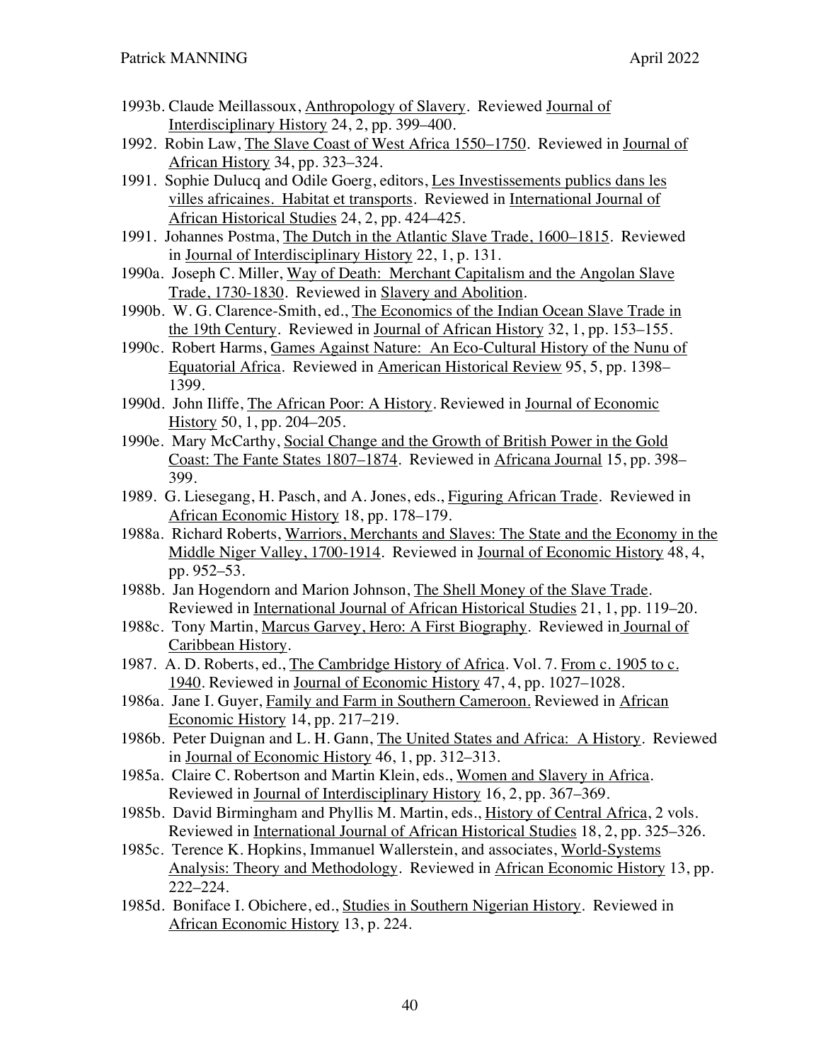1993b. Claude Meillassoux, Anthropology of Slavery. Reviewed Journal of Interdisciplinary History 24, 2, pp. 399–400.

1992. Robin Law, The Slave Coast of West Africa 1550–1750. Reviewed in Journal of African History 34, pp. 323–324.

1991. Sophie Dulucq and Odile Goerg, editors, Les Investissements publics dans les villes africaines. Habitat et transports. Reviewed in International Journal of African Historical Studies 24, 2, pp. 424–425.

1991. Johannes Postma, The Dutch in the Atlantic Slave Trade, 1600–1815. Reviewed in Journal of Interdisciplinary History 22, 1, p. 131.

1990a. Joseph C. Miller, Way of Death: Merchant Capitalism and the Angolan Slave Trade, 1730-1830. Reviewed in Slavery and Abolition.

1990b. W. G. Clarence-Smith, ed., The Economics of the Indian Ocean Slave Trade in the 19th Century. Reviewed in Journal of African History 32, 1, pp. 153–155.

1990c. Robert Harms, Games Against Nature: An Eco-Cultural History of the Nunu of Equatorial Africa. Reviewed in American Historical Review 95, 5, pp. 1398–1399.

1990d. John Iliffe, The African Poor: A History. Reviewed in Journal of Economic History 50, 1, pp. 204–205.

1990e. Mary McCarthy, Social Change and the Growth of British Power in the Gold Coast: The Fante States 1807–1874. Reviewed in Africana Journal 15, pp. 398–399.

1989. G. Liesegang, H. Pasch, and A. Jones, eds., Figuring African Trade. Reviewed in African Economic History 18, pp. 178–179.

1988a. Richard Roberts, Warriors, Merchants and Slaves: The State and the Economy in the Middle Niger Valley, 1700-1914. Reviewed in Journal of Economic History 48, 4, pp. 952–53.

1988b. Jan Hogendorn and Marion Johnson, The Shell Money of the Slave Trade. Reviewed in International Journal of African Historical Studies 21, 1, pp. 119–20.

1988c. Tony Martin, Marcus Garvey, Hero: A First Biography. Reviewed in Journal of Caribbean History.

1987. A. D. Roberts, ed., The Cambridge History of Africa. Vol. 7. From c. 1905 to c. 1940. Reviewed in Journal of Economic History 47, 4, pp. 1027–1028.

1986a. Jane I. Guyer, Family and Farm in Southern Cameroon. Reviewed in African Economic History 14, pp. 217–219.

1986b. Peter Duignan and L. H. Gann, The United States and Africa: A History. Reviewed in Journal of Economic History 46, 1, pp. 312–313.

1985a. Claire C. Robertson and Martin Klein, eds., Women and Slavery in Africa. Reviewed in Journal of Interdisciplinary History 16, 2, pp. 367–369.

1985b. David Birmingham and Phyllis M. Martin, eds., History of Central Africa, 2 vols. Reviewed in International Journal of African Historical Studies 18, 2, pp. 325–326.

1985c. Terence K. Hopkins, Immanuel Wallerstein, and associates, World-Systems Analysis: Theory and Methodology. Reviewed in African Economic History 13, pp. 222–224.

1985d. Boniface I. Obichere, ed., Studies in Southern Nigerian History. Reviewed in African Economic History 13, p. 224.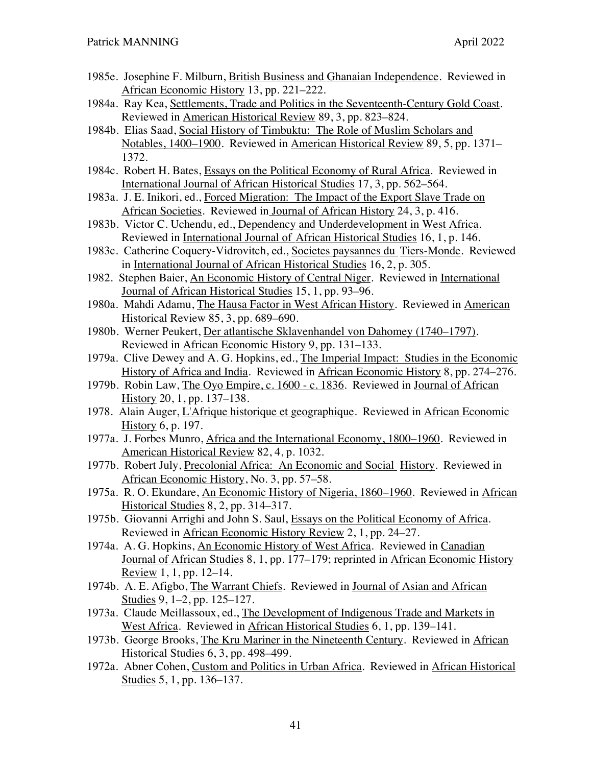1985e. Josephine F. Milburn, British Business and Ghanaian Independence. Reviewed in African Economic History 13, pp. 221–222.

1984a. Ray Kea, Settlements, Trade and Politics in the Seventeenth-Century Gold Coast. Reviewed in American Historical Review 89, 3, pp. 823–824.

1984b. Elias Saad, Social History of Timbuktu: The Role of Muslim Scholars and Notables, 1400–1900. Reviewed in American Historical Review 89, 5, pp. 1371–1372.

1984c. Robert H. Bates, Essays on the Political Economy of Rural Africa. Reviewed in International Journal of African Historical Studies 17, 3, pp. 562–564.

1983a. J. E. Inikori, ed., Forced Migration: The Impact of the Export Slave Trade on African Societies. Reviewed in Journal of African History 24, 3, p. 416.

1983b. Victor C. Uchendu, ed., Dependency and Underdevelopment in West Africa. Reviewed in International Journal of African Historical Studies 16, 1, p. 146.

1983c. Catherine Coquery-Vidrovitch, ed., Societes paysannes du Tiers-Monde. Reviewed in International Journal of African Historical Studies 16, 2, p. 305.

1982. Stephen Baier, An Economic History of Central Niger. Reviewed in International Journal of African Historical Studies 15, 1, pp. 93–96.

1980a. Mahdi Adamu, The Hausa Factor in West African History. Reviewed in American Historical Review 85, 3, pp. 689–690.

1980b. Werner Peukert, Der atlantische Sklavenhandel von Dahomey (1740–1797). Reviewed in African Economic History 9, pp. 131–133.

1979a. Clive Dewey and A. G. Hopkins, ed., The Imperial Impact: Studies in the Economic History of Africa and India. Reviewed in African Economic History 8, pp. 274–276.

1979b. Robin Law, The Oyo Empire, c. 1600 - c. 1836. Reviewed in Journal of African History 20, 1, pp. 137–138.

1978. Alain Auger, L'Afrique historique et geographique. Reviewed in African Economic History 6, p. 197.

1977a. J. Forbes Munro, Africa and the International Economy, 1800–1960. Reviewed in American Historical Review 82, 4, p. 1032.

1977b. Robert July, Precolonial Africa: An Economic and Social History. Reviewed in African Economic History, No. 3, pp. 57–58.

1975a. R. O. Ekundare, An Economic History of Nigeria, 1860–1960. Reviewed in African Historical Studies 8, 2, pp. 314–317.

1975b. Giovanni Arrighi and John S. Saul, Essays on the Political Economy of Africa. Reviewed in African Economic History Review 2, 1, pp. 24–27.

1974a. A. G. Hopkins, An Economic History of West Africa. Reviewed in Canadian Journal of African Studies 8, 1, pp. 177–179; reprinted in African Economic History Review 1, 1, pp. 12–14.

1974b. A. E. Afigbo, The Warrant Chiefs. Reviewed in Journal of Asian and African Studies 9, 1–2, pp. 125–127.

1973a. Claude Meillassoux, ed., The Development of Indigenous Trade and Markets in West Africa. Reviewed in African Historical Studies 6, 1, pp. 139–141.

1973b. George Brooks, The Kru Mariner in the Nineteenth Century. Reviewed in African Historical Studies 6, 3, pp. 498–499.

1972a. Abner Cohen, Custom and Politics in Urban Africa. Reviewed in African Historical Studies 5, 1, pp. 136–137.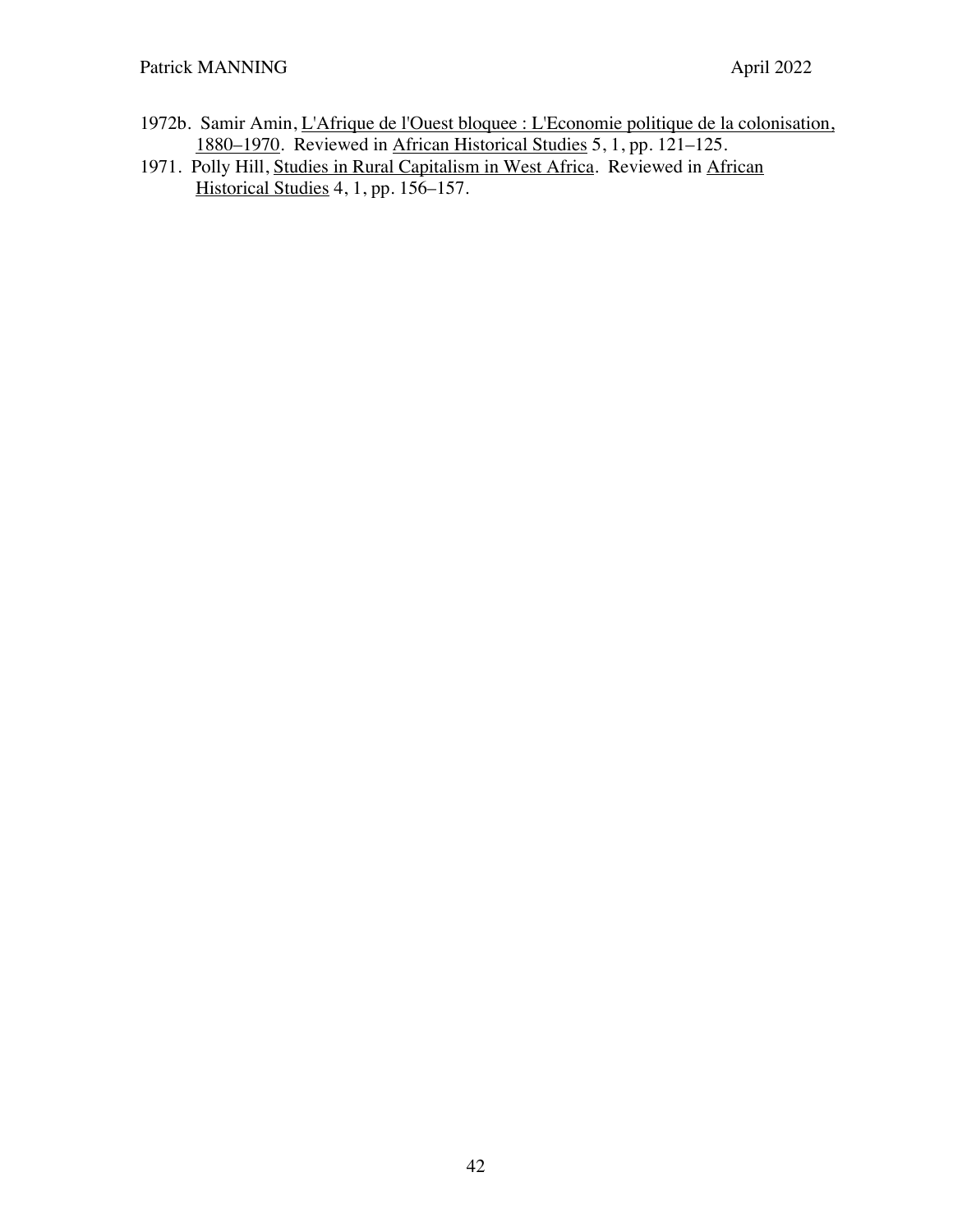1972b. Samir Amin, L'Afrique de l'Ouest bloquee : L'Economie politique de la colonisation, 1880–1970. Reviewed in African Historical Studies 5, 1, pp. 121–125.

1971. Polly Hill, Studies in Rural Capitalism in West Africa. Reviewed in African Historical Studies 4, 1, pp. 156–157.